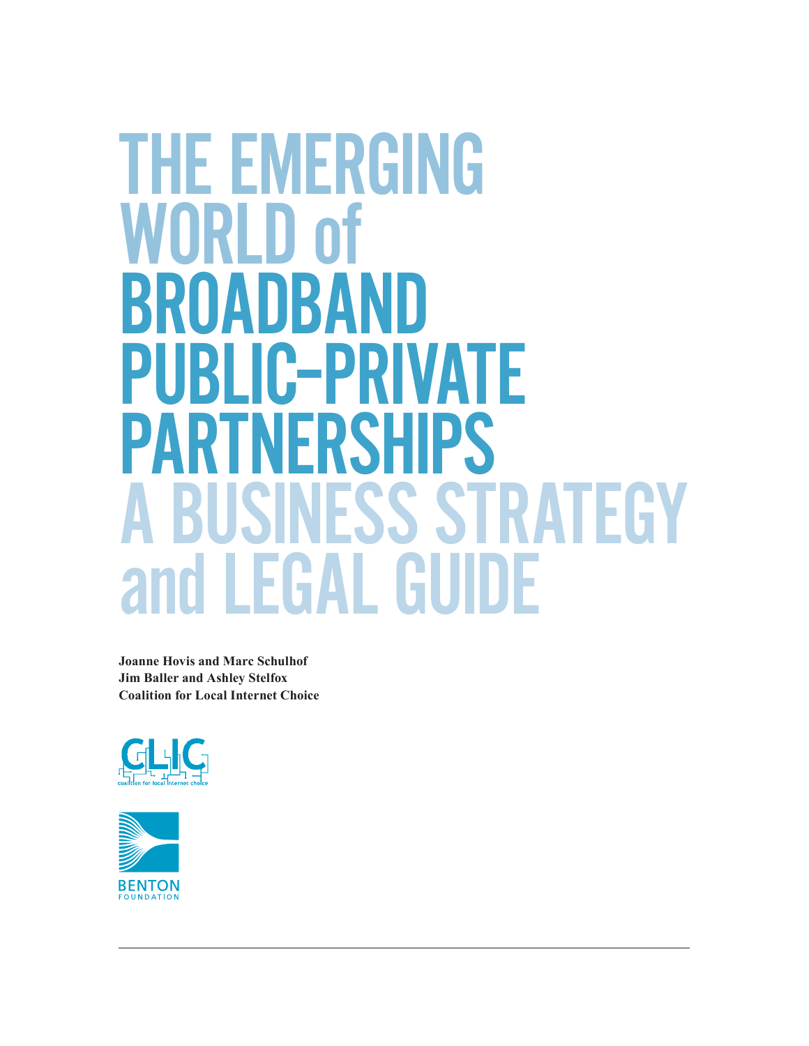# THE EMERGING WORLD of BROADBAND PUBLIC–PRIVATE PARTNERSHIPS

## A BUSINESS STRATEGY and LEGAL GUIDE

**Joanne Hovis and Marc Schulhof**
**Jim Baller and Ashley Stelfox**
**Coalition for Local Internet Choice**

CLIC
coalition for local internet choice

BENTON FOUNDATION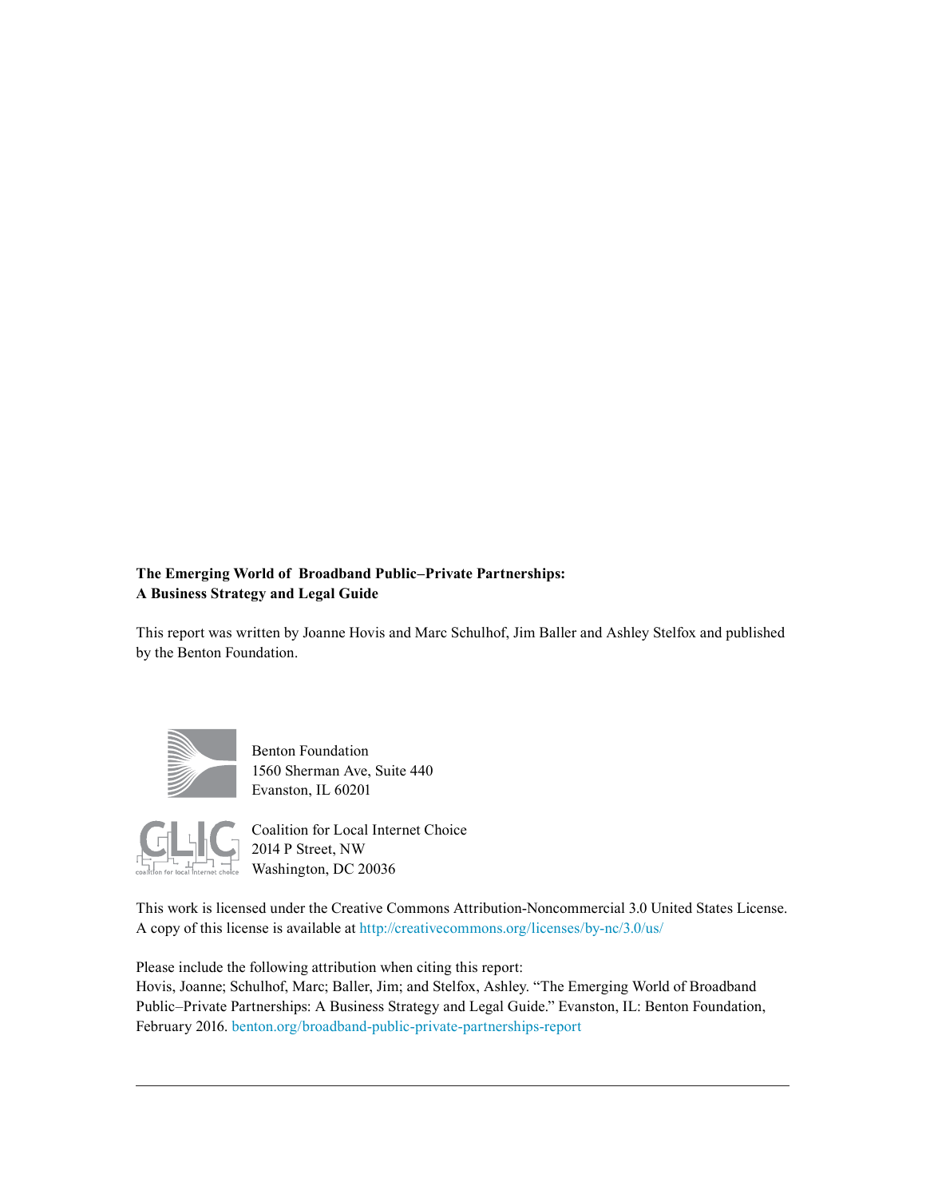**The Emerging World of Broadband Public–Private Partnerships:**
**A Business Strategy and Legal Guide**

This report was written by Joanne Hovis and Marc Schulhof, Jim Baller and Ashley Stelfox and published by the Benton Foundation.

Benton Foundation
1560 Sherman Ave, Suite 440
Evanston, IL 60201

Coalition for Local Internet Choice
2014 P Street, NW
Washington, DC 20036

This work is licensed under the Creative Commons Attribution-Noncommercial 3.0 United States License. A copy of this license is available at http://creativecommons.org/licenses/by-nc/3.0/us/

Please include the following attribution when citing this report:
Hovis, Joanne; Schulhof, Marc; Baller, Jim; and Stelfox, Ashley. "The Emerging World of Broadband Public–Private Partnerships: A Business Strategy and Legal Guide." Evanston, IL: Benton Foundation, February 2016. benton.org/broadband-public-private-partnerships-report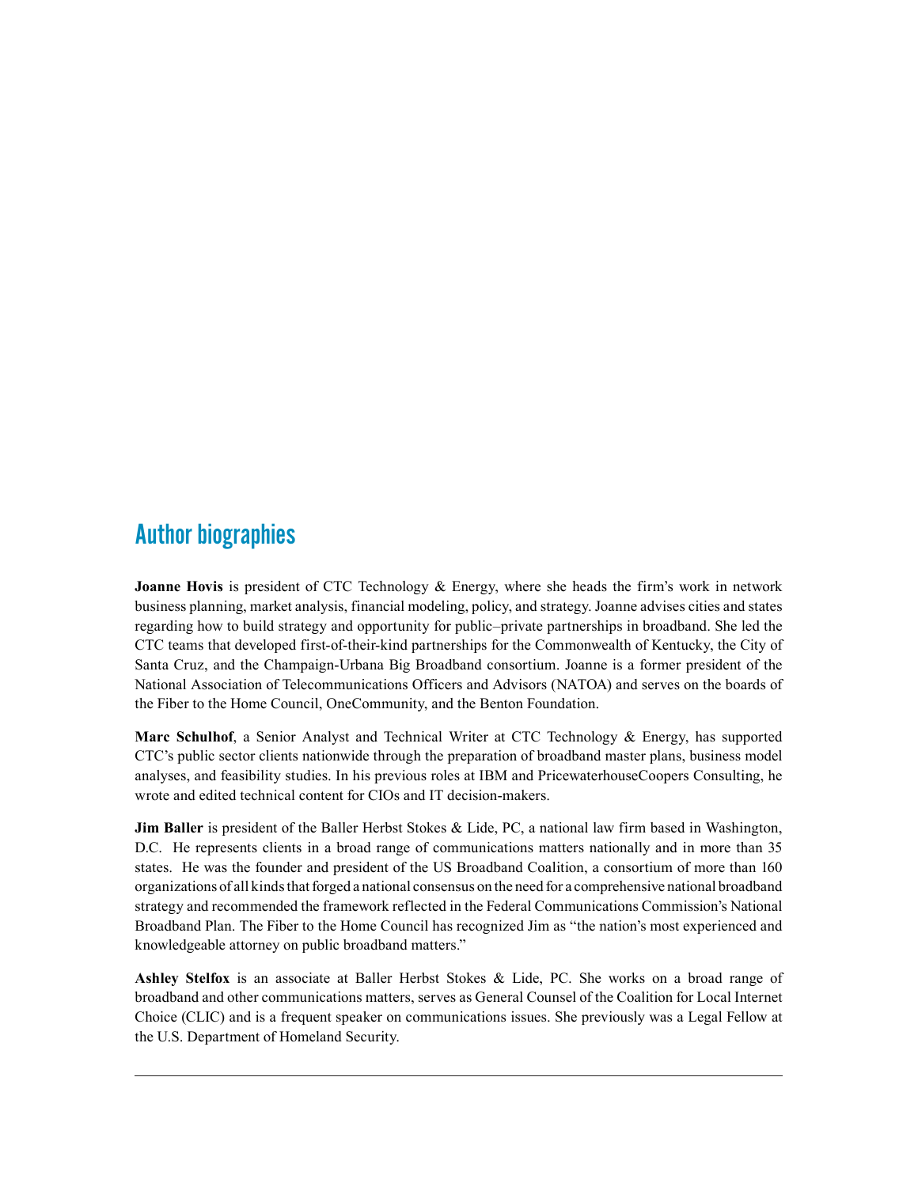## Author biographies

**Joanne Hovis** is president of CTC Technology & Energy, where she heads the firm's work in network business planning, market analysis, financial modeling, policy, and strategy. Joanne advises cities and states regarding how to build strategy and opportunity for public–private partnerships in broadband. She led the CTC teams that developed first-of-their-kind partnerships for the Commonwealth of Kentucky, the City of Santa Cruz, and the Champaign-Urbana Big Broadband consortium. Joanne is a former president of the National Association of Telecommunications Officers and Advisors (NATOA) and serves on the boards of the Fiber to the Home Council, OneCommunity, and the Benton Foundation.

**Marc Schulhof**, a Senior Analyst and Technical Writer at CTC Technology & Energy, has supported CTC's public sector clients nationwide through the preparation of broadband master plans, business model analyses, and feasibility studies. In his previous roles at IBM and PricewaterhouseCoopers Consulting, he wrote and edited technical content for CIOs and IT decision-makers.

**Jim Baller** is president of the Baller Herbst Stokes & Lide, PC, a national law firm based in Washington, D.C. He represents clients in a broad range of communications matters nationally and in more than 35 states. He was the founder and president of the US Broadband Coalition, a consortium of more than 160 organizations of all kinds that forged a national consensus on the need for a comprehensive national broadband strategy and recommended the framework reflected in the Federal Communications Commission's National Broadband Plan. The Fiber to the Home Council has recognized Jim as "the nation's most experienced and knowledgeable attorney on public broadband matters."

**Ashley Stelfox** is an associate at Baller Herbst Stokes & Lide, PC. She works on a broad range of broadband and other communications matters, serves as General Counsel of the Coalition for Local Internet Choice (CLIC) and is a frequent speaker on communications issues. She previously was a Legal Fellow at the U.S. Department of Homeland Security.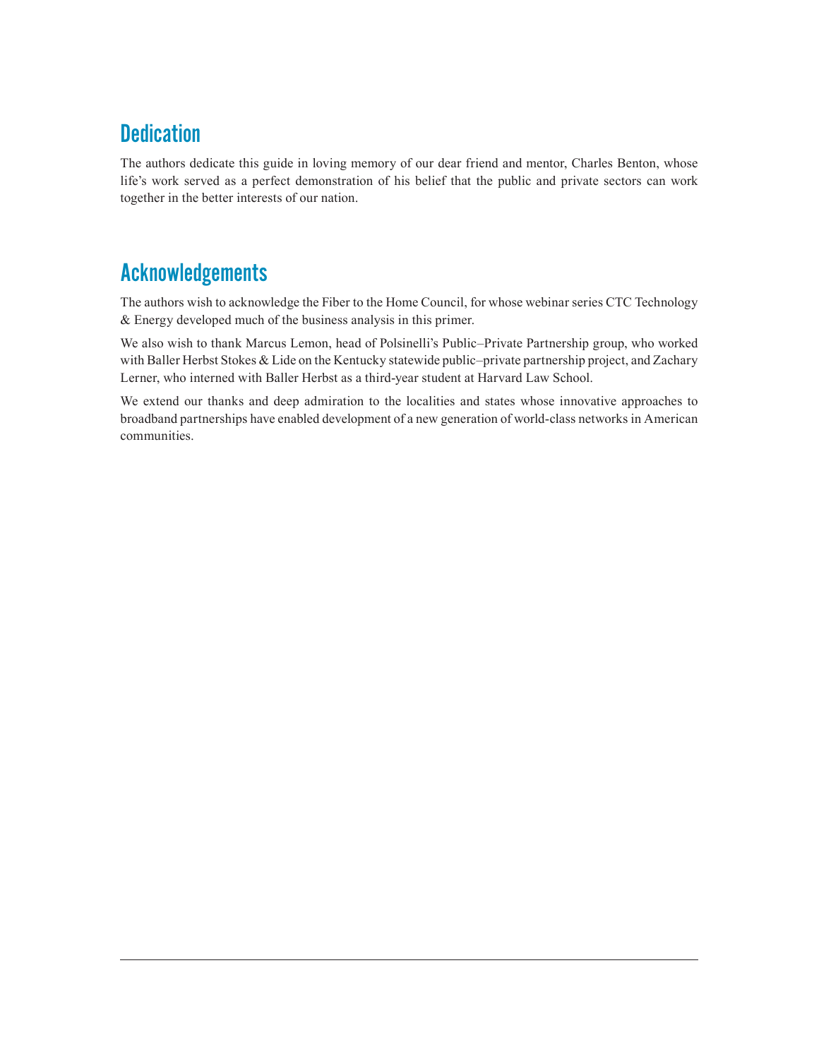## Dedication

The authors dedicate this guide in loving memory of our dear friend and mentor, Charles Benton, whose life's work served as a perfect demonstration of his belief that the public and private sectors can work together in the better interests of our nation.

## Acknowledgements

The authors wish to acknowledge the Fiber to the Home Council, for whose webinar series CTC Technology & Energy developed much of the business analysis in this primer.

We also wish to thank Marcus Lemon, head of Polsinelli's Public–Private Partnership group, who worked with Baller Herbst Stokes & Lide on the Kentucky statewide public–private partnership project, and Zachary Lerner, who interned with Baller Herbst as a third-year student at Harvard Law School.

We extend our thanks and deep admiration to the localities and states whose innovative approaches to broadband partnerships have enabled development of a new generation of world-class networks in American communities.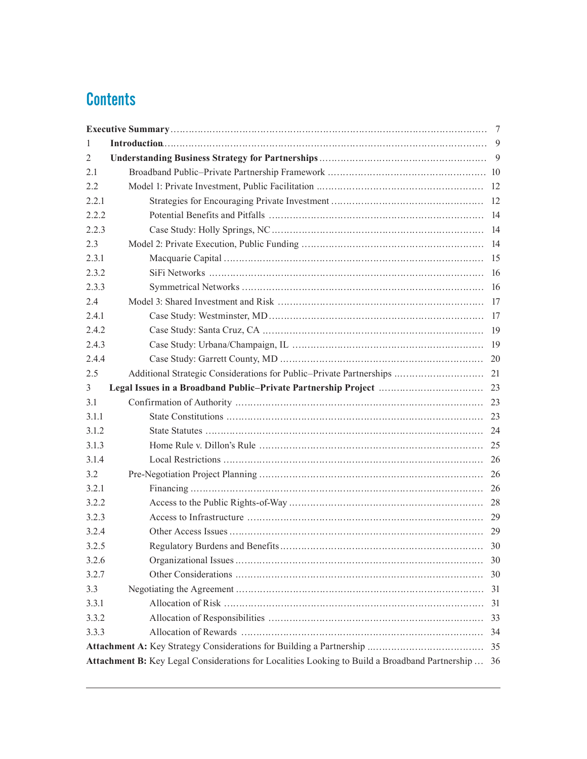# Contents

| | | |
|---|---|---|
| **Executive Summary** | | 7 |
| 1 | **Introduction** | 9 |
| 2 | **Understanding Business Strategy for Partnerships** | 9 |
| 2.1 | Broadband Public–Private Partnership Framework | 10 |
| 2.2 | Model 1: Private Investment, Public Facilitation | 12 |
| 2.2.1 | Strategies for Encouraging Private Investment | 12 |
| 2.2.2 | Potential Benefits and Pitfalls | 14 |
| 2.2.3 | Case Study: Holly Springs, NC | 14 |
| 2.3 | Model 2: Private Execution, Public Funding | 14 |
| 2.3.1 | Macquarie Capital | 15 |
| 2.3.2 | SiFi Networks | 16 |
| 2.3.3 | Symmetrical Networks | 16 |
| 2.4 | Model 3: Shared Investment and Risk | 17 |
| 2.4.1 | Case Study: Westminster, MD | 17 |
| 2.4.2 | Case Study: Santa Cruz, CA | 19 |
| 2.4.3 | Case Study: Urbana/Champaign, IL | 19 |
| 2.4.4 | Case Study: Garrett County, MD | 20 |
| 2.5 | Additional Strategic Considerations for Public–Private Partnerships | 21 |
| 3 | **Legal Issues in a Broadband Public–Private Partnership Project** | 23 |
| 3.1 | Confirmation of Authority | 23 |
| 3.1.1 | State Constitutions | 23 |
| 3.1.2 | State Statutes | 24 |
| 3.1.3 | Home Rule v. Dillon's Rule | 25 |
| 3.1.4 | Local Restrictions | 26 |
| 3.2 | Pre-Negotiation Project Planning | 26 |
| 3.2.1 | Financing | 26 |
| 3.2.2 | Access to the Public Rights-of-Way | 28 |
| 3.2.3 | Access to Infrastructure | 29 |
| 3.2.4 | Other Access Issues | 29 |
| 3.2.5 | Regulatory Burdens and Benefits | 30 |
| 3.2.6 | Organizational Issues | 30 |
| 3.2.7 | Other Considerations | 30 |
| 3.3 | Negotiating the Agreement | 31 |
| 3.3.1 | Allocation of Risk | 31 |
| 3.3.2 | Allocation of Responsibilities | 33 |
| 3.3.3 | Allocation of Rewards | 34 |
| **Attachment A:** Key Strategy Considerations for Building a Partnership | | 35 |
| **Attachment B:** Key Legal Considerations for Localities Looking to Build a Broadband Partnership | | 36 |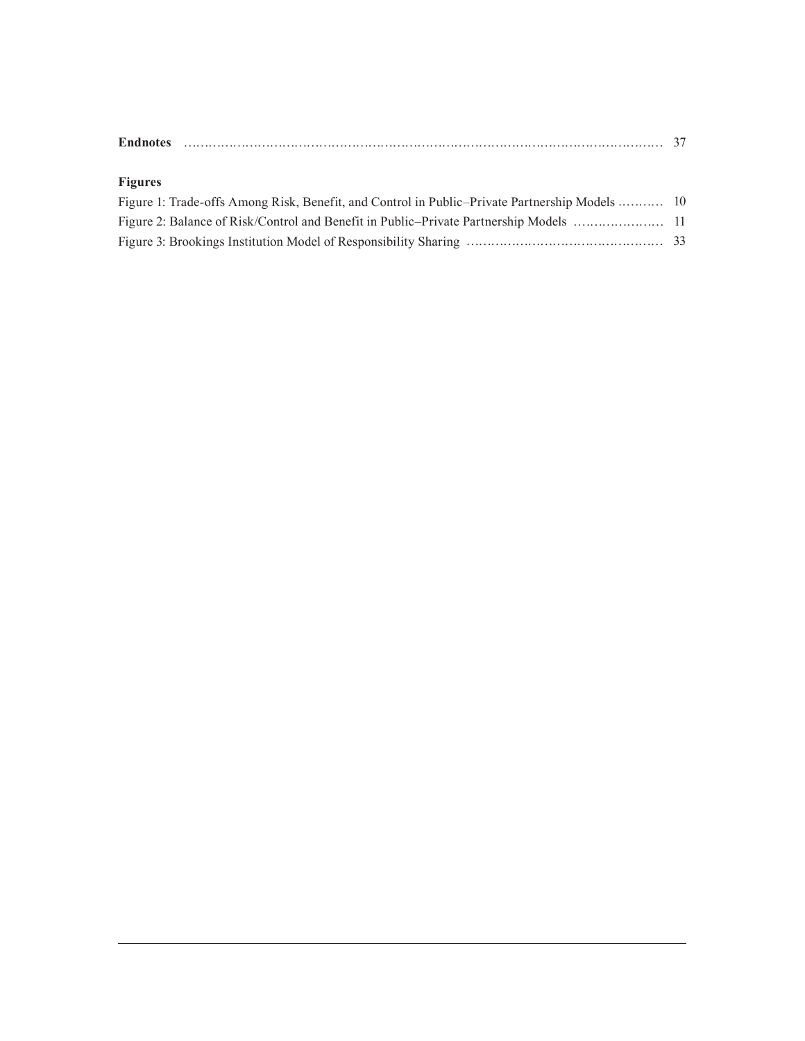**Endnotes** ........................................................................................................ 37

**Figures**

Figure 1: Trade-offs Among Risk, Benefit, and Control in Public–Private Partnership Models .......... 10

Figure 2: Balance of Risk/Control and Benefit in Public–Private Partnership Models ..................... 11

Figure 3: Brookings Institution Model of Responsibility Sharing ............................................ 33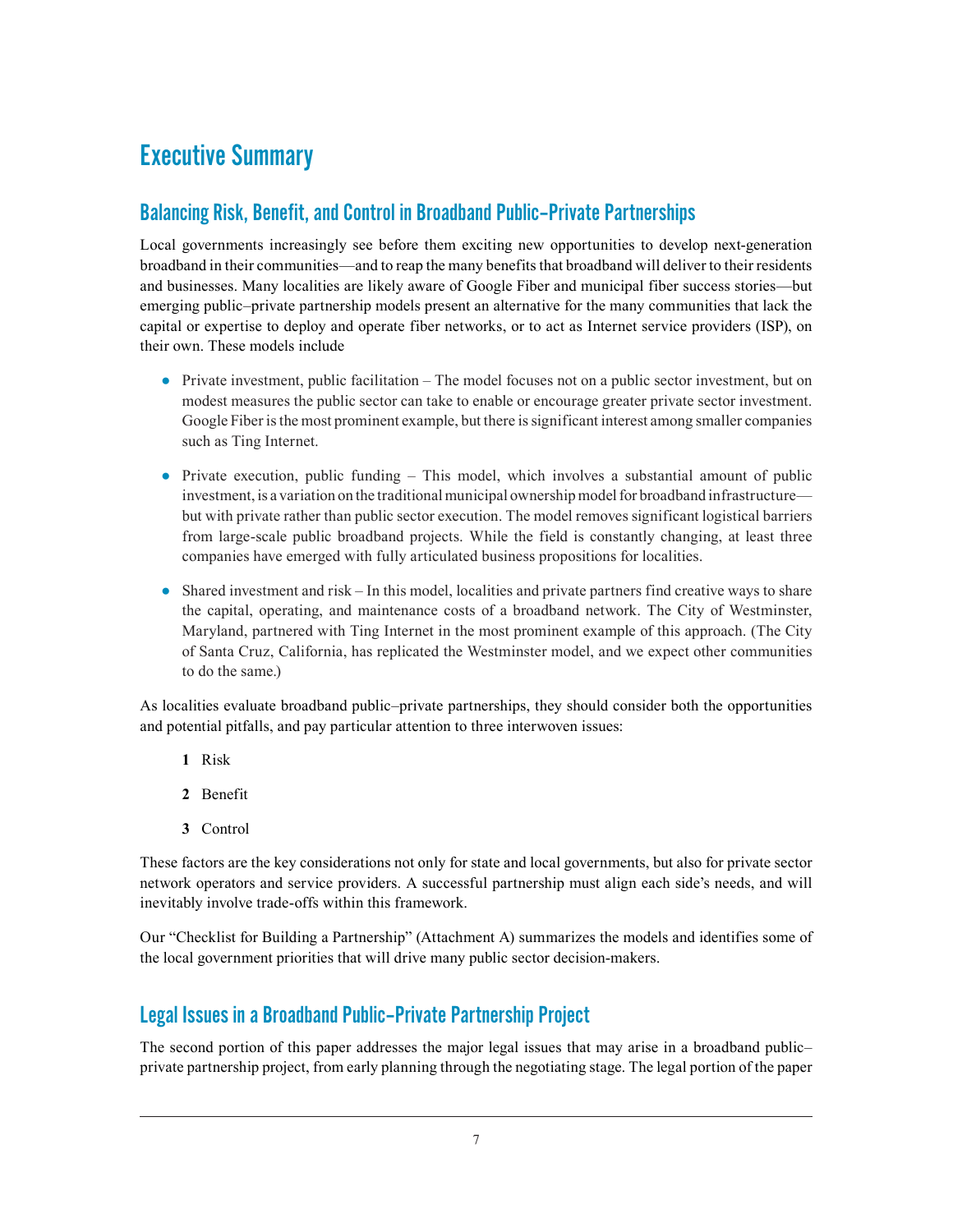# Executive Summary

## Balancing Risk, Benefit, and Control in Broadband Public–Private Partnerships

Local governments increasingly see before them exciting new opportunities to develop next-generation broadband in their communities—and to reap the many benefits that broadband will deliver to their residents and businesses. Many localities are likely aware of Google Fiber and municipal fiber success stories—but emerging public–private partnership models present an alternative for the many communities that lack the capital or expertise to deploy and operate fiber networks, or to act as Internet service providers (ISP), on their own. These models include

- Private investment, public facilitation – The model focuses not on a public sector investment, but on modest measures the public sector can take to enable or encourage greater private sector investment. Google Fiber is the most prominent example, but there is significant interest among smaller companies such as Ting Internet.
- Private execution, public funding – This model, which involves a substantial amount of public investment, is a variation on the traditional municipal ownership model for broadband infrastructure—but with private rather than public sector execution. The model removes significant logistical barriers from large-scale public broadband projects. While the field is constantly changing, at least three companies have emerged with fully articulated business propositions for localities.
- Shared investment and risk – In this model, localities and private partners find creative ways to share the capital, operating, and maintenance costs of a broadband network. The City of Westminster, Maryland, partnered with Ting Internet in the most prominent example of this approach. (The City of Santa Cruz, California, has replicated the Westminster model, and we expect other communities to do the same.)

As localities evaluate broadband public–private partnerships, they should consider both the opportunities and potential pitfalls, and pay particular attention to three interwoven issues:

1. Risk
2. Benefit
3. Control

These factors are the key considerations not only for state and local governments, but also for private sector network operators and service providers. A successful partnership must align each side's needs, and will inevitably involve trade-offs within this framework.

Our "Checklist for Building a Partnership" (Attachment A) summarizes the models and identifies some of the local government priorities that will drive many public sector decision-makers.

## Legal Issues in a Broadband Public–Private Partnership Project

The second portion of this paper addresses the major legal issues that may arise in a broadband public–private partnership project, from early planning through the negotiating stage. The legal portion of the paper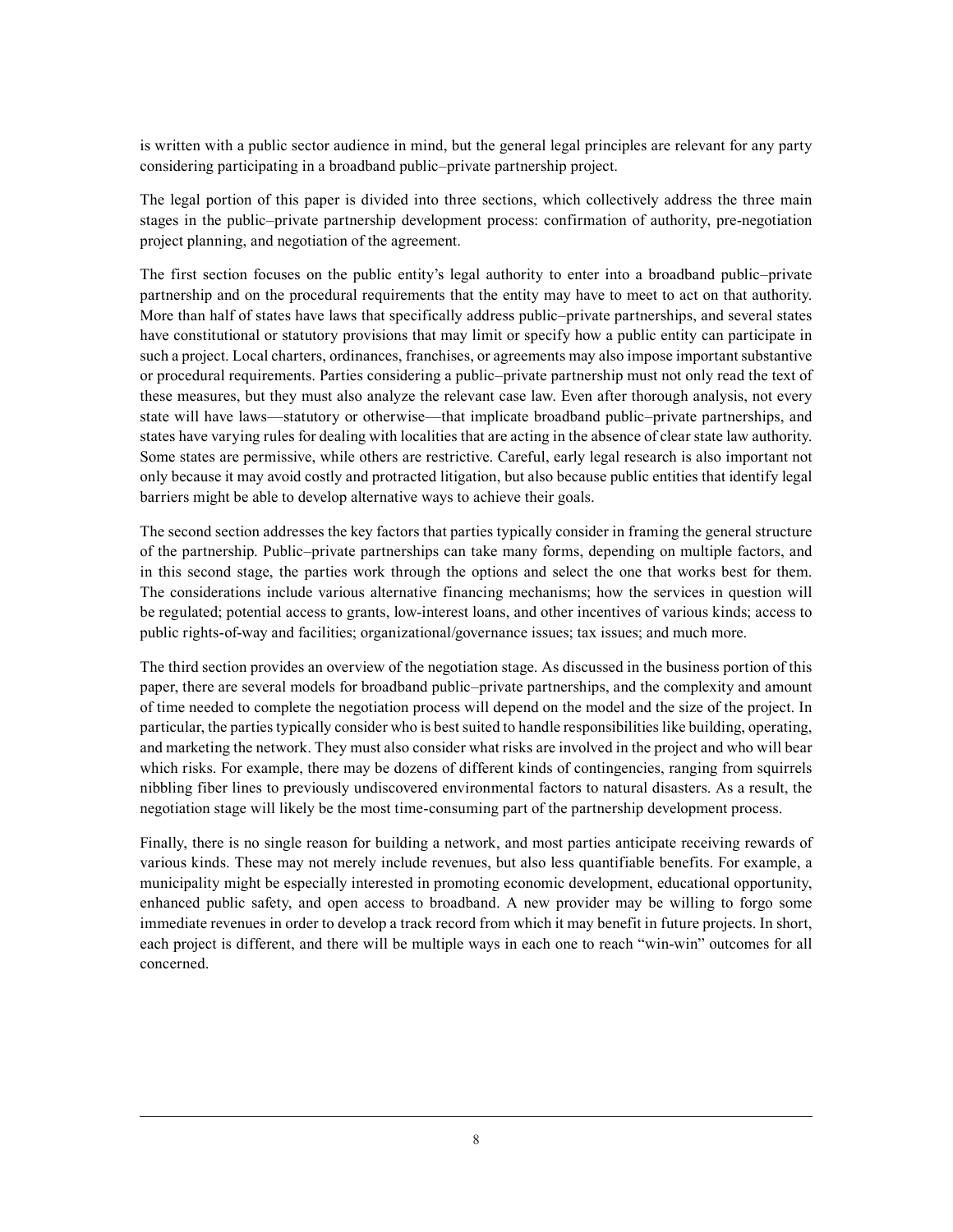is written with a public sector audience in mind, but the general legal principles are relevant for any party considering participating in a broadband public–private partnership project.

The legal portion of this paper is divided into three sections, which collectively address the three main stages in the public–private partnership development process: confirmation of authority, pre-negotiation project planning, and negotiation of the agreement.

The first section focuses on the public entity's legal authority to enter into a broadband public–private partnership and on the procedural requirements that the entity may have to meet to act on that authority. More than half of states have laws that specifically address public–private partnerships, and several states have constitutional or statutory provisions that may limit or specify how a public entity can participate in such a project. Local charters, ordinances, franchises, or agreements may also impose important substantive or procedural requirements. Parties considering a public–private partnership must not only read the text of these measures, but they must also analyze the relevant case law. Even after thorough analysis, not every state will have laws—statutory or otherwise—that implicate broadband public–private partnerships, and states have varying rules for dealing with localities that are acting in the absence of clear state law authority. Some states are permissive, while others are restrictive. Careful, early legal research is also important not only because it may avoid costly and protracted litigation, but also because public entities that identify legal barriers might be able to develop alternative ways to achieve their goals.

The second section addresses the key factors that parties typically consider in framing the general structure of the partnership. Public–private partnerships can take many forms, depending on multiple factors, and in this second stage, the parties work through the options and select the one that works best for them. The considerations include various alternative financing mechanisms; how the services in question will be regulated; potential access to grants, low-interest loans, and other incentives of various kinds; access to public rights-of-way and facilities; organizational/governance issues; tax issues; and much more.

The third section provides an overview of the negotiation stage. As discussed in the business portion of this paper, there are several models for broadband public–private partnerships, and the complexity and amount of time needed to complete the negotiation process will depend on the model and the size of the project. In particular, the parties typically consider who is best suited to handle responsibilities like building, operating, and marketing the network. They must also consider what risks are involved in the project and who will bear which risks. For example, there may be dozens of different kinds of contingencies, ranging from squirrels nibbling fiber lines to previously undiscovered environmental factors to natural disasters. As a result, the negotiation stage will likely be the most time-consuming part of the partnership development process.

Finally, there is no single reason for building a network, and most parties anticipate receiving rewards of various kinds. These may not merely include revenues, but also less quantifiable benefits. For example, a municipality might be especially interested in promoting economic development, educational opportunity, enhanced public safety, and open access to broadband. A new provider may be willing to forgo some immediate revenues in order to develop a track record from which it may benefit in future projects. In short, each project is different, and there will be multiple ways in each one to reach "win-win" outcomes for all concerned.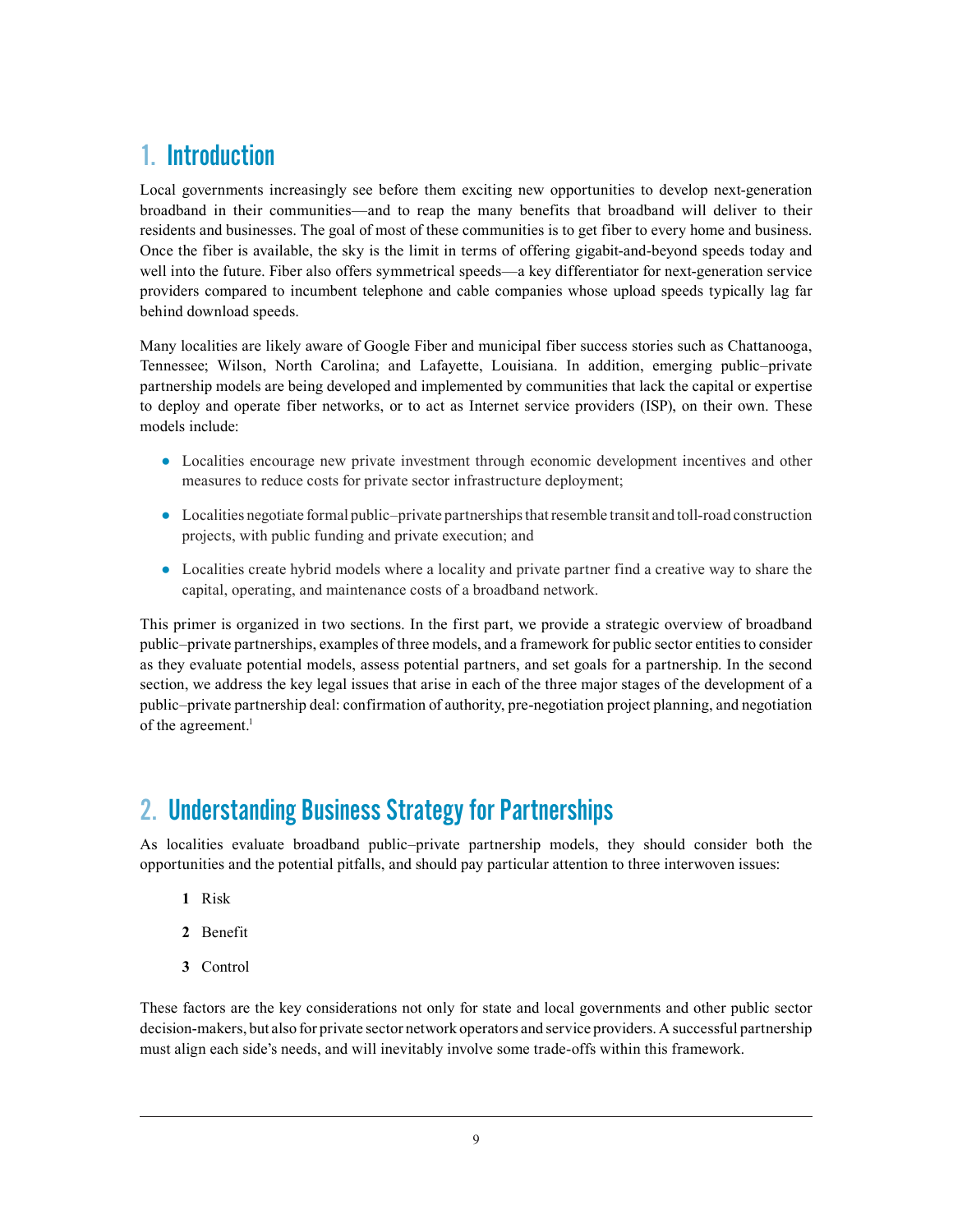# 1. Introduction

Local governments increasingly see before them exciting new opportunities to develop next-generation broadband in their communities—and to reap the many benefits that broadband will deliver to their residents and businesses. The goal of most of these communities is to get fiber to every home and business. Once the fiber is available, the sky is the limit in terms of offering gigabit-and-beyond speeds today and well into the future. Fiber also offers symmetrical speeds—a key differentiator for next-generation service providers compared to incumbent telephone and cable companies whose upload speeds typically lag far behind download speeds.

Many localities are likely aware of Google Fiber and municipal fiber success stories such as Chattanooga, Tennessee; Wilson, North Carolina; and Lafayette, Louisiana. In addition, emerging public–private partnership models are being developed and implemented by communities that lack the capital or expertise to deploy and operate fiber networks, or to act as Internet service providers (ISP), on their own. These models include:

- Localities encourage new private investment through economic development incentives and other measures to reduce costs for private sector infrastructure deployment;
- Localities negotiate formal public–private partnerships that resemble transit and toll-road construction projects, with public funding and private execution; and
- Localities create hybrid models where a locality and private partner find a creative way to share the capital, operating, and maintenance costs of a broadband network.

This primer is organized in two sections. In the first part, we provide a strategic overview of broadband public–private partnerships, examples of three models, and a framework for public sector entities to consider as they evaluate potential models, assess potential partners, and set goals for a partnership. In the second section, we address the key legal issues that arise in each of the three major stages of the development of a public–private partnership deal: confirmation of authority, pre-negotiation project planning, and negotiation of the agreement.[1]

# 2. Understanding Business Strategy for Partnerships

As localities evaluate broadband public–private partnership models, they should consider both the opportunities and the potential pitfalls, and should pay particular attention to three interwoven issues:

1. Risk
2. Benefit
3. Control

These factors are the key considerations not only for state and local governments and other public sector decision-makers, but also for private sector network operators and service providers. A successful partnership must align each side's needs, and will inevitably involve some trade-offs within this framework.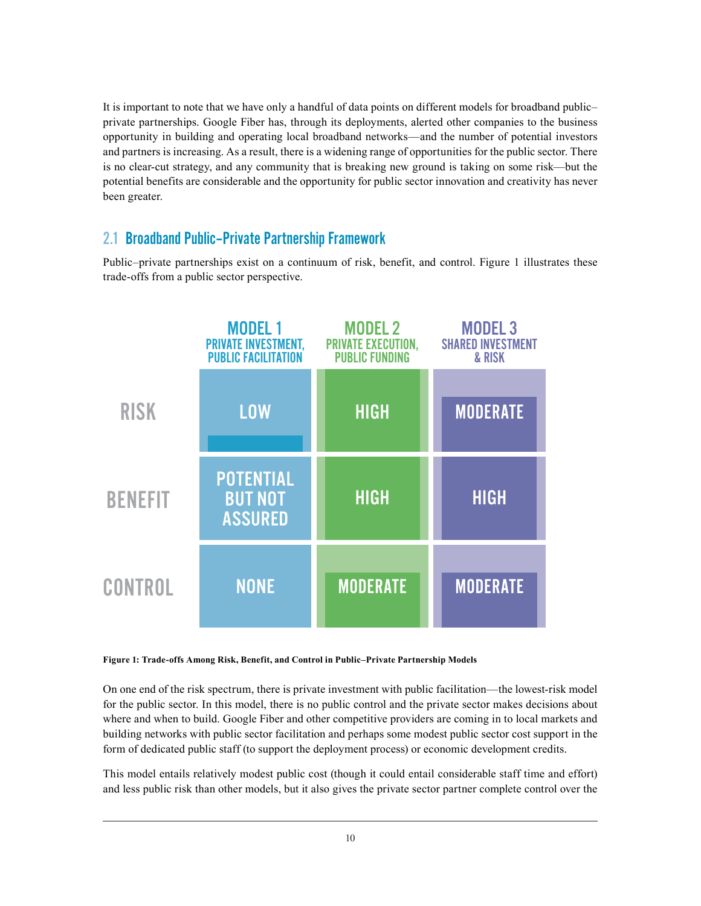It is important to note that we have only a handful of data points on different models for broadband public–private partnerships. Google Fiber has, through its deployments, alerted other companies to the business opportunity in building and operating local broadband networks—and the number of potential investors and partners is increasing. As a result, there is a widening range of opportunities for the public sector. There is no clear-cut strategy, and any community that is breaking new ground is taking on some risk—but the potential benefits are considerable and the opportunity for public sector innovation and creativity has never been greater.

## 2.1 Broadband Public–Private Partnership Framework

Public–private partnerships exist on a continuum of risk, benefit, and control. Figure 1 illustrates these trade-offs from a public sector perspective.

| | MODEL 1 PRIVATE INVESTMENT, PUBLIC FACILITATION | MODEL 2 PRIVATE EXECUTION, PUBLIC FUNDING | MODEL 3 SHARED INVESTMENT & RISK |
|---|---|---|---|
| RISK | LOW | HIGH | MODERATE |
| BENEFIT | POTENTIAL BUT NOT ASSURED | HIGH | HIGH |
| CONTROL | NONE | MODERATE | MODERATE |

**Figure 1: Trade-offs Among Risk, Benefit, and Control in Public–Private Partnership Models**

On one end of the risk spectrum, there is private investment with public facilitation—the lowest-risk model for the public sector. In this model, there is no public control and the private sector makes decisions about where and when to build. Google Fiber and other competitive providers are coming in to local markets and building networks with public sector facilitation and perhaps some modest public sector cost support in the form of dedicated public staff (to support the deployment process) or economic development credits.

This model entails relatively modest public cost (though it could entail considerable staff time and effort) and less public risk than other models, but it also gives the private sector partner complete control over the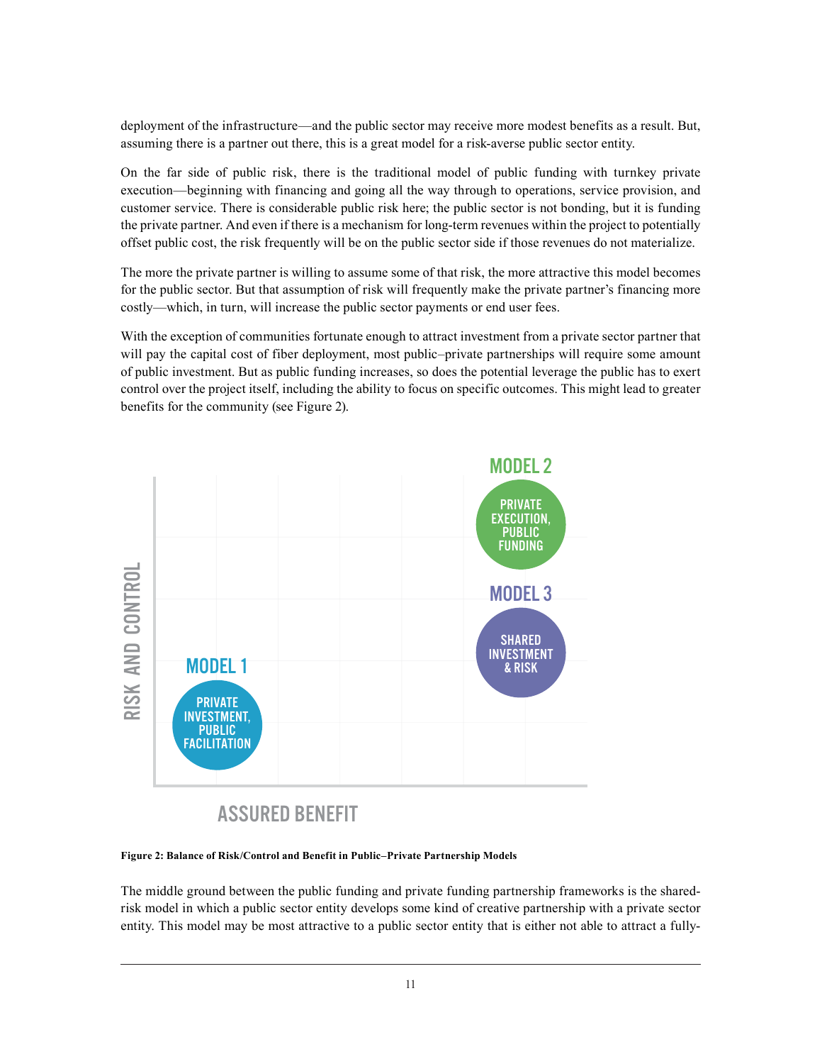deployment of the infrastructure—and the public sector may receive more modest benefits as a result. But, assuming there is a partner out there, this is a great model for a risk-averse public sector entity.

On the far side of public risk, there is the traditional model of public funding with turnkey private execution—beginning with financing and going all the way through to operations, service provision, and customer service. There is considerable public risk here; the public sector is not bonding, but it is funding the private partner. And even if there is a mechanism for long-term revenues within the project to potentially offset public cost, the risk frequently will be on the public sector side if those revenues do not materialize.

The more the private partner is willing to assume some of that risk, the more attractive this model becomes for the public sector. But that assumption of risk will frequently make the private partner's financing more costly—which, in turn, will increase the public sector payments or end user fees.

With the exception of communities fortunate enough to attract investment from a private sector partner that will pay the capital cost of fiber deployment, most public–private partnerships will require some amount of public investment. But as public funding increases, so does the potential leverage the public has to exert control over the project itself, including the ability to focus on specific outcomes. This might lead to greater benefits for the community (see Figure 2).

MODEL 2: PRIVATE EXECUTION, PUBLIC FUNDING

MODEL 3: SHARED INVESTMENT & RISK

MODEL 1: PRIVATE INVESTMENT, PUBLIC FACILITATION

RISK AND CONTROL

ASSURED BENEFIT

**Figure 2: Balance of Risk/Control and Benefit in Public–Private Partnership Models**

The middle ground between the public funding and private funding partnership frameworks is the shared-risk model in which a public sector entity develops some kind of creative partnership with a private sector entity. This model may be most attractive to a public sector entity that is either not able to attract a fully-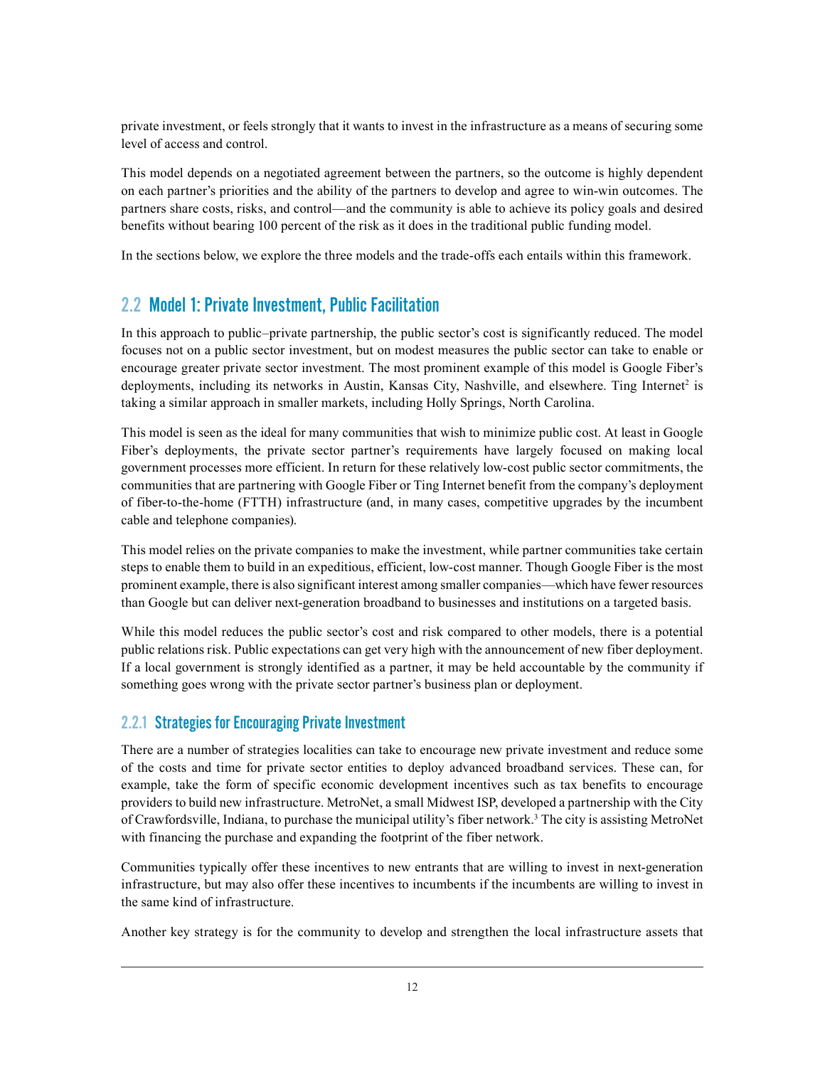private investment, or feels strongly that it wants to invest in the infrastructure as a means of securing some level of access and control.

This model depends on a negotiated agreement between the partners, so the outcome is highly dependent on each partner's priorities and the ability of the partners to develop and agree to win-win outcomes. The partners share costs, risks, and control—and the community is able to achieve its policy goals and desired benefits without bearing 100 percent of the risk as it does in the traditional public funding model.

In the sections below, we explore the three models and the trade-offs each entails within this framework.

## 2.2 Model 1: Private Investment, Public Facilitation

In this approach to public–private partnership, the public sector's cost is significantly reduced. The model focuses not on a public sector investment, but on modest measures the public sector can take to enable or encourage greater private sector investment. The most prominent example of this model is Google Fiber's deployments, including its networks in Austin, Kansas City, Nashville, and elsewhere. Ting Internet[2] is taking a similar approach in smaller markets, including Holly Springs, North Carolina.

This model is seen as the ideal for many communities that wish to minimize public cost. At least in Google Fiber's deployments, the private sector partner's requirements have largely focused on making local government processes more efficient. In return for these relatively low-cost public sector commitments, the communities that are partnering with Google Fiber or Ting Internet benefit from the company's deployment of fiber-to-the-home (FTTH) infrastructure (and, in many cases, competitive upgrades by the incumbent cable and telephone companies).

This model relies on the private companies to make the investment, while partner communities take certain steps to enable them to build in an expeditious, efficient, low-cost manner. Though Google Fiber is the most prominent example, there is also significant interest among smaller companies—which have fewer resources than Google but can deliver next-generation broadband to businesses and institutions on a targeted basis.

While this model reduces the public sector's cost and risk compared to other models, there is a potential public relations risk. Public expectations can get very high with the announcement of new fiber deployment. If a local government is strongly identified as a partner, it may be held accountable by the community if something goes wrong with the private sector partner's business plan or deployment.

### 2.2.1 Strategies for Encouraging Private Investment

There are a number of strategies localities can take to encourage new private investment and reduce some of the costs and time for private sector entities to deploy advanced broadband services. These can, for example, take the form of specific economic development incentives such as tax benefits to encourage providers to build new infrastructure. MetroNet, a small Midwest ISP, developed a partnership with the City of Crawfordsville, Indiana, to purchase the municipal utility's fiber network.[3] The city is assisting MetroNet with financing the purchase and expanding the footprint of the fiber network.

Communities typically offer these incentives to new entrants that are willing to invest in next-generation infrastructure, but may also offer these incentives to incumbents if the incumbents are willing to invest in the same kind of infrastructure.

Another key strategy is for the community to develop and strengthen the local infrastructure assets that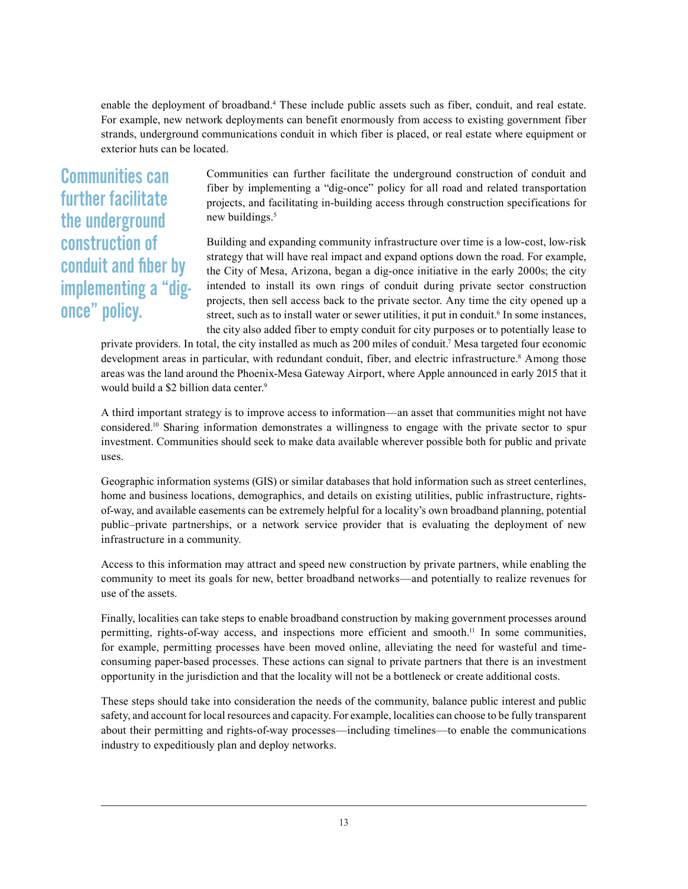enable the deployment of broadband.[4] These include public assets such as fiber, conduit, and real estate. For example, new network deployments can benefit enormously from access to existing government fiber strands, underground communications conduit in which fiber is placed, or real estate where equipment or exterior huts can be located.

> **Communities can further facilitate the underground construction of conduit and fiber by implementing a "dig-once" policy.**

Communities can further facilitate the underground construction of conduit and fiber by implementing a "dig-once" policy for all road and related transportation projects, and facilitating in-building access through construction specifications for new buildings.[5]

Building and expanding community infrastructure over time is a low-cost, low-risk strategy that will have real impact and expand options down the road. For example, the City of Mesa, Arizona, began a dig-once initiative in the early 2000s; the city intended to install its own rings of conduit during private sector construction projects, then sell access back to the private sector. Any time the city opened up a street, such as to install water or sewer utilities, it put in conduit.[6] In some instances, the city also added fiber to empty conduit for city purposes or to potentially lease to private providers. In total, the city installed as much as 200 miles of conduit.[7] Mesa targeted four economic development areas in particular, with redundant conduit, fiber, and electric infrastructure.[8] Among those areas was the land around the Phoenix-Mesa Gateway Airport, where Apple announced in early 2015 that it would build a $2 billion data center.[9]

A third important strategy is to improve access to information—an asset that communities might not have considered.[10] Sharing information demonstrates a willingness to engage with the private sector to spur investment. Communities should seek to make data available wherever possible both for public and private uses.

Geographic information systems (GIS) or similar databases that hold information such as street centerlines, home and business locations, demographics, and details on existing utilities, public infrastructure, rights-of-way, and available easements can be extremely helpful for a locality's own broadband planning, potential public–private partnerships, or a network service provider that is evaluating the deployment of new infrastructure in a community.

Access to this information may attract and speed new construction by private partners, while enabling the community to meet its goals for new, better broadband networks—and potentially to realize revenues for use of the assets.

Finally, localities can take steps to enable broadband construction by making government processes around permitting, rights-of-way access, and inspections more efficient and smooth.[11] In some communities, for example, permitting processes have been moved online, alleviating the need for wasteful and time-consuming paper-based processes. These actions can signal to private partners that there is an investment opportunity in the jurisdiction and that the locality will not be a bottleneck or create additional costs.

These steps should take into consideration the needs of the community, balance public interest and public safety, and account for local resources and capacity. For example, localities can choose to be fully transparent about their permitting and rights-of-way processes—including timelines—to enable the communications industry to expeditiously plan and deploy networks.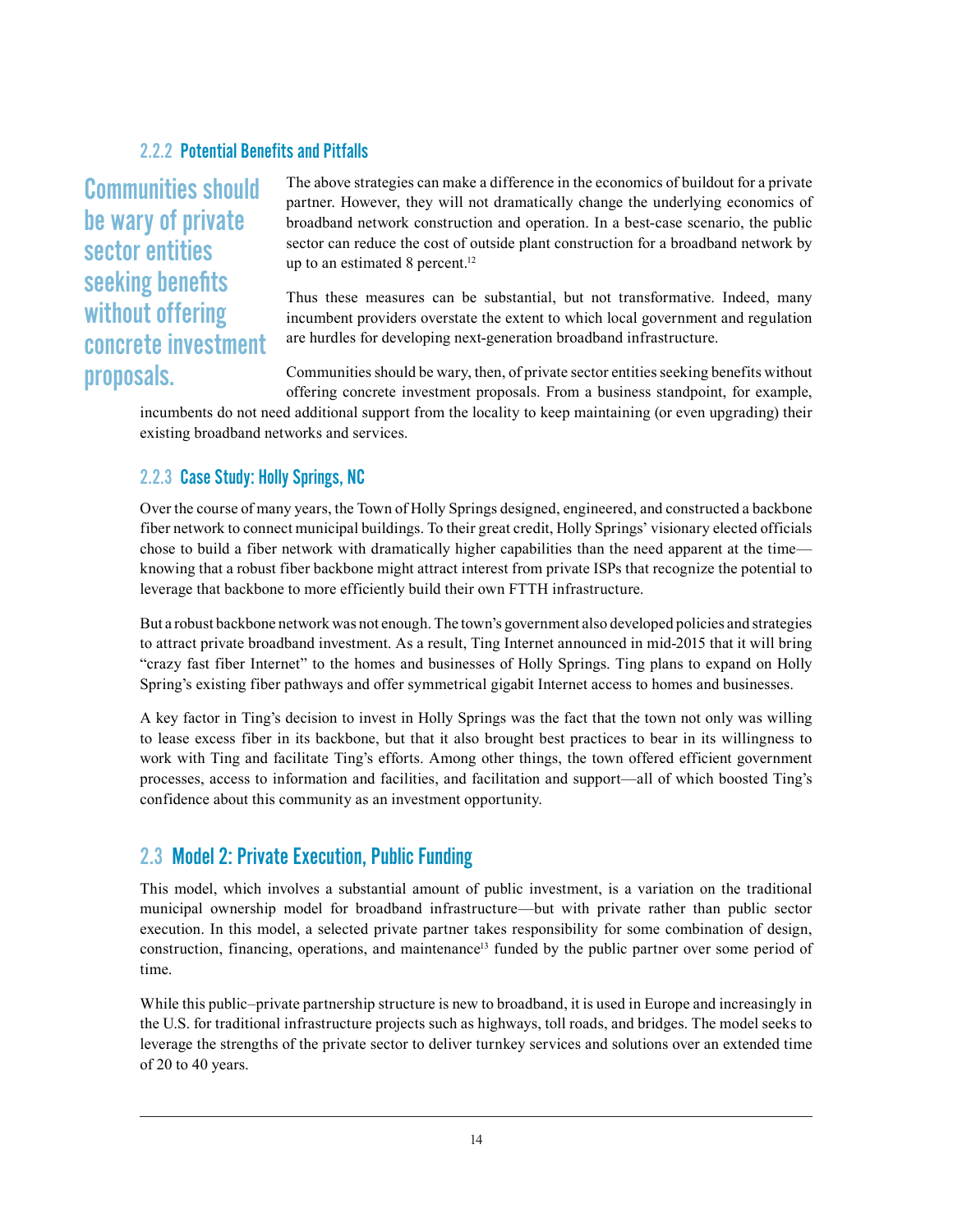### 2.2.2 Potential Benefits and Pitfalls

**Communities should be wary of private sector entities seeking benefits without offering concrete investment proposals.**

The above strategies can make a difference in the economics of buildout for a private partner. However, they will not dramatically change the underlying economics of broadband network construction and operation. In a best-case scenario, the public sector can reduce the cost of outside plant construction for a broadband network by up to an estimated 8 percent.[12]

Thus these measures can be substantial, but not transformative. Indeed, many incumbent providers overstate the extent to which local government and regulation are hurdles for developing next-generation broadband infrastructure.

Communities should be wary, then, of private sector entities seeking benefits without offering concrete investment proposals. From a business standpoint, for example, incumbents do not need additional support from the locality to keep maintaining (or even upgrading) their existing broadband networks and services.

### 2.2.3 Case Study: Holly Springs, NC

Over the course of many years, the Town of Holly Springs designed, engineered, and constructed a backbone fiber network to connect municipal buildings. To their great credit, Holly Springs' visionary elected officials chose to build a fiber network with dramatically higher capabilities than the need apparent at the time—knowing that a robust fiber backbone might attract interest from private ISPs that recognize the potential to leverage that backbone to more efficiently build their own FTTH infrastructure.

But a robust backbone network was not enough. The town's government also developed policies and strategies to attract private broadband investment. As a result, Ting Internet announced in mid-2015 that it will bring "crazy fast fiber Internet" to the homes and businesses of Holly Springs. Ting plans to expand on Holly Spring's existing fiber pathways and offer symmetrical gigabit Internet access to homes and businesses.

A key factor in Ting's decision to invest in Holly Springs was the fact that the town not only was willing to lease excess fiber in its backbone, but that it also brought best practices to bear in its willingness to work with Ting and facilitate Ting's efforts. Among other things, the town offered efficient government processes, access to information and facilities, and facilitation and support—all of which boosted Ting's confidence about this community as an investment opportunity.

## 2.3 Model 2: Private Execution, Public Funding

This model, which involves a substantial amount of public investment, is a variation on the traditional municipal ownership model for broadband infrastructure—but with private rather than public sector execution. In this model, a selected private partner takes responsibility for some combination of design, construction, financing, operations, and maintenance[13] funded by the public partner over some period of time.

While this public–private partnership structure is new to broadband, it is used in Europe and increasingly in the U.S. for traditional infrastructure projects such as highways, toll roads, and bridges. The model seeks to leverage the strengths of the private sector to deliver turnkey services and solutions over an extended time of 20 to 40 years.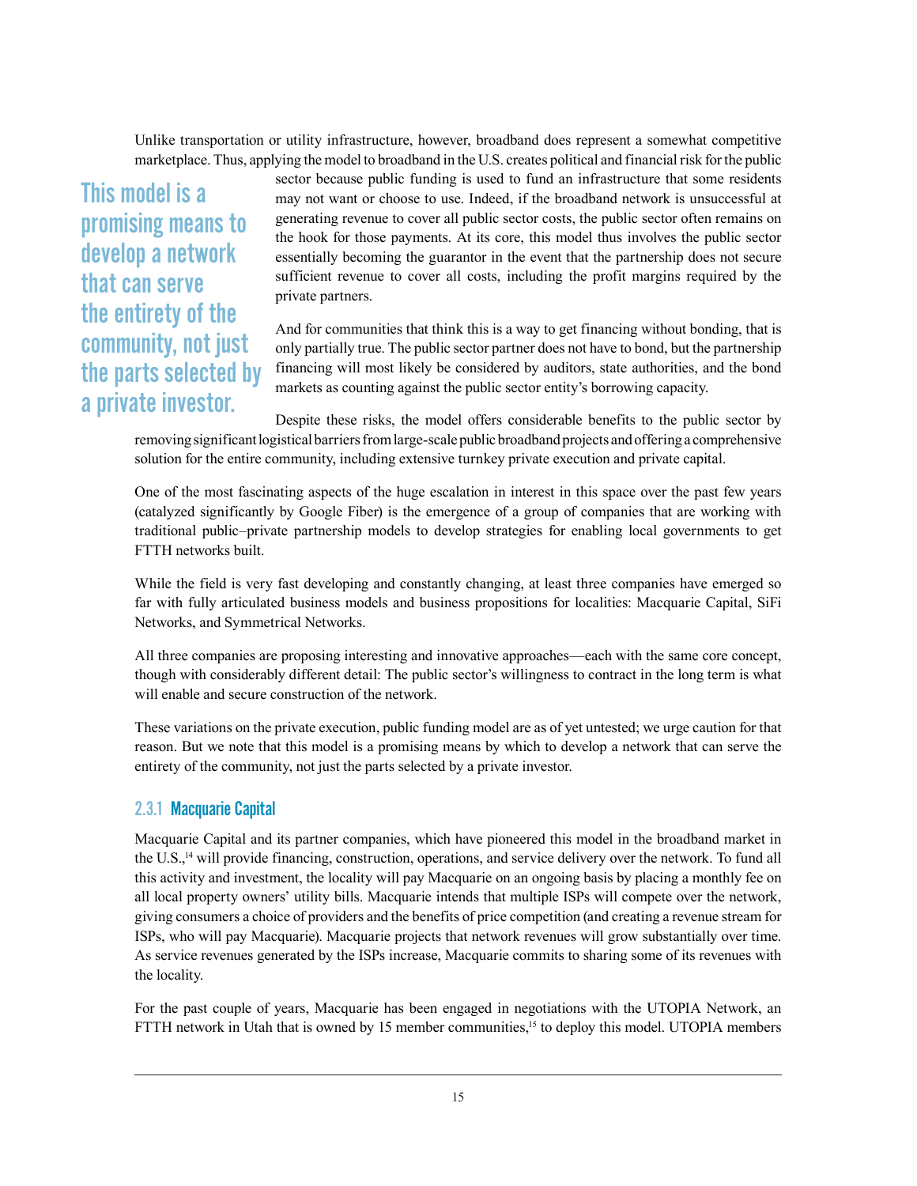Unlike transportation or utility infrastructure, however, broadband does represent a somewhat competitive marketplace. Thus, applying the model to broadband in the U.S. creates political and financial risk for the public sector because public funding is used to fund an infrastructure that some residents may not want or choose to use. Indeed, if the broadband network is unsuccessful at generating revenue to cover all public sector costs, the public sector often remains on the hook for those payments. At its core, this model thus involves the public sector essentially becoming the guarantor in the event that the partnership does not secure sufficient revenue to cover all costs, including the profit margins required by the private partners.

> This model is a promising means to develop a network that can serve the entirety of the community, not just the parts selected by a private investor.

And for communities that think this is a way to get financing without bonding, that is only partially true. The public sector partner does not have to bond, but the partnership financing will most likely be considered by auditors, state authorities, and the bond markets as counting against the public sector entity's borrowing capacity.

Despite these risks, the model offers considerable benefits to the public sector by removing significant logistical barriers from large-scale public broadband projects and offering a comprehensive solution for the entire community, including extensive turnkey private execution and private capital.

One of the most fascinating aspects of the huge escalation in interest in this space over the past few years (catalyzed significantly by Google Fiber) is the emergence of a group of companies that are working with traditional public–private partnership models to develop strategies for enabling local governments to get FTTH networks built.

While the field is very fast developing and constantly changing, at least three companies have emerged so far with fully articulated business models and business propositions for localities: Macquarie Capital, SiFi Networks, and Symmetrical Networks.

All three companies are proposing interesting and innovative approaches—each with the same core concept, though with considerably different detail: The public sector's willingness to contract in the long term is what will enable and secure construction of the network.

These variations on the private execution, public funding model are as of yet untested; we urge caution for that reason. But we note that this model is a promising means by which to develop a network that can serve the entirety of the community, not just the parts selected by a private investor.

### 2.3.1 Macquarie Capital

Macquarie Capital and its partner companies, which have pioneered this model in the broadband market in the U.S.,[14] will provide financing, construction, operations, and service delivery over the network. To fund all this activity and investment, the locality will pay Macquarie on an ongoing basis by placing a monthly fee on all local property owners' utility bills. Macquarie intends that multiple ISPs will compete over the network, giving consumers a choice of providers and the benefits of price competition (and creating a revenue stream for ISPs, who will pay Macquarie). Macquarie projects that network revenues will grow substantially over time. As service revenues generated by the ISPs increase, Macquarie commits to sharing some of its revenues with the locality.

For the past couple of years, Macquarie has been engaged in negotiations with the UTOPIA Network, an FTTH network in Utah that is owned by 15 member communities,[15] to deploy this model. UTOPIA members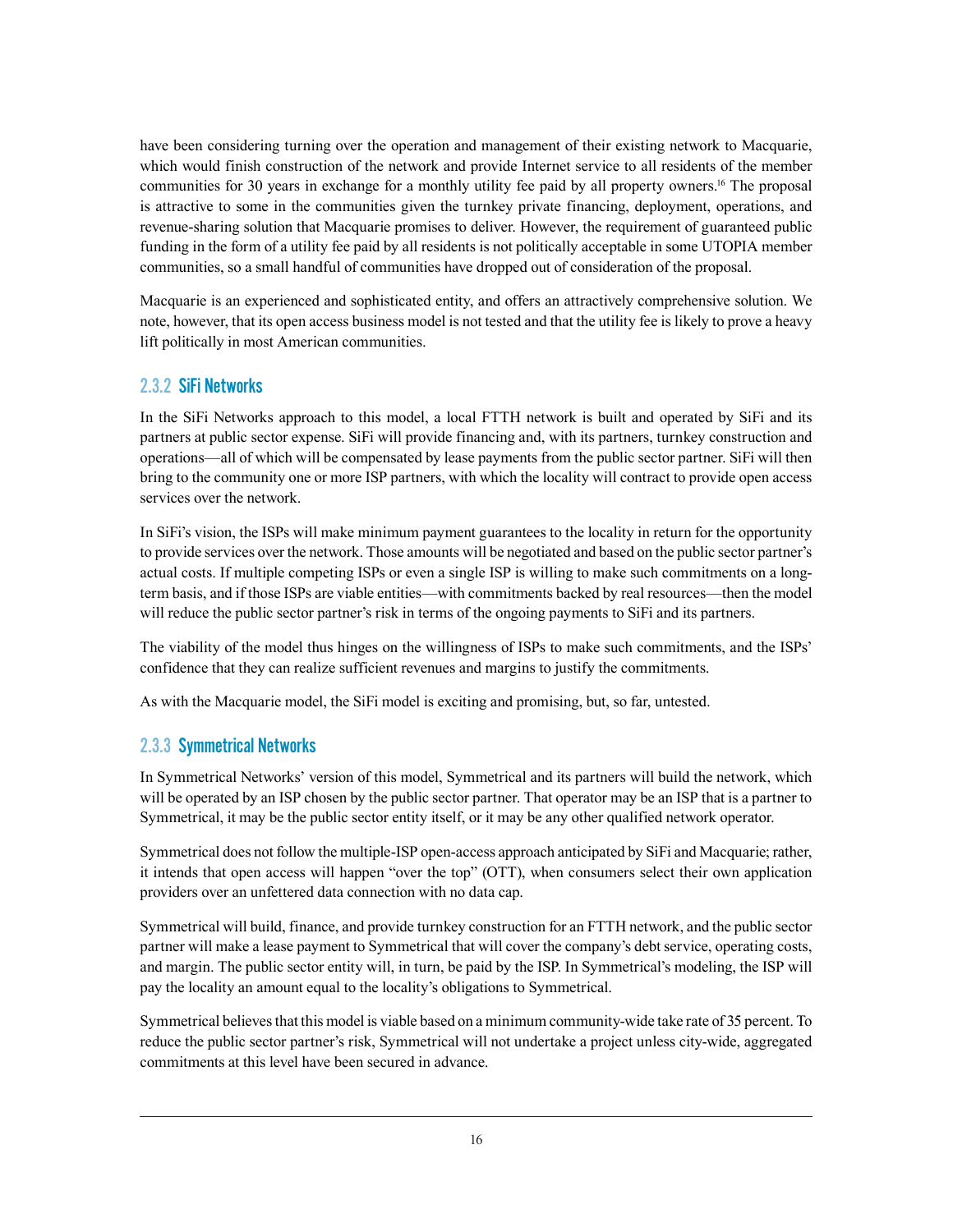have been considering turning over the operation and management of their existing network to Macquarie, which would finish construction of the network and provide Internet service to all residents of the member communities for 30 years in exchange for a monthly utility fee paid by all property owners.[16] The proposal is attractive to some in the communities given the turnkey private financing, deployment, operations, and revenue-sharing solution that Macquarie promises to deliver. However, the requirement of guaranteed public funding in the form of a utility fee paid by all residents is not politically acceptable in some UTOPIA member communities, so a small handful of communities have dropped out of consideration of the proposal.

Macquarie is an experienced and sophisticated entity, and offers an attractively comprehensive solution. We note, however, that its open access business model is not tested and that the utility fee is likely to prove a heavy lift politically in most American communities.

### 2.3.2 SiFi Networks

In the SiFi Networks approach to this model, a local FTTH network is built and operated by SiFi and its partners at public sector expense. SiFi will provide financing and, with its partners, turnkey construction and operations—all of which will be compensated by lease payments from the public sector partner. SiFi will then bring to the community one or more ISP partners, with which the locality will contract to provide open access services over the network.

In SiFi's vision, the ISPs will make minimum payment guarantees to the locality in return for the opportunity to provide services over the network. Those amounts will be negotiated and based on the public sector partner's actual costs. If multiple competing ISPs or even a single ISP is willing to make such commitments on a long-term basis, and if those ISPs are viable entities—with commitments backed by real resources—then the model will reduce the public sector partner's risk in terms of the ongoing payments to SiFi and its partners.

The viability of the model thus hinges on the willingness of ISPs to make such commitments, and the ISPs' confidence that they can realize sufficient revenues and margins to justify the commitments.

As with the Macquarie model, the SiFi model is exciting and promising, but, so far, untested.

### 2.3.3 Symmetrical Networks

In Symmetrical Networks' version of this model, Symmetrical and its partners will build the network, which will be operated by an ISP chosen by the public sector partner. That operator may be an ISP that is a partner to Symmetrical, it may be the public sector entity itself, or it may be any other qualified network operator.

Symmetrical does not follow the multiple-ISP open-access approach anticipated by SiFi and Macquarie; rather, it intends that open access will happen "over the top" (OTT), when consumers select their own application providers over an unfettered data connection with no data cap.

Symmetrical will build, finance, and provide turnkey construction for an FTTH network, and the public sector partner will make a lease payment to Symmetrical that will cover the company's debt service, operating costs, and margin. The public sector entity will, in turn, be paid by the ISP. In Symmetrical's modeling, the ISP will pay the locality an amount equal to the locality's obligations to Symmetrical.

Symmetrical believes that this model is viable based on a minimum community-wide take rate of 35 percent. To reduce the public sector partner's risk, Symmetrical will not undertake a project unless city-wide, aggregated commitments at this level have been secured in advance.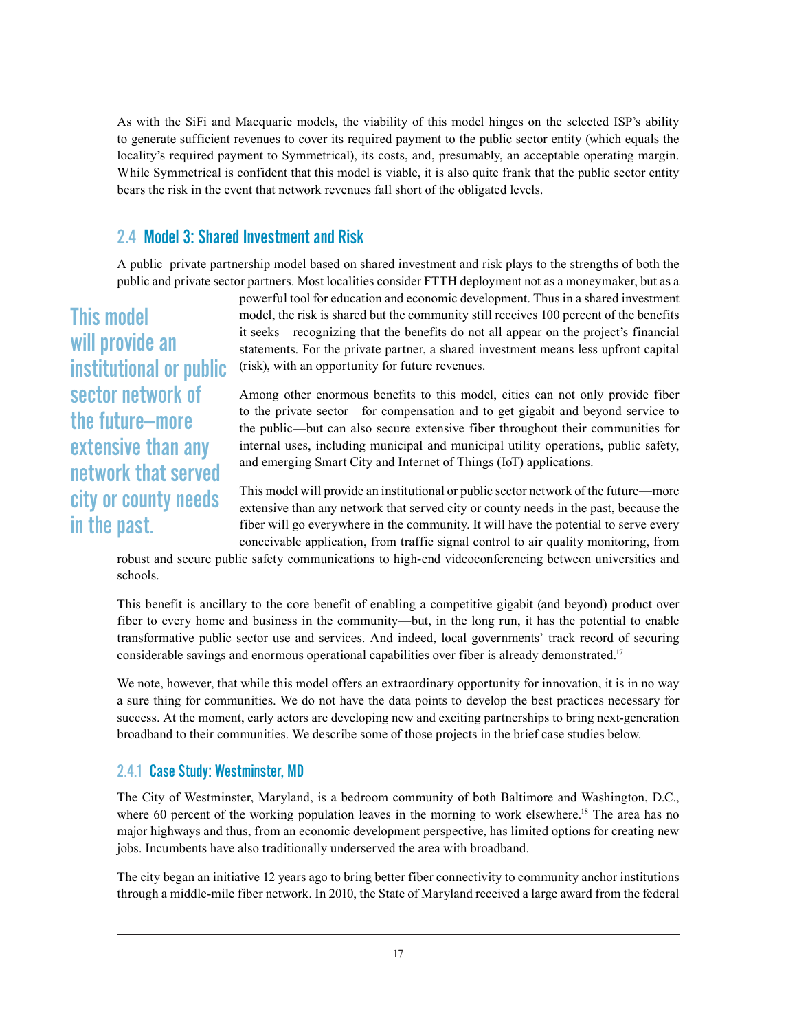As with the SiFi and Macquarie models, the viability of this model hinges on the selected ISP's ability to generate sufficient revenues to cover its required payment to the public sector entity (which equals the locality's required payment to Symmetrical), its costs, and, presumably, an acceptable operating margin. While Symmetrical is confident that this model is viable, it is also quite frank that the public sector entity bears the risk in the event that network revenues fall short of the obligated levels.

## 2.4 Model 3: Shared Investment and Risk

A public–private partnership model based on shared investment and risk plays to the strengths of both the public and private sector partners. Most localities consider FTTH deployment not as a moneymaker, but as a powerful tool for education and economic development. Thus in a shared investment model, the risk is shared but the community still receives 100 percent of the benefits it seeks—recognizing that the benefits do not all appear on the project's financial statements. For the private partner, a shared investment means less upfront capital (risk), with an opportunity for future revenues.

> **This model will provide an institutional or public sector network of the future—more extensive than any network that served city or county needs in the past.**

Among other enormous benefits to this model, cities can not only provide fiber to the private sector—for compensation and to get gigabit and beyond service to the public—but can also secure extensive fiber throughout their communities for internal uses, including municipal and municipal utility operations, public safety, and emerging Smart City and Internet of Things (IoT) applications.

This model will provide an institutional or public sector network of the future—more extensive than any network that served city or county needs in the past, because the fiber will go everywhere in the community. It will have the potential to serve every conceivable application, from traffic signal control to air quality monitoring, from robust and secure public safety communications to high-end videoconferencing between universities and schools.

This benefit is ancillary to the core benefit of enabling a competitive gigabit (and beyond) product over fiber to every home and business in the community—but, in the long run, it has the potential to enable transformative public sector use and services. And indeed, local governments' track record of securing considerable savings and enormous operational capabilities over fiber is already demonstrated.[17]

We note, however, that while this model offers an extraordinary opportunity for innovation, it is in no way a sure thing for communities. We do not have the data points to develop the best practices necessary for success. At the moment, early actors are developing new and exciting partnerships to bring next-generation broadband to their communities. We describe some of those projects in the brief case studies below.

### 2.4.1 Case Study: Westminster, MD

The City of Westminster, Maryland, is a bedroom community of both Baltimore and Washington, D.C., where 60 percent of the working population leaves in the morning to work elsewhere.[18] The area has no major highways and thus, from an economic development perspective, has limited options for creating new jobs. Incumbents have also traditionally underserved the area with broadband.

The city began an initiative 12 years ago to bring better fiber connectivity to community anchor institutions through a middle-mile fiber network. In 2010, the State of Maryland received a large award from the federal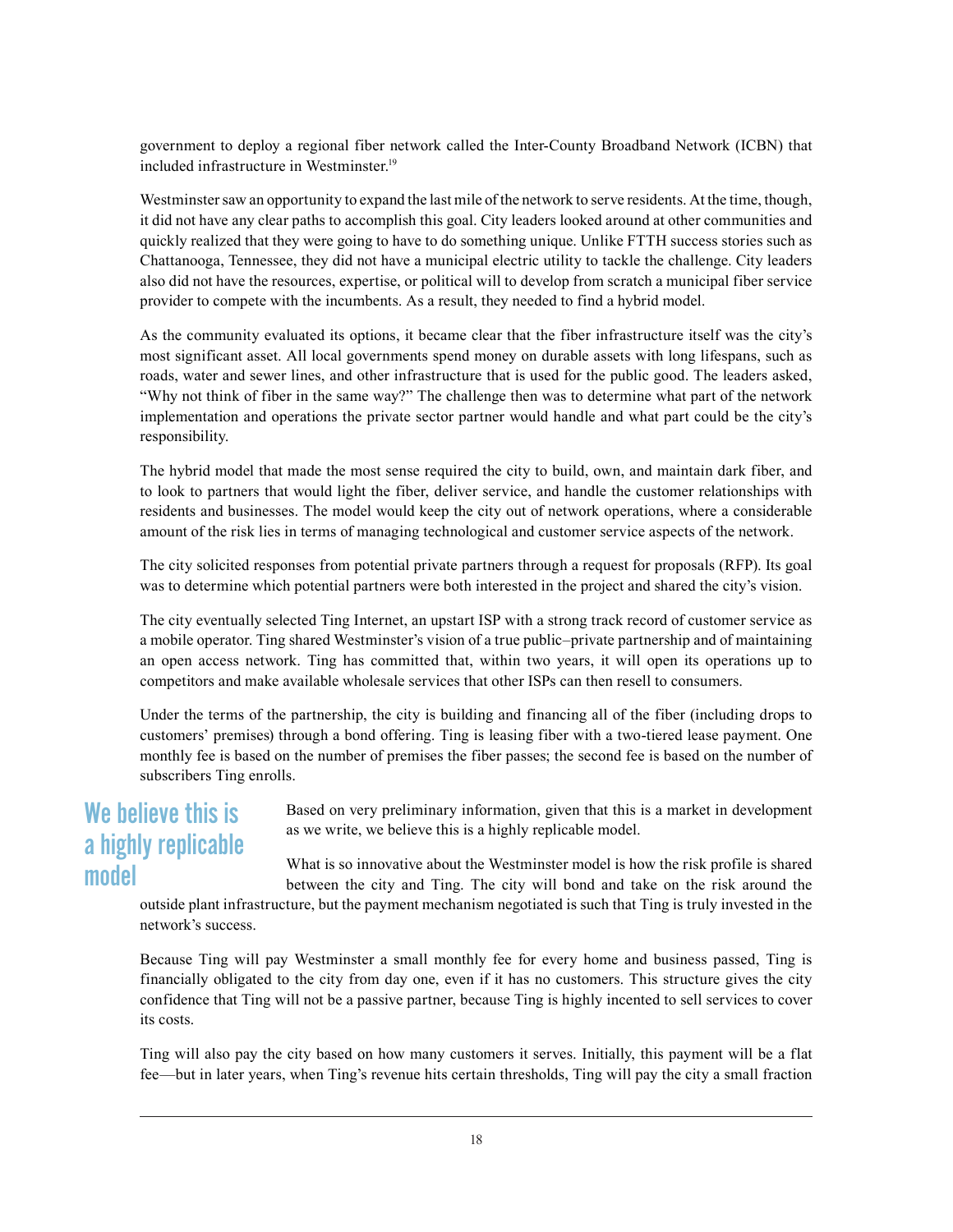government to deploy a regional fiber network called the Inter-County Broadband Network (ICBN) that included infrastructure in Westminster.[19]

Westminster saw an opportunity to expand the last mile of the network to serve residents. At the time, though, it did not have any clear paths to accomplish this goal. City leaders looked around at other communities and quickly realized that they were going to have to do something unique. Unlike FTTH success stories such as Chattanooga, Tennessee, they did not have a municipal electric utility to tackle the challenge. City leaders also did not have the resources, expertise, or political will to develop from scratch a municipal fiber service provider to compete with the incumbents. As a result, they needed to find a hybrid model.

As the community evaluated its options, it became clear that the fiber infrastructure itself was the city's most significant asset. All local governments spend money on durable assets with long lifespans, such as roads, water and sewer lines, and other infrastructure that is used for the public good. The leaders asked, "Why not think of fiber in the same way?" The challenge then was to determine what part of the network implementation and operations the private sector partner would handle and what part could be the city's responsibility.

The hybrid model that made the most sense required the city to build, own, and maintain dark fiber, and to look to partners that would light the fiber, deliver service, and handle the customer relationships with residents and businesses. The model would keep the city out of network operations, where a considerable amount of the risk lies in terms of managing technological and customer service aspects of the network.

The city solicited responses from potential private partners through a request for proposals (RFP). Its goal was to determine which potential partners were both interested in the project and shared the city's vision.

The city eventually selected Ting Internet, an upstart ISP with a strong track record of customer service as a mobile operator. Ting shared Westminster's vision of a true public–private partnership and of maintaining an open access network. Ting has committed that, within two years, it will open its operations up to competitors and make available wholesale services that other ISPs can then resell to consumers.

Under the terms of the partnership, the city is building and financing all of the fiber (including drops to customers' premises) through a bond offering. Ting is leasing fiber with a two-tiered lease payment. One monthly fee is based on the number of premises the fiber passes; the second fee is based on the number of subscribers Ting enrolls.

**We believe this is a highly replicable model**

Based on very preliminary information, given that this is a market in development as we write, we believe this is a highly replicable model.

What is so innovative about the Westminster model is how the risk profile is shared between the city and Ting. The city will bond and take on the risk around the outside plant infrastructure, but the payment mechanism negotiated is such that Ting is truly invested in the network's success.

Because Ting will pay Westminster a small monthly fee for every home and business passed, Ting is financially obligated to the city from day one, even if it has no customers. This structure gives the city confidence that Ting will not be a passive partner, because Ting is highly incented to sell services to cover its costs.

Ting will also pay the city based on how many customers it serves. Initially, this payment will be a flat fee—but in later years, when Ting's revenue hits certain thresholds, Ting will pay the city a small fraction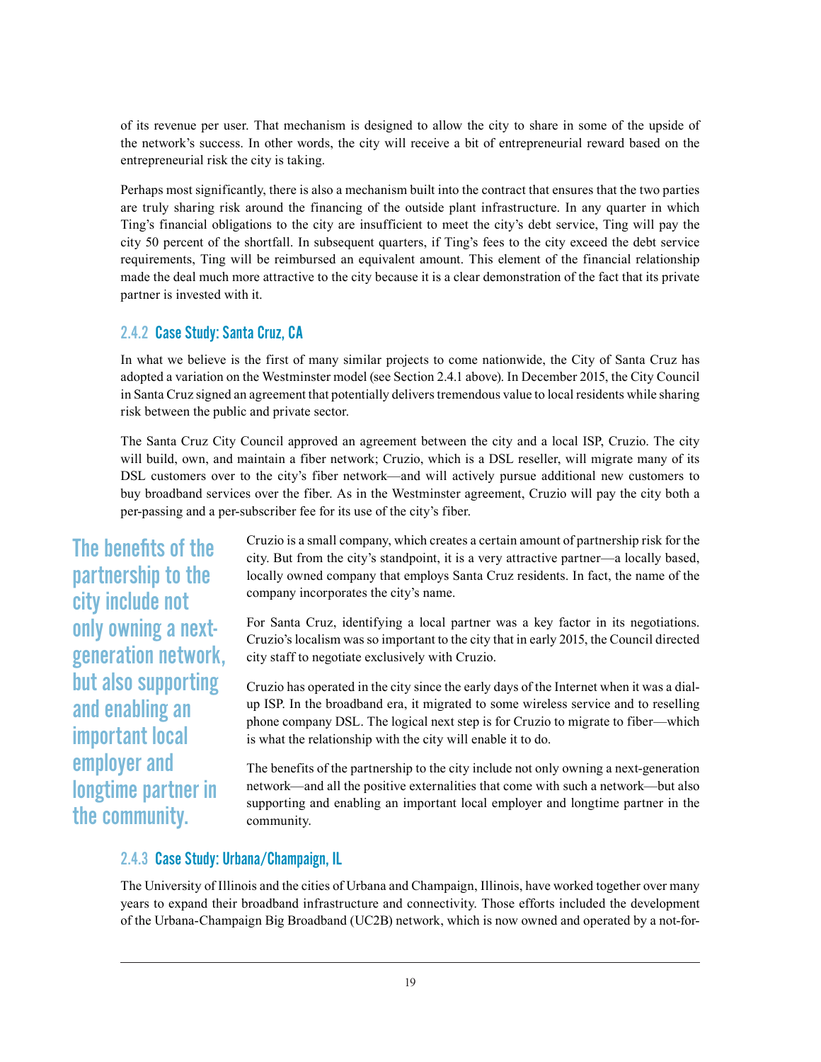of its revenue per user. That mechanism is designed to allow the city to share in some of the upside of the network's success. In other words, the city will receive a bit of entrepreneurial reward based on the entrepreneurial risk the city is taking.

Perhaps most significantly, there is also a mechanism built into the contract that ensures that the two parties are truly sharing risk around the financing of the outside plant infrastructure. In any quarter in which Ting's financial obligations to the city are insufficient to meet the city's debt service, Ting will pay the city 50 percent of the shortfall. In subsequent quarters, if Ting's fees to the city exceed the debt service requirements, Ting will be reimbursed an equivalent amount. This element of the financial relationship made the deal much more attractive to the city because it is a clear demonstration of the fact that its private partner is invested with it.

### 2.4.2 Case Study: Santa Cruz, CA

In what we believe is the first of many similar projects to come nationwide, the City of Santa Cruz has adopted a variation on the Westminster model (see Section 2.4.1 above). In December 2015, the City Council in Santa Cruz signed an agreement that potentially delivers tremendous value to local residents while sharing risk between the public and private sector.

The Santa Cruz City Council approved an agreement between the city and a local ISP, Cruzio. The city will build, own, and maintain a fiber network; Cruzio, which is a DSL reseller, will migrate many of its DSL customers over to the city's fiber network—and will actively pursue additional new customers to buy broadband services over the fiber. As in the Westminster agreement, Cruzio will pay the city both a per-passing and a per-subscriber fee for its use of the city's fiber.

Cruzio is a small company, which creates a certain amount of partnership risk for the city. But from the city's standpoint, it is a very attractive partner—a locally based, locally owned company that employs Santa Cruz residents. In fact, the name of the company incorporates the city's name.

For Santa Cruz, identifying a local partner was a key factor in its negotiations. Cruzio's localism was so important to the city that in early 2015, the Council directed city staff to negotiate exclusively with Cruzio.

Cruzio has operated in the city since the early days of the Internet when it was a dial-up ISP. In the broadband era, it migrated to some wireless service and to reselling phone company DSL. The logical next step is for Cruzio to migrate to fiber—which is what the relationship with the city will enable it to do.

The benefits of the partnership to the city include not only owning a next-generation network—and all the positive externalities that come with such a network—but also supporting and enabling an important local employer and longtime partner in the community.

### 2.4.3 Case Study: Urbana/Champaign, IL

The University of Illinois and the cities of Urbana and Champaign, Illinois, have worked together over many years to expand their broadband infrastructure and connectivity. Those efforts included the development of the Urbana-Champaign Big Broadband (UC2B) network, which is now owned and operated by a not-for-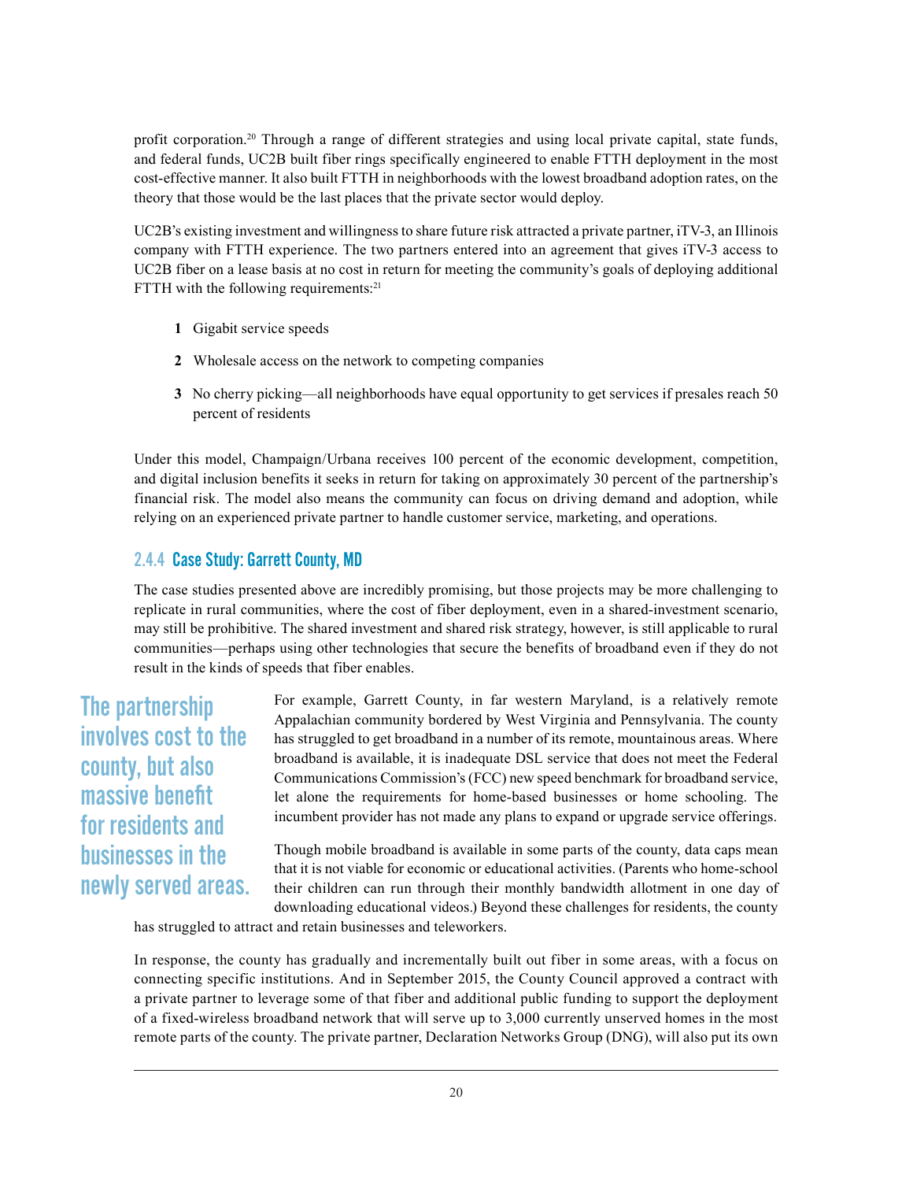profit corporation.[20] Through a range of different strategies and using local private capital, state funds, and federal funds, UC2B built fiber rings specifically engineered to enable FTTH deployment in the most cost-effective manner. It also built FTTH in neighborhoods with the lowest broadband adoption rates, on the theory that those would be the last places that the private sector would deploy.

UC2B's existing investment and willingness to share future risk attracted a private partner, iTV-3, an Illinois company with FTTH experience. The two partners entered into an agreement that gives iTV-3 access to UC2B fiber on a lease basis at no cost in return for meeting the community's goals of deploying additional FTTH with the following requirements:[21]

1. Gigabit service speeds
2. Wholesale access on the network to competing companies
3. No cherry picking—all neighborhoods have equal opportunity to get services if presales reach 50 percent of residents

Under this model, Champaign/Urbana receives 100 percent of the economic development, competition, and digital inclusion benefits it seeks in return for taking on approximately 30 percent of the partnership's financial risk. The model also means the community can focus on driving demand and adoption, while relying on an experienced private partner to handle customer service, marketing, and operations.

### 2.4.4 Case Study: Garrett County, MD

The case studies presented above are incredibly promising, but those projects may be more challenging to replicate in rural communities, where the cost of fiber deployment, even in a shared-investment scenario, may still be prohibitive. The shared investment and shared risk strategy, however, is still applicable to rural communities—perhaps using other technologies that secure the benefits of broadband even if they do not result in the kinds of speeds that fiber enables.

> The partnership involves cost to the county, but also massive benefit for residents and businesses in the newly served areas.

For example, Garrett County, in far western Maryland, is a relatively remote Appalachian community bordered by West Virginia and Pennsylvania. The county has struggled to get broadband in a number of its remote, mountainous areas. Where broadband is available, it is inadequate DSL service that does not meet the Federal Communications Commission's (FCC) new speed benchmark for broadband service, let alone the requirements for home-based businesses or home schooling. The incumbent provider has not made any plans to expand or upgrade service offerings.

Though mobile broadband is available in some parts of the county, data caps mean that it is not viable for economic or educational activities. (Parents who home-school their children can run through their monthly bandwidth allotment in one day of downloading educational videos.) Beyond these challenges for residents, the county has struggled to attract and retain businesses and teleworkers.

In response, the county has gradually and incrementally built out fiber in some areas, with a focus on connecting specific institutions. And in September 2015, the County Council approved a contract with a private partner to leverage some of that fiber and additional public funding to support the deployment of a fixed-wireless broadband network that will serve up to 3,000 currently unserved homes in the most remote parts of the county. The private partner, Declaration Networks Group (DNG), will also put its own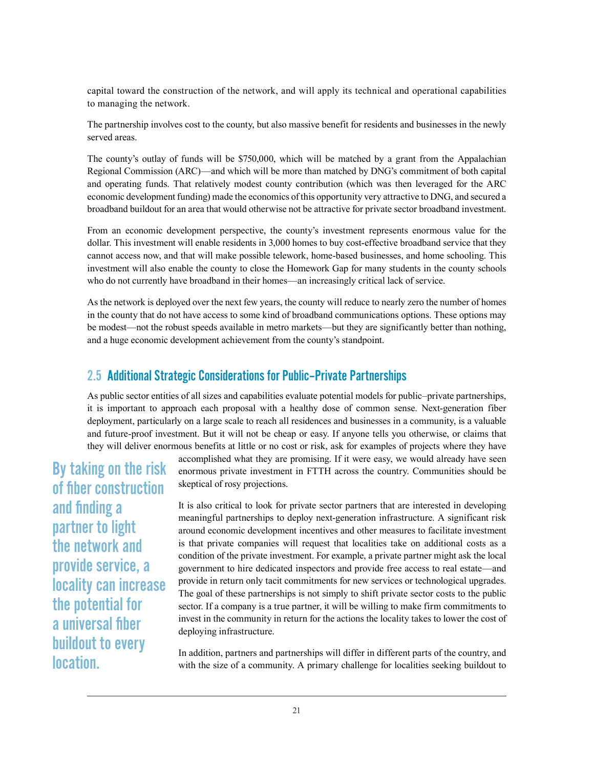capital toward the construction of the network, and will apply its technical and operational capabilities to managing the network.

The partnership involves cost to the county, but also massive benefit for residents and businesses in the newly served areas.

The county's outlay of funds will be $750,000, which will be matched by a grant from the Appalachian Regional Commission (ARC)—and which will be more than matched by DNG's commitment of both capital and operating funds. That relatively modest county contribution (which was then leveraged for the ARC economic development funding) made the economics of this opportunity very attractive to DNG, and secured a broadband buildout for an area that would otherwise not be attractive for private sector broadband investment.

From an economic development perspective, the county's investment represents enormous value for the dollar. This investment will enable residents in 3,000 homes to buy cost-effective broadband service that they cannot access now, and that will make possible telework, home-based businesses, and home schooling. This investment will also enable the county to close the Homework Gap for many students in the county schools who do not currently have broadband in their homes—an increasingly critical lack of service.

As the network is deployed over the next few years, the county will reduce to nearly zero the number of homes in the county that do not have access to some kind of broadband communications options. These options may be modest—not the robust speeds available in metro markets—but they are significantly better than nothing, and a huge economic development achievement from the county's standpoint.

## 2.5 Additional Strategic Considerations for Public–Private Partnerships

As public sector entities of all sizes and capabilities evaluate potential models for public–private partnerships, it is important to approach each proposal with a healthy dose of common sense. Next-generation fiber deployment, particularly on a large scale to reach all residences and businesses in a community, is a valuable and future-proof investment. But it will not be cheap or easy. If anyone tells you otherwise, or claims that they will deliver enormous benefits at little or no cost or risk, ask for examples of projects where they have accomplished what they are promising. If it were easy, we would already have seen enormous private investment in FTTH across the country. Communities should be skeptical of rosy projections.

> By taking on the risk of fiber construction and finding a partner to light the network and provide service, a locality can increase the potential for a universal fiber buildout to every location.

It is also critical to look for private sector partners that are interested in developing meaningful partnerships to deploy next-generation infrastructure. A significant risk around economic development incentives and other measures to facilitate investment is that private companies will request that localities take on additional costs as a condition of the private investment. For example, a private partner might ask the local government to hire dedicated inspectors and provide free access to real estate—and provide in return only tacit commitments for new services or technological upgrades. The goal of these partnerships is not simply to shift private sector costs to the public sector. If a company is a true partner, it will be willing to make firm commitments to invest in the community in return for the actions the locality takes to lower the cost of deploying infrastructure.

In addition, partners and partnerships will differ in different parts of the country, and with the size of a community. A primary challenge for localities seeking buildout to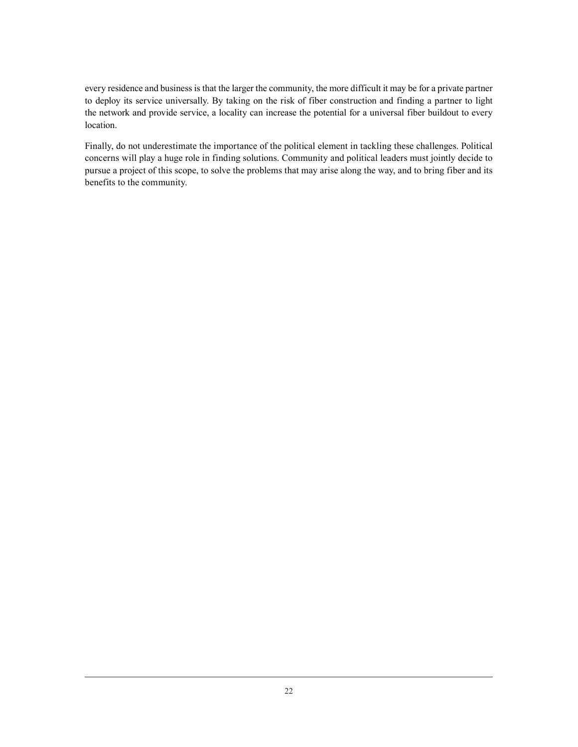every residence and business is that the larger the community, the more difficult it may be for a private partner to deploy its service universally. By taking on the risk of fiber construction and finding a partner to light the network and provide service, a locality can increase the potential for a universal fiber buildout to every location.

Finally, do not underestimate the importance of the political element in tackling these challenges. Political concerns will play a huge role in finding solutions. Community and political leaders must jointly decide to pursue a project of this scope, to solve the problems that may arise along the way, and to bring fiber and its benefits to the community.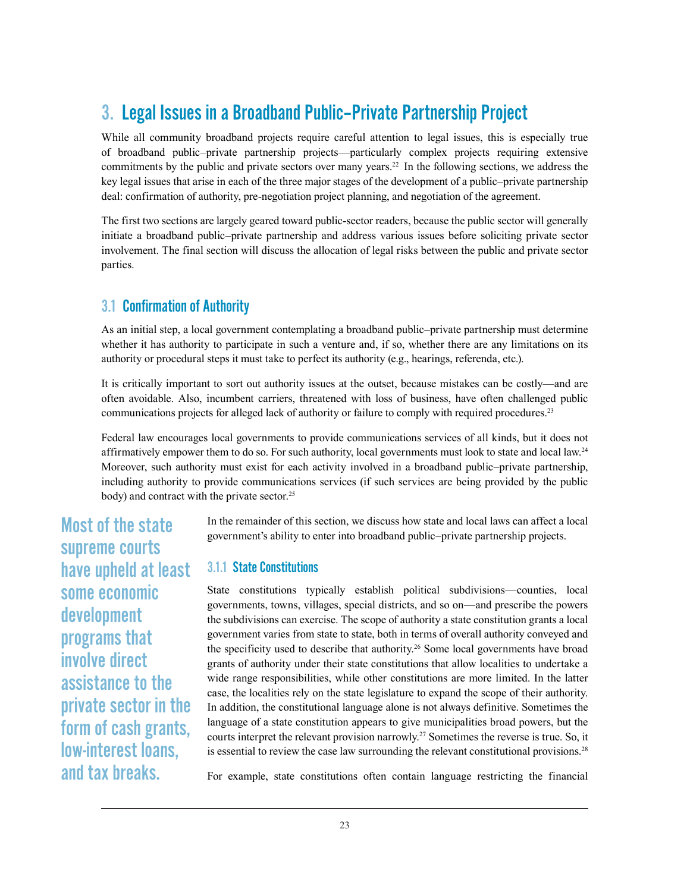## 3. Legal Issues in a Broadband Public–Private Partnership Project

While all community broadband projects require careful attention to legal issues, this is especially true of broadband public–private partnership projects—particularly complex projects requiring extensive commitments by the public and private sectors over many years.[22] In the following sections, we address the key legal issues that arise in each of the three major stages of the development of a public–private partnership deal: confirmation of authority, pre-negotiation project planning, and negotiation of the agreement.

The first two sections are largely geared toward public-sector readers, because the public sector will generally initiate a broadband public–private partnership and address various issues before soliciting private sector involvement. The final section will discuss the allocation of legal risks between the public and private sector parties.

### 3.1 Confirmation of Authority

As an initial step, a local government contemplating a broadband public–private partnership must determine whether it has authority to participate in such a venture and, if so, whether there are any limitations on its authority or procedural steps it must take to perfect its authority (e.g., hearings, referenda, etc.).

It is critically important to sort out authority issues at the outset, because mistakes can be costly—and are often avoidable. Also, incumbent carriers, threatened with loss of business, have often challenged public communications projects for alleged lack of authority or failure to comply with required procedures.[23]

Federal law encourages local governments to provide communications services of all kinds, but it does not affirmatively empower them to do so. For such authority, local governments must look to state and local law.[24] Moreover, such authority must exist for each activity involved in a broadband public–private partnership, including authority to provide communications services (if such services are being provided by the public body) and contract with the private sector.[25]

In the remainder of this section, we discuss how state and local laws can affect a local government's ability to enter into broadband public–private partnership projects.

> **Most of the state supreme courts have upheld at least some economic development programs that involve direct assistance to the private sector in the form of cash grants, low-interest loans, and tax breaks.**

#### 3.1.1 State Constitutions

State constitutions typically establish political subdivisions—counties, local governments, towns, villages, special districts, and so on—and prescribe the powers the subdivisions can exercise. The scope of authority a state constitution grants a local government varies from state to state, both in terms of overall authority conveyed and the specificity used to describe that authority.[26] Some local governments have broad grants of authority under their state constitutions that allow localities to undertake a wide range responsibilities, while other constitutions are more limited. In the latter case, the localities rely on the state legislature to expand the scope of their authority. In addition, the constitutional language alone is not always definitive. Sometimes the language of a state constitution appears to give municipalities broad powers, but the courts interpret the relevant provision narrowly.[27] Sometimes the reverse is true. So, it is essential to review the case law surrounding the relevant constitutional provisions.[28]

For example, state constitutions often contain language restricting the financial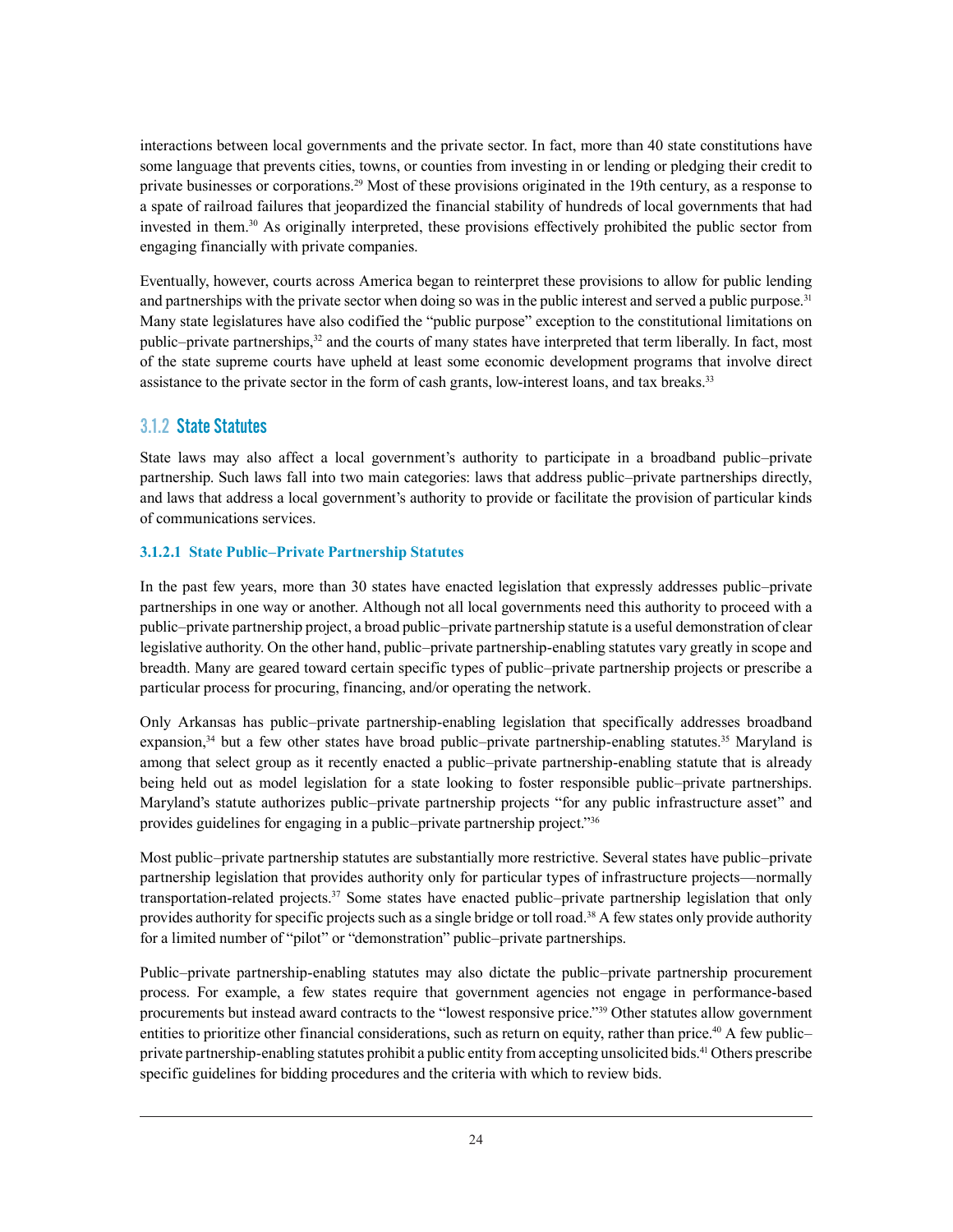interactions between local governments and the private sector. In fact, more than 40 state constitutions have some language that prevents cities, towns, or counties from investing in or lending or pledging their credit to private businesses or corporations.[29] Most of these provisions originated in the 19th century, as a response to a spate of railroad failures that jeopardized the financial stability of hundreds of local governments that had invested in them.[30] As originally interpreted, these provisions effectively prohibited the public sector from engaging financially with private companies.

Eventually, however, courts across America began to reinterpret these provisions to allow for public lending and partnerships with the private sector when doing so was in the public interest and served a public purpose.[31] Many state legislatures have also codified the "public purpose" exception to the constitutional limitations on public–private partnerships,[32] and the courts of many states have interpreted that term liberally. In fact, most of the state supreme courts have upheld at least some economic development programs that involve direct assistance to the private sector in the form of cash grants, low-interest loans, and tax breaks.[33]

### 3.1.2 State Statutes

State laws may also affect a local government's authority to participate in a broadband public–private partnership. Such laws fall into two main categories: laws that address public–private partnerships directly, and laws that address a local government's authority to provide or facilitate the provision of particular kinds of communications services.

#### 3.1.2.1 State Public–Private Partnership Statutes

In the past few years, more than 30 states have enacted legislation that expressly addresses public–private partnerships in one way or another. Although not all local governments need this authority to proceed with a public–private partnership project, a broad public–private partnership statute is a useful demonstration of clear legislative authority. On the other hand, public–private partnership-enabling statutes vary greatly in scope and breadth. Many are geared toward certain specific types of public–private partnership projects or prescribe a particular process for procuring, financing, and/or operating the network.

Only Arkansas has public–private partnership-enabling legislation that specifically addresses broadband expansion,[34] but a few other states have broad public–private partnership-enabling statutes.[35] Maryland is among that select group as it recently enacted a public–private partnership-enabling statute that is already being held out as model legislation for a state looking to foster responsible public–private partnerships. Maryland's statute authorizes public–private partnership projects "for any public infrastructure asset" and provides guidelines for engaging in a public–private partnership project."[36]

Most public–private partnership statutes are substantially more restrictive. Several states have public–private partnership legislation that provides authority only for particular types of infrastructure projects—normally transportation-related projects.[37] Some states have enacted public–private partnership legislation that only provides authority for specific projects such as a single bridge or toll road.[38] A few states only provide authority for a limited number of "pilot" or "demonstration" public–private partnerships.

Public–private partnership-enabling statutes may also dictate the public–private partnership procurement process. For example, a few states require that government agencies not engage in performance-based procurements but instead award contracts to the "lowest responsive price."[39] Other statutes allow government entities to prioritize other financial considerations, such as return on equity, rather than price.[40] A few public–private partnership-enabling statutes prohibit a public entity from accepting unsolicited bids.[41] Others prescribe specific guidelines for bidding procedures and the criteria with which to review bids.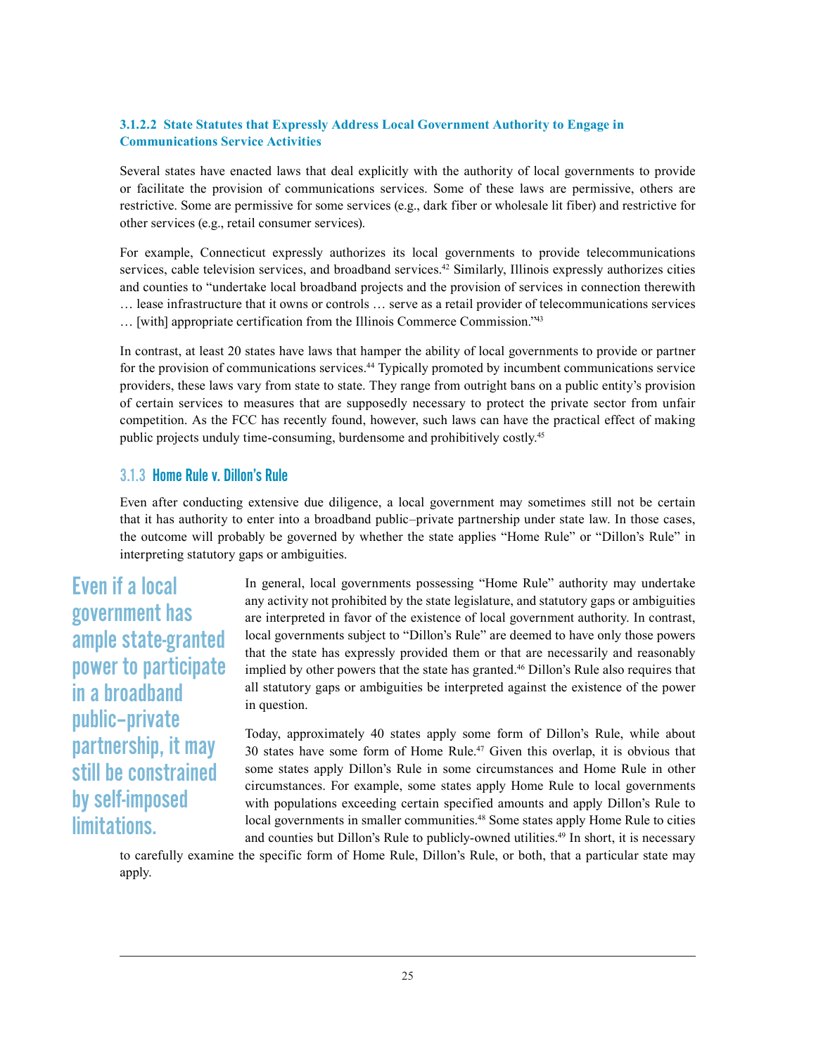#### 3.1.2.2 State Statutes that Expressly Address Local Government Authority to Engage in Communications Service Activities

Several states have enacted laws that deal explicitly with the authority of local governments to provide or facilitate the provision of communications services. Some of these laws are permissive, others are restrictive. Some are permissive for some services (e.g., dark fiber or wholesale lit fiber) and restrictive for other services (e.g., retail consumer services).

For example, Connecticut expressly authorizes its local governments to provide telecommunications services, cable television services, and broadband services.[42] Similarly, Illinois expressly authorizes cities and counties to "undertake local broadband projects and the provision of services in connection therewith … lease infrastructure that it owns or controls … serve as a retail provider of telecommunications services … [with] appropriate certification from the Illinois Commerce Commission."[43]

In contrast, at least 20 states have laws that hamper the ability of local governments to provide or partner for the provision of communications services.[44] Typically promoted by incumbent communications service providers, these laws vary from state to state. They range from outright bans on a public entity's provision of certain services to measures that are supposedly necessary to protect the private sector from unfair competition. As the FCC has recently found, however, such laws can have the practical effect of making public projects unduly time-consuming, burdensome and prohibitively costly.[45]

### 3.1.3 Home Rule v. Dillon's Rule

Even after conducting extensive due diligence, a local government may sometimes still not be certain that it has authority to enter into a broadband public–private partnership under state law. In those cases, the outcome will probably be governed by whether the state applies "Home Rule" or "Dillon's Rule" in interpreting statutory gaps or ambiguities.

**Even if a local government has ample state-granted power to participate in a broadband public–private partnership, it may still be constrained by self-imposed limitations.**

In general, local governments possessing "Home Rule" authority may undertake any activity not prohibited by the state legislature, and statutory gaps or ambiguities are interpreted in favor of the existence of local government authority. In contrast, local governments subject to "Dillon's Rule" are deemed to have only those powers that the state has expressly provided them or that are necessarily and reasonably implied by other powers that the state has granted.[46] Dillon's Rule also requires that all statutory gaps or ambiguities be interpreted against the existence of the power in question.

Today, approximately 40 states apply some form of Dillon's Rule, while about 30 states have some form of Home Rule.[47] Given this overlap, it is obvious that some states apply Dillon's Rule in some circumstances and Home Rule in other circumstances. For example, some states apply Home Rule to local governments with populations exceeding certain specified amounts and apply Dillon's Rule to local governments in smaller communities.[48] Some states apply Home Rule to cities and counties but Dillon's Rule to publicly-owned utilities.[49] In short, it is necessary to carefully examine the specific form of Home Rule, Dillon's Rule, or both, that a particular state may apply.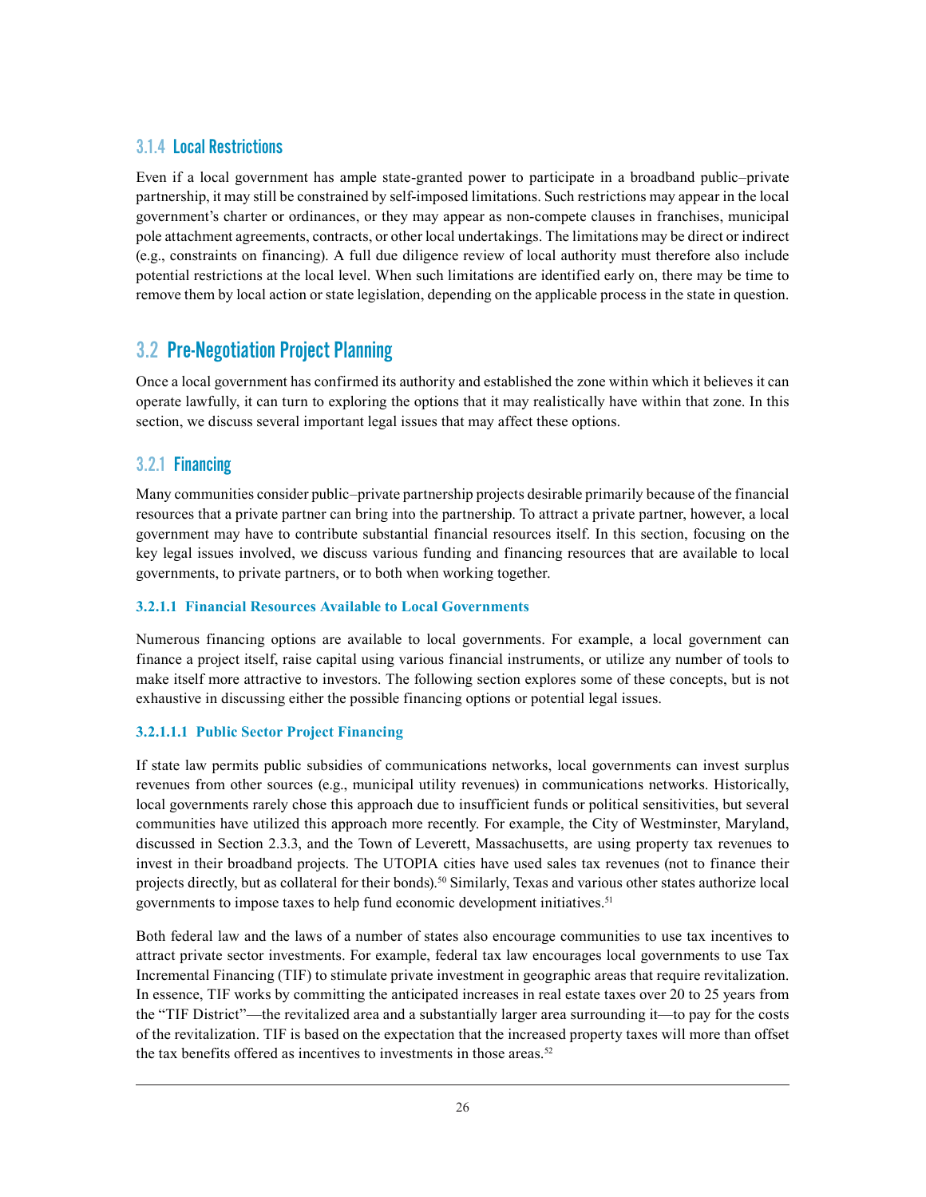### 3.1.4 Local Restrictions

Even if a local government has ample state-granted power to participate in a broadband public–private partnership, it may still be constrained by self-imposed limitations. Such restrictions may appear in the local government's charter or ordinances, or they may appear as non-compete clauses in franchises, municipal pole attachment agreements, contracts, or other local undertakings. The limitations may be direct or indirect (e.g., constraints on financing). A full due diligence review of local authority must therefore also include potential restrictions at the local level. When such limitations are identified early on, there may be time to remove them by local action or state legislation, depending on the applicable process in the state in question.

## 3.2 Pre-Negotiation Project Planning

Once a local government has confirmed its authority and established the zone within which it believes it can operate lawfully, it can turn to exploring the options that it may realistically have within that zone. In this section, we discuss several important legal issues that may affect these options.

### 3.2.1 Financing

Many communities consider public–private partnership projects desirable primarily because of the financial resources that a private partner can bring into the partnership. To attract a private partner, however, a local government may have to contribute substantial financial resources itself. In this section, focusing on the key legal issues involved, we discuss various funding and financing resources that are available to local governments, to private partners, or to both when working together.

#### 3.2.1.1 Financial Resources Available to Local Governments

Numerous financing options are available to local governments. For example, a local government can finance a project itself, raise capital using various financial instruments, or utilize any number of tools to make itself more attractive to investors. The following section explores some of these concepts, but is not exhaustive in discussing either the possible financing options or potential legal issues.

##### 3.2.1.1.1 Public Sector Project Financing

If state law permits public subsidies of communications networks, local governments can invest surplus revenues from other sources (e.g., municipal utility revenues) in communications networks. Historically, local governments rarely chose this approach due to insufficient funds or political sensitivities, but several communities have utilized this approach more recently. For example, the City of Westminster, Maryland, discussed in Section 2.3.3, and the Town of Leverett, Massachusetts, are using property tax revenues to invest in their broadband projects. The UTOPIA cities have used sales tax revenues (not to finance their projects directly, but as collateral for their bonds).[50] Similarly, Texas and various other states authorize local governments to impose taxes to help fund economic development initiatives.[51]

Both federal law and the laws of a number of states also encourage communities to use tax incentives to attract private sector investments. For example, federal tax law encourages local governments to use Tax Incremental Financing (TIF) to stimulate private investment in geographic areas that require revitalization. In essence, TIF works by committing the anticipated increases in real estate taxes over 20 to 25 years from the "TIF District"—the revitalized area and a substantially larger area surrounding it—to pay for the costs of the revitalization. TIF is based on the expectation that the increased property taxes will more than offset the tax benefits offered as incentives to investments in those areas.[52]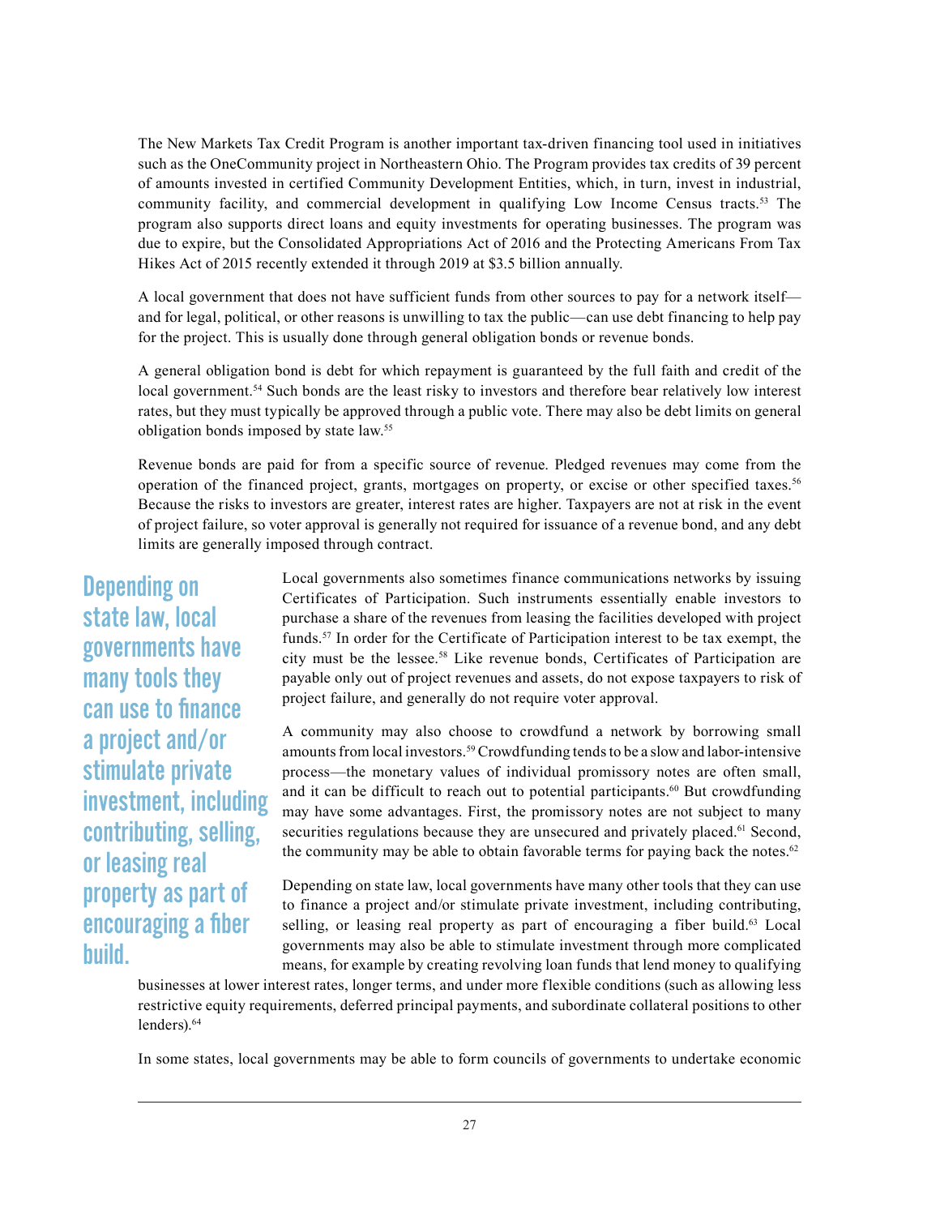The New Markets Tax Credit Program is another important tax-driven financing tool used in initiatives such as the OneCommunity project in Northeastern Ohio. The Program provides tax credits of 39 percent of amounts invested in certified Community Development Entities, which, in turn, invest in industrial, community facility, and commercial development in qualifying Low Income Census tracts.[53] The program also supports direct loans and equity investments for operating businesses. The program was due to expire, but the Consolidated Appropriations Act of 2016 and the Protecting Americans From Tax Hikes Act of 2015 recently extended it through 2019 at $3.5 billion annually.

A local government that does not have sufficient funds from other sources to pay for a network itself—and for legal, political, or other reasons is unwilling to tax the public—can use debt financing to help pay for the project. This is usually done through general obligation bonds or revenue bonds.

A general obligation bond is debt for which repayment is guaranteed by the full faith and credit of the local government.[54] Such bonds are the least risky to investors and therefore bear relatively low interest rates, but they must typically be approved through a public vote. There may also be debt limits on general obligation bonds imposed by state law.[55]

Revenue bonds are paid for from a specific source of revenue. Pledged revenues may come from the operation of the financed project, grants, mortgages on property, or excise or other specified taxes.[56] Because the risks to investors are greater, interest rates are higher. Taxpayers are not at risk in the event of project failure, so voter approval is generally not required for issuance of a revenue bond, and any debt limits are generally imposed through contract.

**Depending on state law, local governments have many tools they can use to finance a project and/or stimulate private investment, including contributing, selling, or leasing real property as part of encouraging a fiber build.**

Local governments also sometimes finance communications networks by issuing Certificates of Participation. Such instruments essentially enable investors to purchase a share of the revenues from leasing the facilities developed with project funds.[57] In order for the Certificate of Participation interest to be tax exempt, the city must be the lessee.[58] Like revenue bonds, Certificates of Participation are payable only out of project revenues and assets, do not expose taxpayers to risk of project failure, and generally do not require voter approval.

A community may also choose to crowdfund a network by borrowing small amounts from local investors.[59] Crowdfunding tends to be a slow and labor-intensive process—the monetary values of individual promissory notes are often small, and it can be difficult to reach out to potential participants.[60] But crowdfunding may have some advantages. First, the promissory notes are not subject to many securities regulations because they are unsecured and privately placed.[61] Second, the community may be able to obtain favorable terms for paying back the notes.[62]

Depending on state law, local governments have many other tools that they can use to finance a project and/or stimulate private investment, including contributing, selling, or leasing real property as part of encouraging a fiber build.[63] Local governments may also be able to stimulate investment through more complicated means, for example by creating revolving loan funds that lend money to qualifying businesses at lower interest rates, longer terms, and under more flexible conditions (such as allowing less restrictive equity requirements, deferred principal payments, and subordinate collateral positions to other lenders).[64]

In some states, local governments may be able to form councils of governments to undertake economic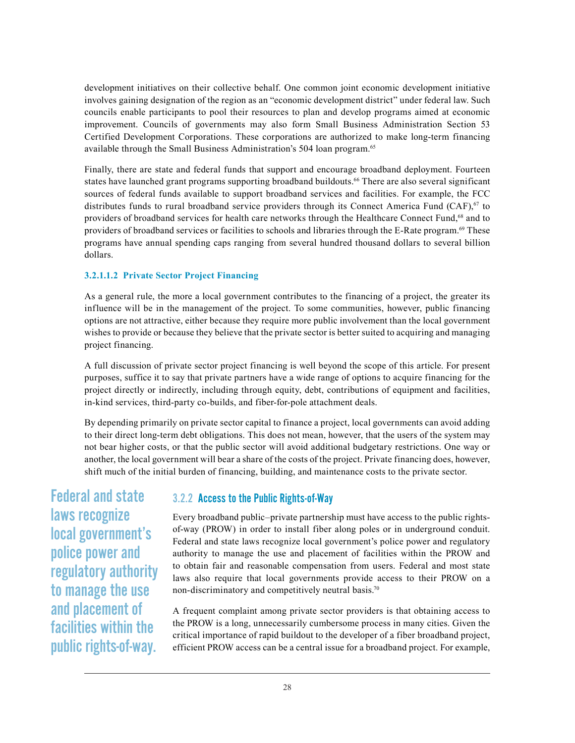development initiatives on their collective behalf. One common joint economic development initiative involves gaining designation of the region as an "economic development district" under federal law. Such councils enable participants to pool their resources to plan and develop programs aimed at economic improvement. Councils of governments may also form Small Business Administration Section 53 Certified Development Corporations. These corporations are authorized to make long-term financing available through the Small Business Administration's 504 loan program.[65]

Finally, there are state and federal funds that support and encourage broadband deployment. Fourteen states have launched grant programs supporting broadband buildouts.[66] There are also several significant sources of federal funds available to support broadband services and facilities. For example, the FCC distributes funds to rural broadband service providers through its Connect America Fund (CAF),[67] to providers of broadband services for health care networks through the Healthcare Connect Fund,[68] and to providers of broadband services or facilities to schools and libraries through the E-Rate program.[69] These programs have annual spending caps ranging from several hundred thousand dollars to several billion dollars.

##### 3.2.1.1.2 Private Sector Project Financing

As a general rule, the more a local government contributes to the financing of a project, the greater its influence will be in the management of the project. To some communities, however, public financing options are not attractive, either because they require more public involvement than the local government wishes to provide or because they believe that the private sector is better suited to acquiring and managing project financing.

A full discussion of private sector project financing is well beyond the scope of this article. For present purposes, suffice it to say that private partners have a wide range of options to acquire financing for the project directly or indirectly, including through equity, debt, contributions of equipment and facilities, in-kind services, third-party co-builds, and fiber-for-pole attachment deals.

By depending primarily on private sector capital to finance a project, local governments can avoid adding to their direct long-term debt obligations. This does not mean, however, that the users of the system may not bear higher costs, or that the public sector will avoid additional budgetary restrictions. One way or another, the local government will bear a share of the costs of the project. Private financing does, however, shift much of the initial burden of financing, building, and maintenance costs to the private sector.

### 3.2.2 Access to the Public Rights-of-Way

> **Federal and state laws recognize local government's police power and regulatory authority to manage the use and placement of facilities within the public rights-of-way.**

Every broadband public–private partnership must have access to the public rights-of-way (PROW) in order to install fiber along poles or in underground conduit. Federal and state laws recognize local government's police power and regulatory authority to manage the use and placement of facilities within the PROW and to obtain fair and reasonable compensation from users. Federal and most state laws also require that local governments provide access to their PROW on a non-discriminatory and competitively neutral basis.[70]

A frequent complaint among private sector providers is that obtaining access to the PROW is a long, unnecessarily cumbersome process in many cities. Given the critical importance of rapid buildout to the developer of a fiber broadband project, efficient PROW access can be a central issue for a broadband project. For example,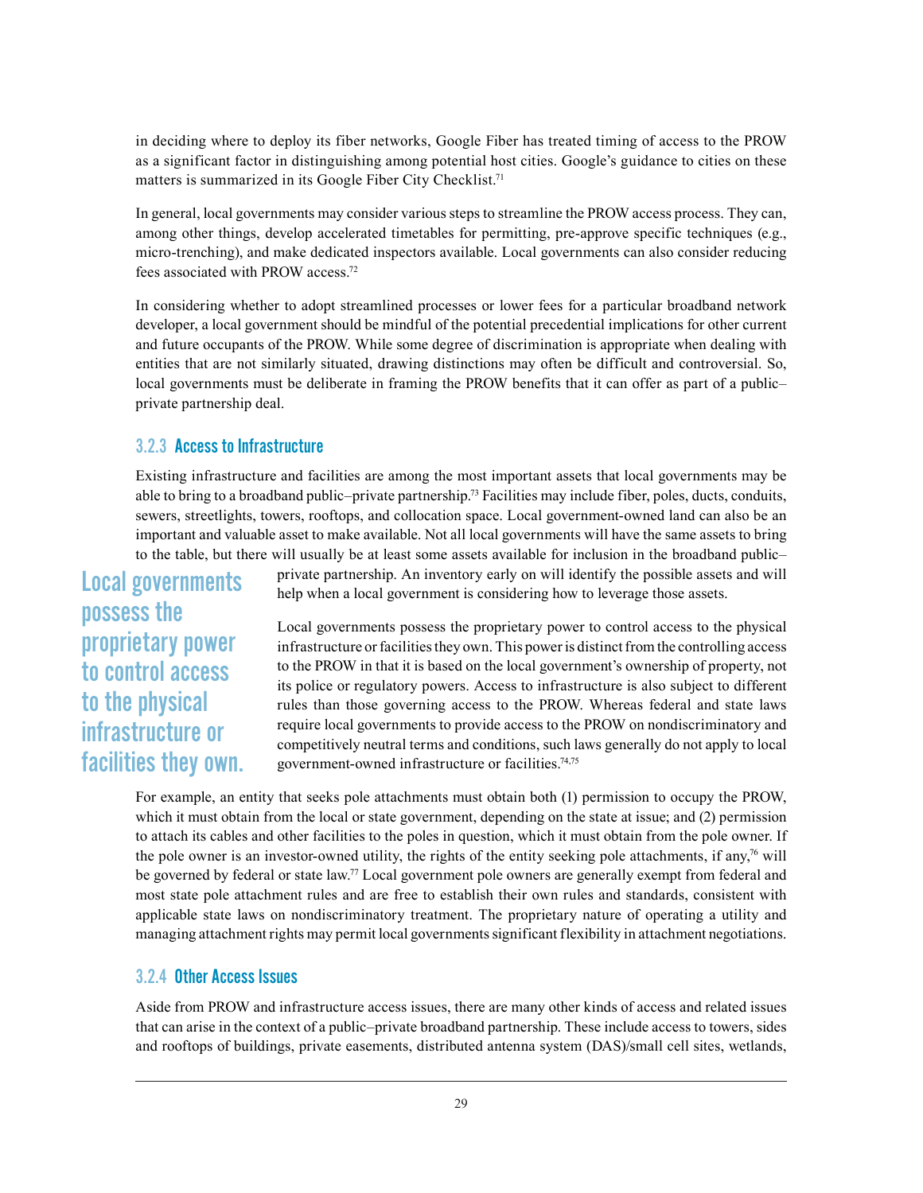in deciding where to deploy its fiber networks, Google Fiber has treated timing of access to the PROW as a significant factor in distinguishing among potential host cities. Google's guidance to cities on these matters is summarized in its Google Fiber City Checklist.[71]

In general, local governments may consider various steps to streamline the PROW access process. They can, among other things, develop accelerated timetables for permitting, pre-approve specific techniques (e.g., micro-trenching), and make dedicated inspectors available. Local governments can also consider reducing fees associated with PROW access.[72]

In considering whether to adopt streamlined processes or lower fees for a particular broadband network developer, a local government should be mindful of the potential precedential implications for other current and future occupants of the PROW. While some degree of discrimination is appropriate when dealing with entities that are not similarly situated, drawing distinctions may often be difficult and controversial. So, local governments must be deliberate in framing the PROW benefits that it can offer as part of a public–private partnership deal.

### 3.2.3 Access to Infrastructure

Existing infrastructure and facilities are among the most important assets that local governments may be able to bring to a broadband public–private partnership.[73] Facilities may include fiber, poles, ducts, conduits, sewers, streetlights, towers, rooftops, and collocation space. Local government-owned land can also be an important and valuable asset to make available. Not all local governments will have the same assets to bring to the table, but there will usually be at least some assets available for inclusion in the broadband public–private partnership. An inventory early on will identify the possible assets and will help when a local government is considering how to leverage those assets.

> **Local governments possess the proprietary power to control access to the physical infrastructure or facilities they own.**

Local governments possess the proprietary power to control access to the physical infrastructure or facilities they own. This power is distinct from the controlling access to the PROW in that it is based on the local government's ownership of property, not its police or regulatory powers. Access to infrastructure is also subject to different rules than those governing access to the PROW. Whereas federal and state laws require local governments to provide access to the PROW on nondiscriminatory and competitively neutral terms and conditions, such laws generally do not apply to local government-owned infrastructure or facilities.[74,75]

For example, an entity that seeks pole attachments must obtain both (1) permission to occupy the PROW, which it must obtain from the local or state government, depending on the state at issue; and (2) permission to attach its cables and other facilities to the poles in question, which it must obtain from the pole owner. If the pole owner is an investor-owned utility, the rights of the entity seeking pole attachments, if any,[76] will be governed by federal or state law.[77] Local government pole owners are generally exempt from federal and most state pole attachment rules and are free to establish their own rules and standards, consistent with applicable state laws on nondiscriminatory treatment. The proprietary nature of operating a utility and managing attachment rights may permit local governments significant flexibility in attachment negotiations.

### 3.2.4 Other Access Issues

Aside from PROW and infrastructure access issues, there are many other kinds of access and related issues that can arise in the context of a public–private broadband partnership. These include access to towers, sides and rooftops of buildings, private easements, distributed antenna system (DAS)/small cell sites, wetlands,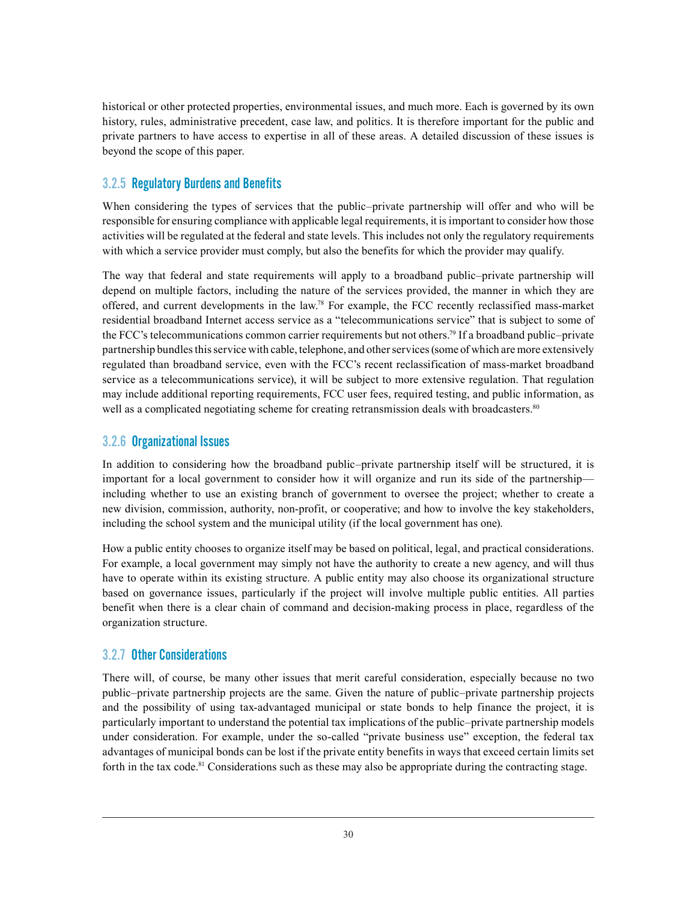historical or other protected properties, environmental issues, and much more. Each is governed by its own history, rules, administrative precedent, case law, and politics. It is therefore important for the public and private partners to have access to expertise in all of these areas. A detailed discussion of these issues is beyond the scope of this paper.

### 3.2.5 Regulatory Burdens and Benefits

When considering the types of services that the public–private partnership will offer and who will be responsible for ensuring compliance with applicable legal requirements, it is important to consider how those activities will be regulated at the federal and state levels. This includes not only the regulatory requirements with which a service provider must comply, but also the benefits for which the provider may qualify.

The way that federal and state requirements will apply to a broadband public–private partnership will depend on multiple factors, including the nature of the services provided, the manner in which they are offered, and current developments in the law.[78] For example, the FCC recently reclassified mass-market residential broadband Internet access service as a "telecommunications service" that is subject to some of the FCC's telecommunications common carrier requirements but not others.[79] If a broadband public–private partnership bundles this service with cable, telephone, and other services (some of which are more extensively regulated than broadband service, even with the FCC's recent reclassification of mass-market broadband service as a telecommunications service), it will be subject to more extensive regulation. That regulation may include additional reporting requirements, FCC user fees, required testing, and public information, as well as a complicated negotiating scheme for creating retransmission deals with broadcasters.[80]

### 3.2.6 Organizational Issues

In addition to considering how the broadband public–private partnership itself will be structured, it is important for a local government to consider how it will organize and run its side of the partnership—including whether to use an existing branch of government to oversee the project; whether to create a new division, commission, authority, non-profit, or cooperative; and how to involve the key stakeholders, including the school system and the municipal utility (if the local government has one).

How a public entity chooses to organize itself may be based on political, legal, and practical considerations. For example, a local government may simply not have the authority to create a new agency, and will thus have to operate within its existing structure. A public entity may also choose its organizational structure based on governance issues, particularly if the project will involve multiple public entities. All parties benefit when there is a clear chain of command and decision-making process in place, regardless of the organization structure.

### 3.2.7 Other Considerations

There will, of course, be many other issues that merit careful consideration, especially because no two public–private partnership projects are the same. Given the nature of public–private partnership projects and the possibility of using tax-advantaged municipal or state bonds to help finance the project, it is particularly important to understand the potential tax implications of the public–private partnership models under consideration. For example, under the so-called "private business use" exception, the federal tax advantages of municipal bonds can be lost if the private entity benefits in ways that exceed certain limits set forth in the tax code.[81] Considerations such as these may also be appropriate during the contracting stage.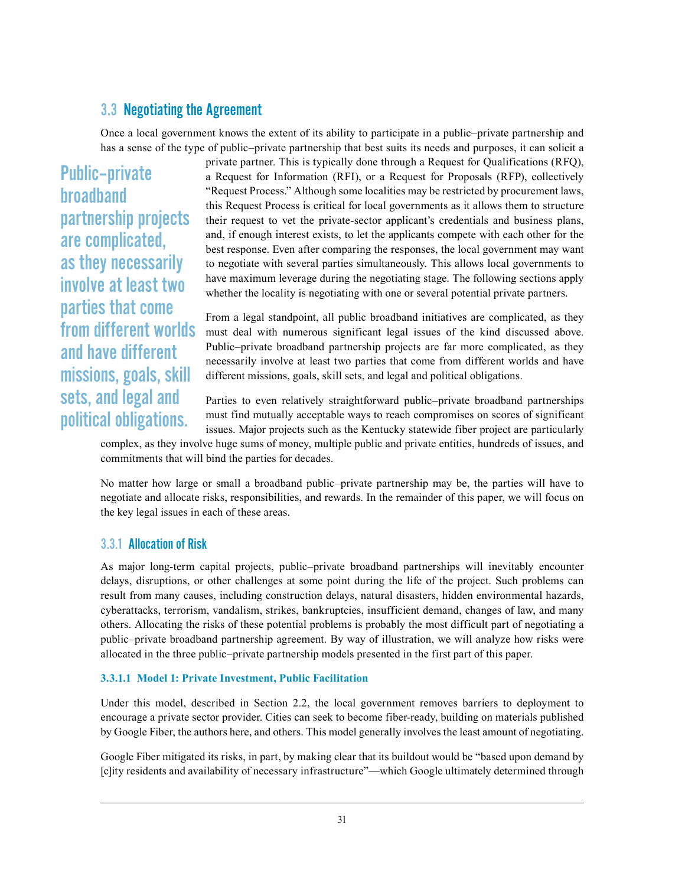## 3.3 Negotiating the Agreement

Once a local government knows the extent of its ability to participate in a public–private partnership and has a sense of the type of public–private partnership that best suits its needs and purposes, it can solicit a private partner. This is typically done through a Request for Qualifications (RFQ), a Request for Information (RFI), or a Request for Proposals (RFP), collectively "Request Process." Although some localities may be restricted by procurement laws, this Request Process is critical for local governments as it allows them to structure their request to vet the private-sector applicant's credentials and business plans, and, if enough interest exists, to let the applicants compete with each other for the best response. Even after comparing the responses, the local government may want to negotiate with several parties simultaneously. This allows local governments to have maximum leverage during the negotiating stage. The following sections apply whether the locality is negotiating with one or several potential private partners.

> Public–private broadband partnership projects are complicated, as they necessarily involve at least two parties that come from different worlds and have different missions, goals, skill sets, and legal and political obligations.

From a legal standpoint, all public broadband initiatives are complicated, as they must deal with numerous significant legal issues of the kind discussed above. Public–private broadband partnership projects are far more complicated, as they necessarily involve at least two parties that come from different worlds and have different missions, goals, skill sets, and legal and political obligations.

Parties to even relatively straightforward public–private broadband partnerships must find mutually acceptable ways to reach compromises on scores of significant issues. Major projects such as the Kentucky statewide fiber project are particularly complex, as they involve huge sums of money, multiple public and private entities, hundreds of issues, and commitments that will bind the parties for decades.

No matter how large or small a broadband public–private partnership may be, the parties will have to negotiate and allocate risks, responsibilities, and rewards. In the remainder of this paper, we will focus on the key legal issues in each of these areas.

### 3.3.1 Allocation of Risk

As major long-term capital projects, public–private broadband partnerships will inevitably encounter delays, disruptions, or other challenges at some point during the life of the project. Such problems can result from many causes, including construction delays, natural disasters, hidden environmental hazards, cyberattacks, terrorism, vandalism, strikes, bankruptcies, insufficient demand, changes of law, and many others. Allocating the risks of these potential problems is probably the most difficult part of negotiating a public–private broadband partnership agreement. By way of illustration, we will analyze how risks were allocated in the three public–private partnership models presented in the first part of this paper.

#### 3.3.1.1 Model 1: Private Investment, Public Facilitation

Under this model, described in Section 2.2, the local government removes barriers to deployment to encourage a private sector provider. Cities can seek to become fiber-ready, building on materials published by Google Fiber, the authors here, and others. This model generally involves the least amount of negotiating.

Google Fiber mitigated its risks, in part, by making clear that its buildout would be "based upon demand by [c]ity residents and availability of necessary infrastructure"—which Google ultimately determined through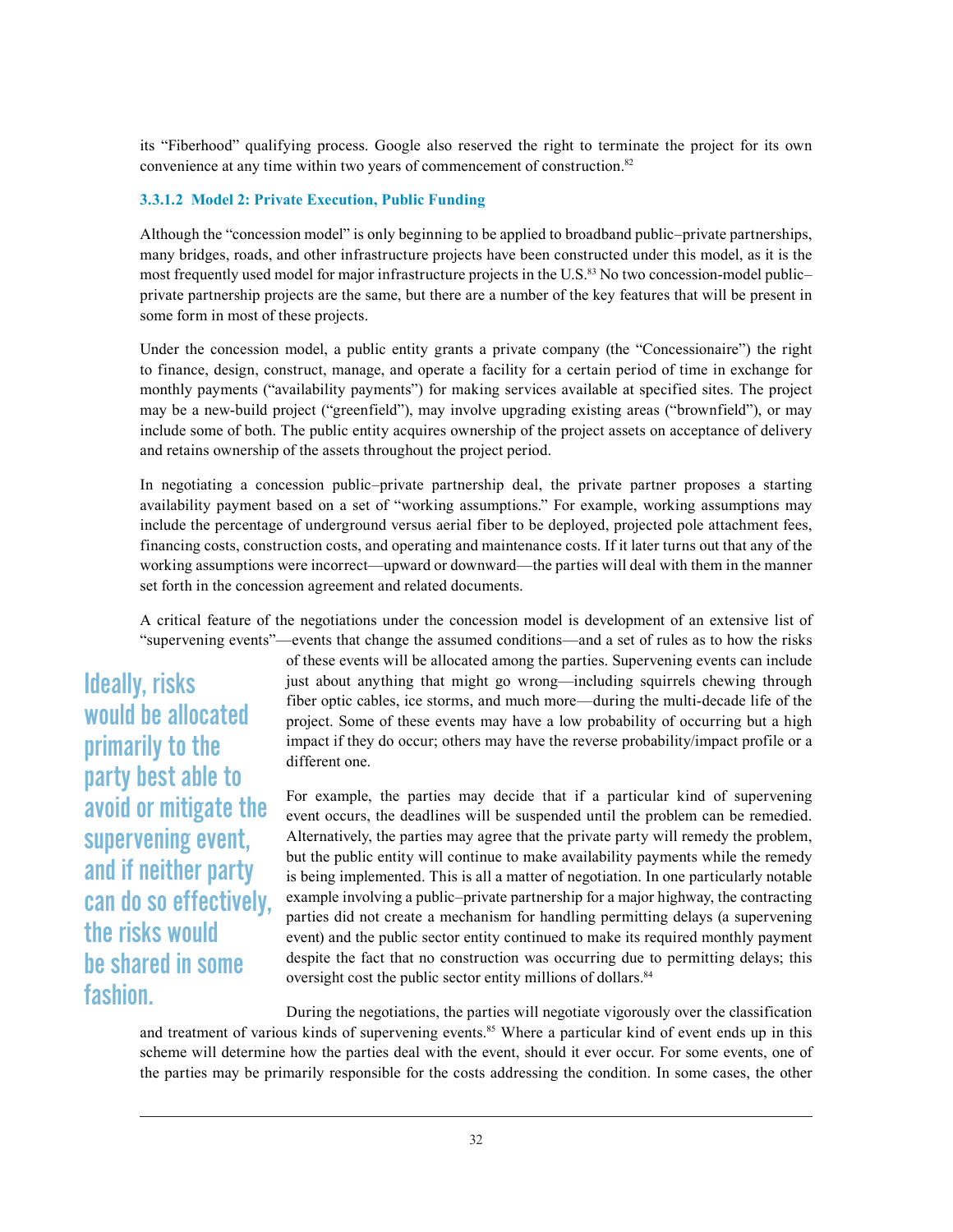its "Fiberhood" qualifying process. Google also reserved the right to terminate the project for its own convenience at any time within two years of commencement of construction.[82]

#### 3.3.1.2 Model 2: Private Execution, Public Funding

Although the "concession model" is only beginning to be applied to broadband public–private partnerships, many bridges, roads, and other infrastructure projects have been constructed under this model, as it is the most frequently used model for major infrastructure projects in the U.S.[83] No two concession-model public–private partnership projects are the same, but there are a number of the key features that will be present in some form in most of these projects.

Under the concession model, a public entity grants a private company (the "Concessionaire") the right to finance, design, construct, manage, and operate a facility for a certain period of time in exchange for monthly payments ("availability payments") for making services available at specified sites. The project may be a new-build project ("greenfield"), may involve upgrading existing areas ("brownfield"), or may include some of both. The public entity acquires ownership of the project assets on acceptance of delivery and retains ownership of the assets throughout the project period.

In negotiating a concession public–private partnership deal, the private partner proposes a starting availability payment based on a set of "working assumptions." For example, working assumptions may include the percentage of underground versus aerial fiber to be deployed, projected pole attachment fees, financing costs, construction costs, and operating and maintenance costs. If it later turns out that any of the working assumptions were incorrect—upward or downward—the parties will deal with them in the manner set forth in the concession agreement and related documents.

A critical feature of the negotiations under the concession model is development of an extensive list of "supervening events"—events that change the assumed conditions—and a set of rules as to how the risks of these events will be allocated among the parties. Supervening events can include just about anything that might go wrong—including squirrels chewing through fiber optic cables, ice storms, and much more—during the multi-decade life of the project. Some of these events may have a low probability of occurring but a high impact if they do occur; others may have the reverse probability/impact profile or a different one.

> **Ideally, risks would be allocated primarily to the party best able to avoid or mitigate the supervening event, and if neither party can do so effectively, the risks would be shared in some fashion.**

For example, the parties may decide that if a particular kind of supervening event occurs, the deadlines will be suspended until the problem can be remedied. Alternatively, the parties may agree that the private party will remedy the problem, but the public entity will continue to make availability payments while the remedy is being implemented. This is all a matter of negotiation. In one particularly notable example involving a public–private partnership for a major highway, the contracting parties did not create a mechanism for handling permitting delays (a supervening event) and the public sector entity continued to make its required monthly payment despite the fact that no construction was occurring due to permitting delays; this oversight cost the public sector entity millions of dollars.[84]

During the negotiations, the parties will negotiate vigorously over the classification and treatment of various kinds of supervening events.[85] Where a particular kind of event ends up in this scheme will determine how the parties deal with the event, should it ever occur. For some events, one of the parties may be primarily responsible for the costs addressing the condition. In some cases, the other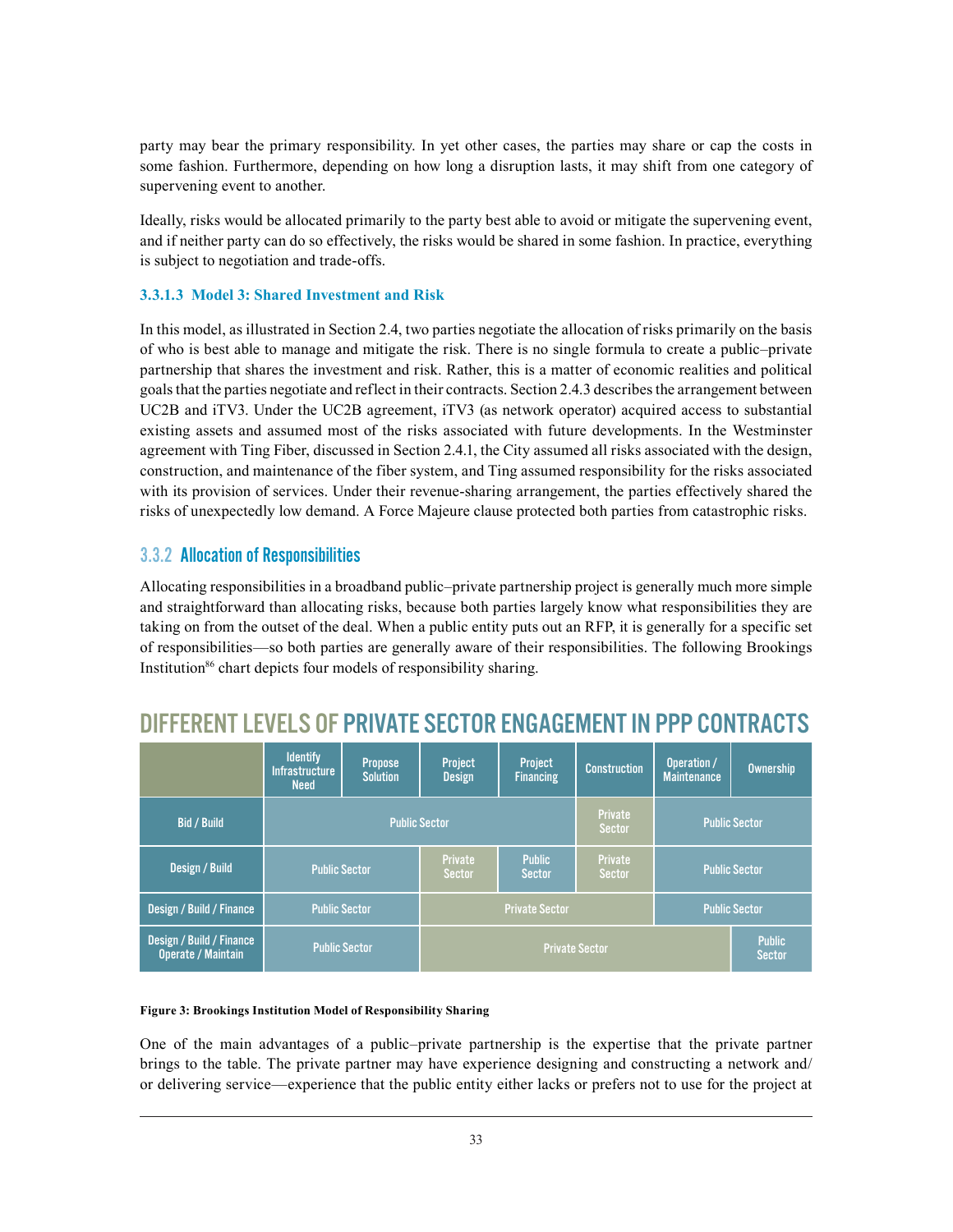party may bear the primary responsibility. In yet other cases, the parties may share or cap the costs in some fashion. Furthermore, depending on how long a disruption lasts, it may shift from one category of supervening event to another.

Ideally, risks would be allocated primarily to the party best able to avoid or mitigate the supervening event, and if neither party can do so effectively, the risks would be shared in some fashion. In practice, everything is subject to negotiation and trade-offs.

#### 3.3.1.3 Model 3: Shared Investment and Risk

In this model, as illustrated in Section 2.4, two parties negotiate the allocation of risks primarily on the basis of who is best able to manage and mitigate the risk. There is no single formula to create a public–private partnership that shares the investment and risk. Rather, this is a matter of economic realities and political goals that the parties negotiate and reflect in their contracts. Section 2.4.3 describes the arrangement between UC2B and iTV3. Under the UC2B agreement, iTV3 (as network operator) acquired access to substantial existing assets and assumed most of the risks associated with future developments. In the Westminster agreement with Ting Fiber, discussed in Section 2.4.1, the City assumed all risks associated with the design, construction, and maintenance of the fiber system, and Ting assumed responsibility for the risks associated with its provision of services. Under their revenue-sharing arrangement, the parties effectively shared the risks of unexpectedly low demand. A Force Majeure clause protected both parties from catastrophic risks.

### 3.3.2 Allocation of Responsibilities

Allocating responsibilities in a broadband public–private partnership project is generally much more simple and straightforward than allocating risks, because both parties largely know what responsibilities they are taking on from the outset of the deal. When a public entity puts out an RFP, it is generally for a specific set of responsibilities—so both parties are generally aware of their responsibilities. The following Brookings Institution[86] chart depicts four models of responsibility sharing.

**DIFFERENT LEVELS OF PRIVATE SECTOR ENGAGEMENT IN PPP CONTRACTS**

| | Identify Infrastructure Need | Propose Solution | Project Design | Project Financing | Construction | Operation / Maintenance | Ownership |
|---|---|---|---|---|---|---|---|
| Bid / Build | Public Sector | | | | Private Sector | Public Sector | |
| Design / Build | Public Sector | | Private Sector | Public Sector | Private Sector | Public Sector | |
| Design / Build / Finance | Public Sector | | Private Sector | | | Public Sector | |
| Design / Build / Finance Operate / Maintain | Public Sector | | Private Sector | | | | Public Sector |

**Figure 3: Brookings Institution Model of Responsibility Sharing**

One of the main advantages of a public–private partnership is the expertise that the private partner brings to the table. The private partner may have experience designing and constructing a network and/or delivering service—experience that the public entity either lacks or prefers not to use for the project at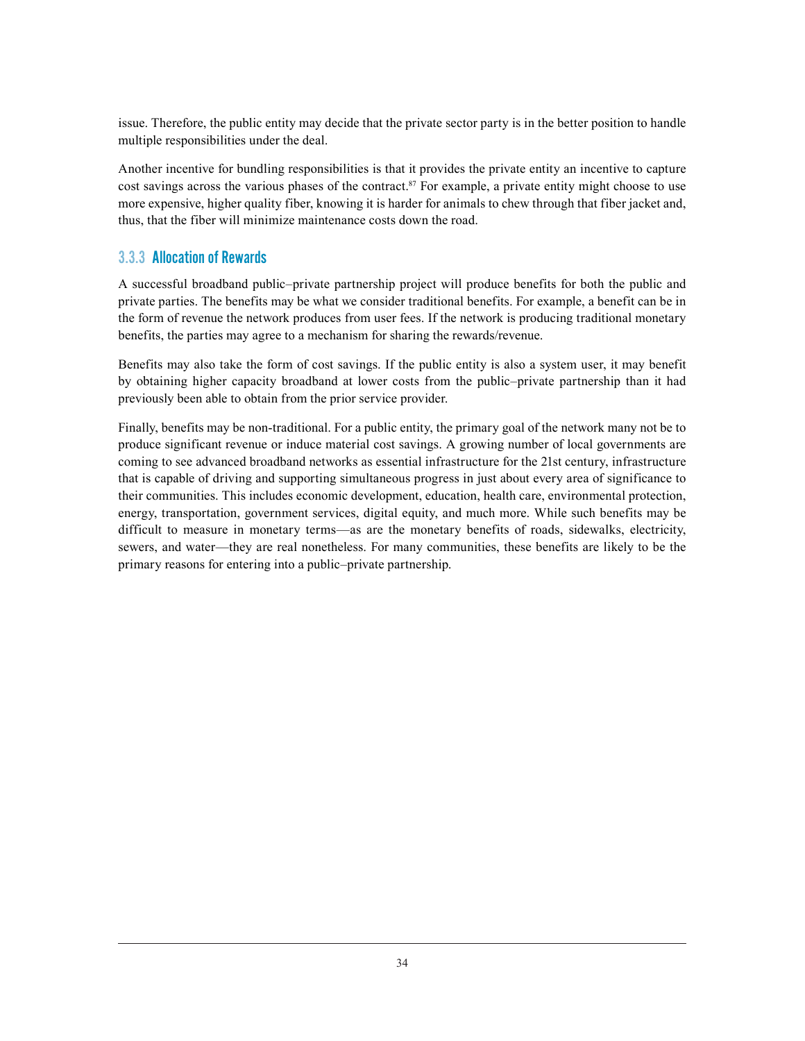issue. Therefore, the public entity may decide that the private sector party is in the better position to handle multiple responsibilities under the deal.

Another incentive for bundling responsibilities is that it provides the private entity an incentive to capture cost savings across the various phases of the contract.[87] For example, a private entity might choose to use more expensive, higher quality fiber, knowing it is harder for animals to chew through that fiber jacket and, thus, that the fiber will minimize maintenance costs down the road.

### 3.3.3 Allocation of Rewards

A successful broadband public–private partnership project will produce benefits for both the public and private parties. The benefits may be what we consider traditional benefits. For example, a benefit can be in the form of revenue the network produces from user fees. If the network is producing traditional monetary benefits, the parties may agree to a mechanism for sharing the rewards/revenue.

Benefits may also take the form of cost savings. If the public entity is also a system user, it may benefit by obtaining higher capacity broadband at lower costs from the public–private partnership than it had previously been able to obtain from the prior service provider.

Finally, benefits may be non-traditional. For a public entity, the primary goal of the network many not be to produce significant revenue or induce material cost savings. A growing number of local governments are coming to see advanced broadband networks as essential infrastructure for the 21st century, infrastructure that is capable of driving and supporting simultaneous progress in just about every area of significance to their communities. This includes economic development, education, health care, environmental protection, energy, transportation, government services, digital equity, and much more. While such benefits may be difficult to measure in monetary terms—as are the monetary benefits of roads, sidewalks, electricity, sewers, and water—they are real nonetheless. For many communities, these benefits are likely to be the primary reasons for entering into a public–private partnership.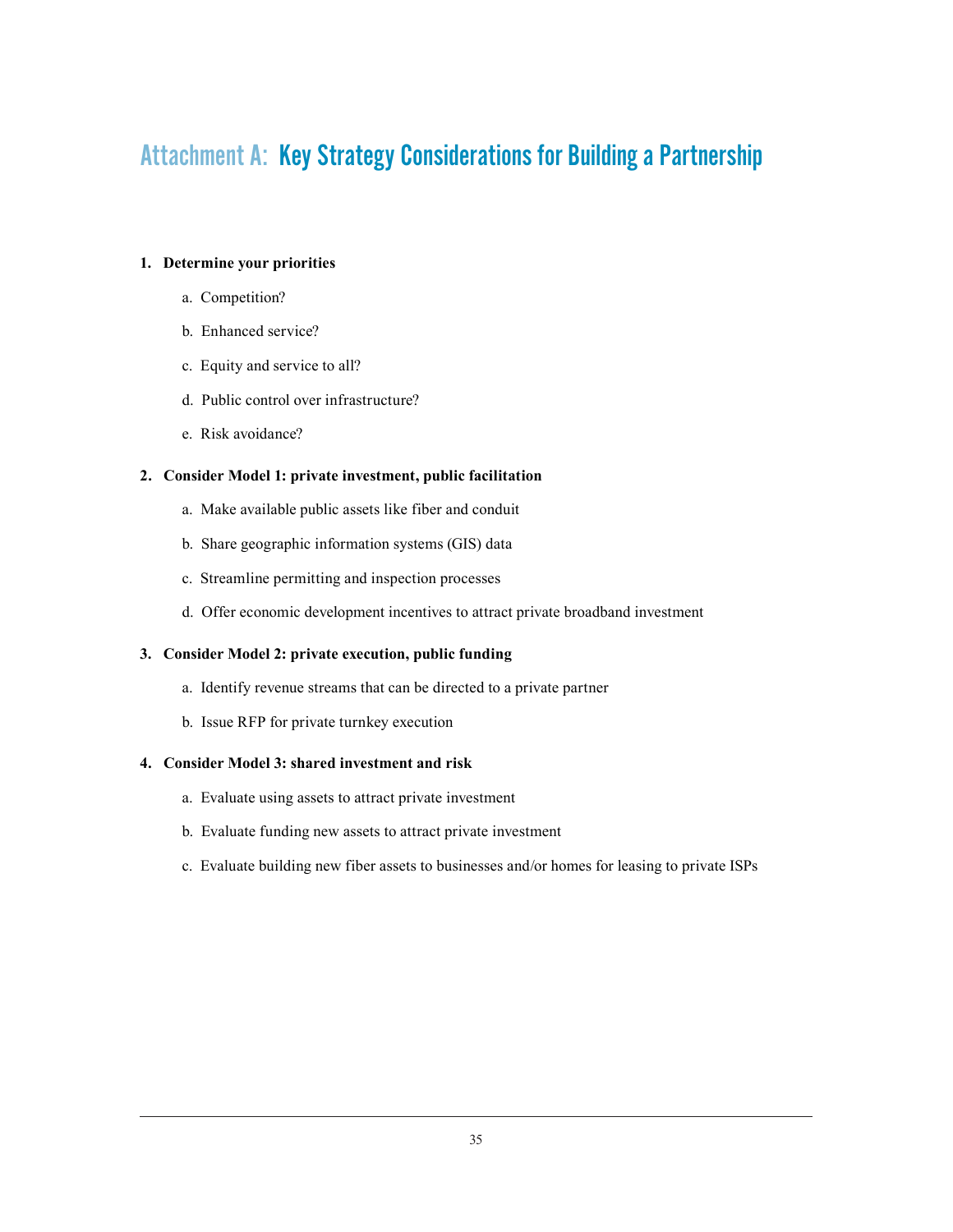# Attachment A: Key Strategy Considerations for Building a Partnership

1. **Determine your priorities**
   a. Competition?
   b. Enhanced service?
   c. Equity and service to all?
   d. Public control over infrastructure?
   e. Risk avoidance?

2. **Consider Model 1: private investment, public facilitation**
   a. Make available public assets like fiber and conduit
   b. Share geographic information systems (GIS) data
   c. Streamline permitting and inspection processes
   d. Offer economic development incentives to attract private broadband investment

3. **Consider Model 2: private execution, public funding**
   a. Identify revenue streams that can be directed to a private partner
   b. Issue RFP for private turnkey execution

4. **Consider Model 3: shared investment and risk**
   a. Evaluate using assets to attract private investment
   b. Evaluate funding new assets to attract private investment
   c. Evaluate building new fiber assets to businesses and/or homes for leasing to private ISPs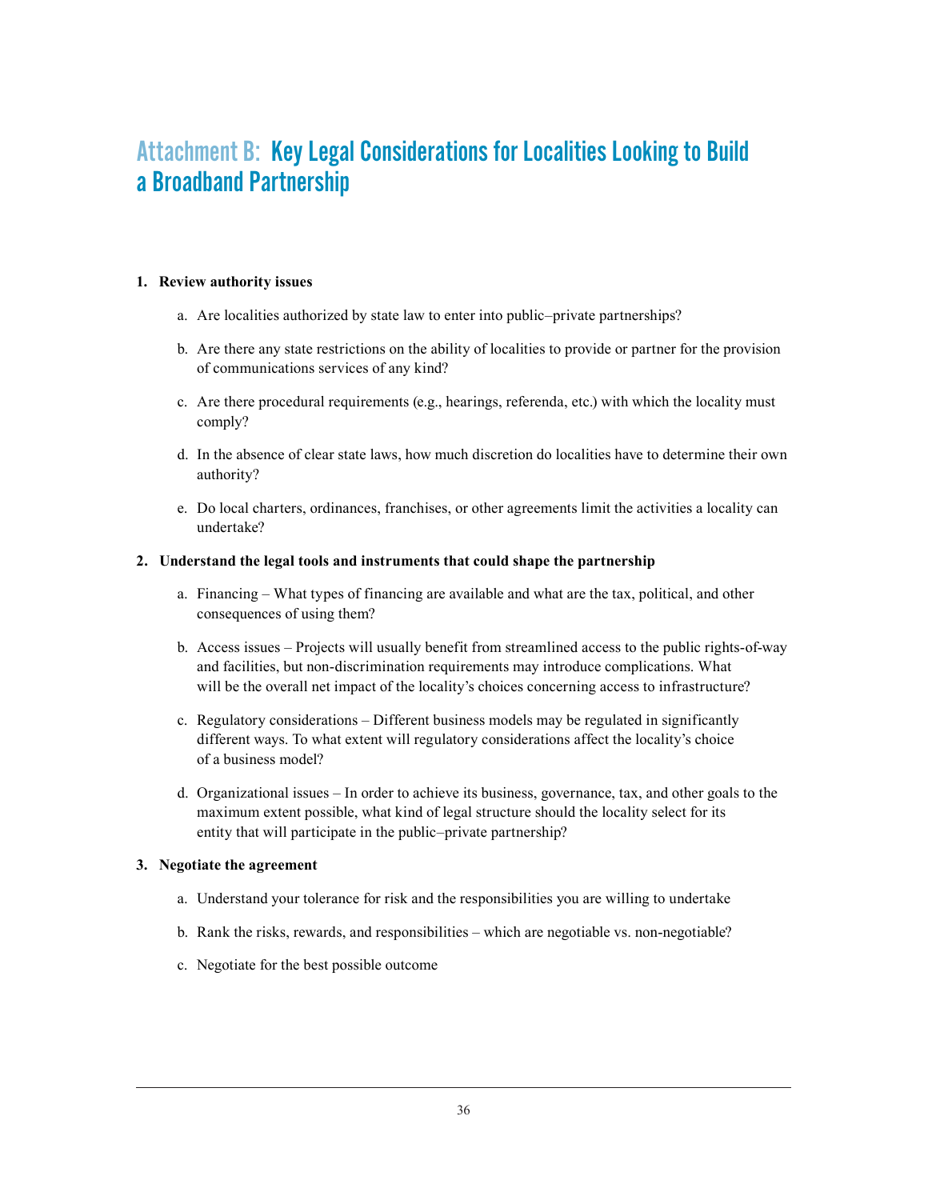# Attachment B: Key Legal Considerations for Localities Looking to Build a Broadband Partnership

1. **Review authority issues**

    a. Are localities authorized by state law to enter into public–private partnerships?

    b. Are there any state restrictions on the ability of localities to provide or partner for the provision of communications services of any kind?

    c. Are there procedural requirements (e.g., hearings, referenda, etc.) with which the locality must comply?

    d. In the absence of clear state laws, how much discretion do localities have to determine their own authority?

    e. Do local charters, ordinances, franchises, or other agreements limit the activities a locality can undertake?

2. **Understand the legal tools and instruments that could shape the partnership**

    a. Financing – What types of financing are available and what are the tax, political, and other consequences of using them?

    b. Access issues – Projects will usually benefit from streamlined access to the public rights-of-way and facilities, but non-discrimination requirements may introduce complications. What will be the overall net impact of the locality's choices concerning access to infrastructure?

    c. Regulatory considerations – Different business models may be regulated in significantly different ways. To what extent will regulatory considerations affect the locality's choice of a business model?

    d. Organizational issues – In order to achieve its business, governance, tax, and other goals to the maximum extent possible, what kind of legal structure should the locality select for its entity that will participate in the public–private partnership?

3. **Negotiate the agreement**

    a. Understand your tolerance for risk and the responsibilities you are willing to undertake

    b. Rank the risks, rewards, and responsibilities – which are negotiable vs. non-negotiable?

    c. Negotiate for the best possible outcome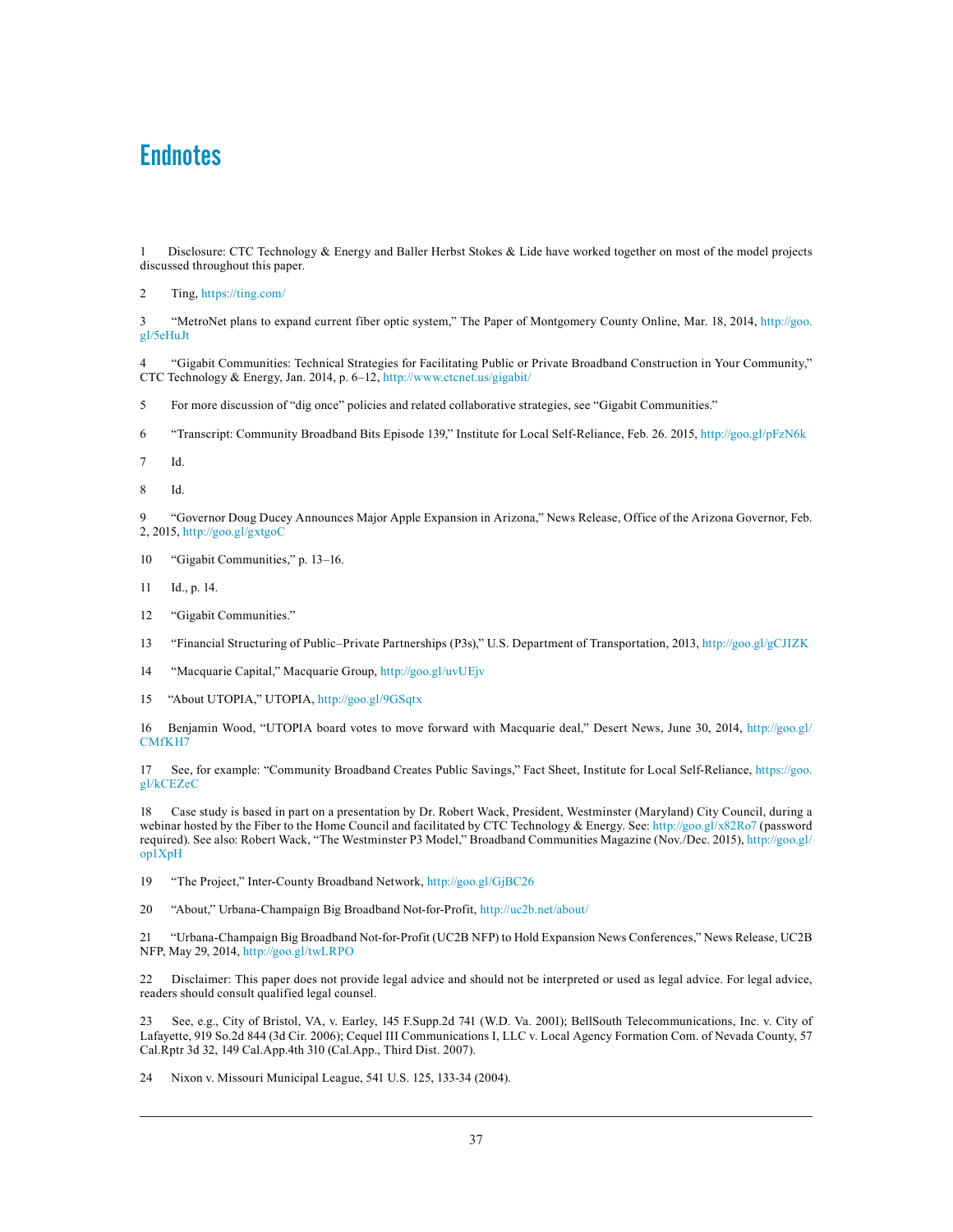# Endnotes

1 Disclosure: CTC Technology & Energy and Baller Herbst Stokes & Lide have worked together on most of the model projects discussed throughout this paper.

2 Ting, https://ting.com/

3 "MetroNet plans to expand current fiber optic system," The Paper of Montgomery County Online, Mar. 18, 2014, http://goo.gl/5eHuJt

4 "Gigabit Communities: Technical Strategies for Facilitating Public or Private Broadband Construction in Your Community," CTC Technology & Energy, Jan. 2014, p. 6–12, http://www.ctcnet.us/gigabit/

5 For more discussion of "dig once" policies and related collaborative strategies, see "Gigabit Communities."

6 "Transcript: Community Broadband Bits Episode 139," Institute for Local Self-Reliance, Feb. 26. 2015, http://goo.gl/pFzN6k

7 Id.

8 Id.

9 "Governor Doug Ducey Announces Major Apple Expansion in Arizona," News Release, Office of the Arizona Governor, Feb. 2, 2015, http://goo.gl/gxtgoC

10 "Gigabit Communities," p. 13–16.

11 Id., p. 14.

12 "Gigabit Communities."

13 "Financial Structuring of Public–Private Partnerships (P3s)," U.S. Department of Transportation, 2013, http://goo.gl/gCJIZK

14 "Macquarie Capital," Macquarie Group, http://goo.gl/uvUEjv

15 "About UTOPIA," UTOPIA, http://goo.gl/9GSqtx

16 Benjamin Wood, "UTOPIA board votes to move forward with Macquarie deal," Desert News, June 30, 2014, http://goo.gl/CMfKH7

17 See, for example: "Community Broadband Creates Public Savings," Fact Sheet, Institute for Local Self-Reliance, https://goo.gl/kCEZeC

18 Case study is based in part on a presentation by Dr. Robert Wack, President, Westminster (Maryland) City Council, during a webinar hosted by the Fiber to the Home Council and facilitated by CTC Technology & Energy. See: http://goo.gl/x82Ro7 (password required). See also: Robert Wack, "The Westminster P3 Model," Broadband Communities Magazine (Nov./Dec. 2015), http://goo.gl/op1XpH

19 "The Project," Inter-County Broadband Network, http://goo.gl/GjBC26

20 "About," Urbana-Champaign Big Broadband Not-for-Profit, http://uc2b.net/about/

21 "Urbana-Champaign Big Broadband Not-for-Profit (UC2B NFP) to Hold Expansion News Conferences," News Release, UC2B NFP, May 29, 2014, http://goo.gl/twLRPO

22 Disclaimer: This paper does not provide legal advice and should not be interpreted or used as legal advice. For legal advice, readers should consult qualified legal counsel.

23 See, e.g., City of Bristol, VA, v. Earley, 145 F.Supp.2d 741 (W.D. Va. 2001); BellSouth Telecommunications, Inc. v. City of Lafayette, 919 So.2d 844 (3d Cir. 2006); Cequel III Communications I, LLC v. Local Agency Formation Com. of Nevada County, 57 Cal.Rptr 3d 32, 149 Cal.App.4th 310 (Cal.App., Third Dist. 2007).

24 Nixon v. Missouri Municipal League, 541 U.S. 125, 133-34 (2004).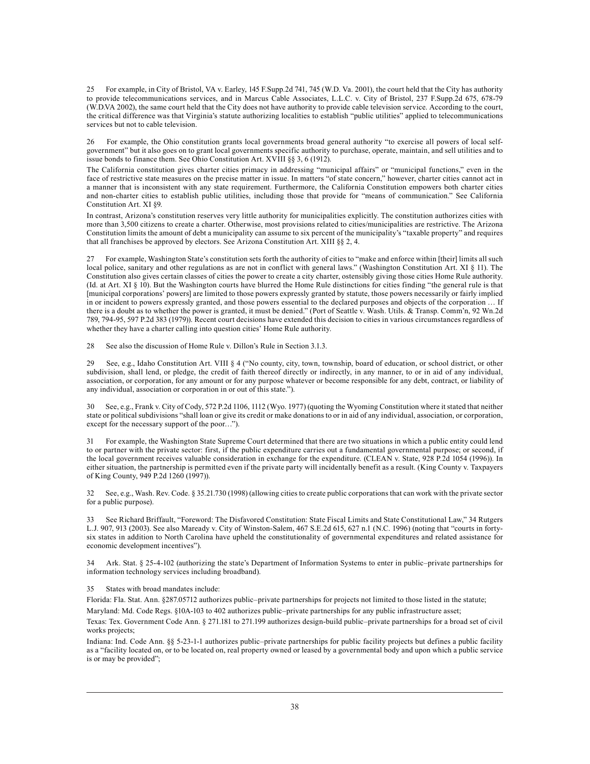25 For example, in City of Bristol, VA v. Earley, 145 F.Supp.2d 741, 745 (W.D. Va. 2001), the court held that the City has authority to provide telecommunications services, and in Marcus Cable Associates, L.L.C. v. City of Bristol, 237 F.Supp.2d 675, 678-79 (W.D.VA 2002), the same court held that the City does not have authority to provide cable television service. According to the court, the critical difference was that Virginia's statute authorizing localities to establish "public utilities" applied to telecommunications services but not to cable television.

26 For example, the Ohio constitution grants local governments broad general authority "to exercise all powers of local self-government" but it also goes on to grant local governments specific authority to purchase, operate, maintain, and sell utilities and to issue bonds to finance them. See Ohio Constitution Art. XVIII §§ 3, 6 (1912).

The California constitution gives charter cities primacy in addressing "municipal affairs" or "municipal functions," even in the face of restrictive state measures on the precise matter in issue. In matters "of state concern," however, charter cities cannot act in a manner that is inconsistent with any state requirement. Furthermore, the California Constitution empowers both charter cities and non-charter cities to establish public utilities, including those that provide for "means of communication." See California Constitution Art. XI §9.

In contrast, Arizona's constitution reserves very little authority for municipalities explicitly. The constitution authorizes cities with more than 3,500 citizens to create a charter. Otherwise, most provisions related to cities/municipalities are restrictive. The Arizona Constitution limits the amount of debt a municipality can assume to six percent of the municipality's "taxable property" and requires that all franchises be approved by electors. See Arizona Constitution Art. XIII §§ 2, 4.

27 For example, Washington State's constitution sets forth the authority of cities to "make and enforce within [their] limits all such local police, sanitary and other regulations as are not in conflict with general laws." (Washington Constitution Art. XI § 11). The Constitution also gives certain classes of cities the power to create a city charter, ostensibly giving those cities Home Rule authority. (Id. at Art. XI § 10). But the Washington courts have blurred the Home Rule distinctions for cities finding "the general rule is that [municipal corporations' powers] are limited to those powers expressly granted by statute, those powers necessarily or fairly implied in or incident to powers expressly granted, and those powers essential to the declared purposes and objects of the corporation … If there is a doubt as to whether the power is granted, it must be denied." (Port of Seattle v. Wash. Utils. & Transp. Comm'n, 92 Wn.2d 789, 794-95, 597 P.2d 383 (1979)). Recent court decisions have extended this decision to cities in various circumstances regardless of whether they have a charter calling into question cities' Home Rule authority.

28 See also the discussion of Home Rule v. Dillon's Rule in Section 3.1.3.

29 See, e.g., Idaho Constitution Art. VIII § 4 ("No county, city, town, township, board of education, or school district, or other subdivision, shall lend, or pledge, the credit of faith thereof directly or indirectly, in any manner, to or in aid of any individual, association, or corporation, for any amount or for any purpose whatever or become responsible for any debt, contract, or liability of any individual, association or corporation in or out of this state.").

30 See, e.g., Frank v. City of Cody, 572 P.2d 1106, 1112 (Wyo. 1977) (quoting the Wyoming Constitution where it stated that neither state or political subdivisions "shall loan or give its credit or make donations to or in aid of any individual, association, or corporation, except for the necessary support of the poor…").

31 For example, the Washington State Supreme Court determined that there are two situations in which a public entity could lend to or partner with the private sector: first, if the public expenditure carries out a fundamental governmental purpose; or second, if the local government receives valuable consideration in exchange for the expenditure. (CLEAN v. State, 928 P.2d 1054 (1996)). In either situation, the partnership is permitted even if the private party will incidentally benefit as a result. (King County v. Taxpayers of King County, 949 P.2d 1260 (1997)).

32 See, e.g., Wash. Rev. Code. § 35.21.730 (1998) (allowing cities to create public corporations that can work with the private sector for a public purpose).

33 See Richard Briffault, "Foreword: The Disfavored Constitution: State Fiscal Limits and State Constitutional Law," 34 Rutgers L.J. 907, 913 (2003). See also Maready v. City of Winston-Salem, 467 S.E.2d 615, 627 n.1 (N.C. 1996) (noting that "courts in forty-six states in addition to North Carolina have upheld the constitutionality of governmental expenditures and related assistance for economic development incentives").

34 Ark. Stat. § 25-4-102 (authorizing the state's Department of Information Systems to enter in public–private partnerships for information technology services including broadband).

35 States with broad mandates include:

Florida: Fla. Stat. Ann. §287.05712 authorizes public–private partnerships for projects not limited to those listed in the statute;

Maryland: Md. Code Regs. §10A-103 to 402 authorizes public–private partnerships for any public infrastructure asset;

Texas: Tex. Government Code Ann. § 271.181 to 271.199 authorizes design-build public–private partnerships for a broad set of civil works projects;

Indiana: Ind. Code Ann. §§ 5-23-1-1 authorizes public–private partnerships for public facility projects but defines a public facility as a "facility located on, or to be located on, real property owned or leased by a governmental body and upon which a public service is or may be provided";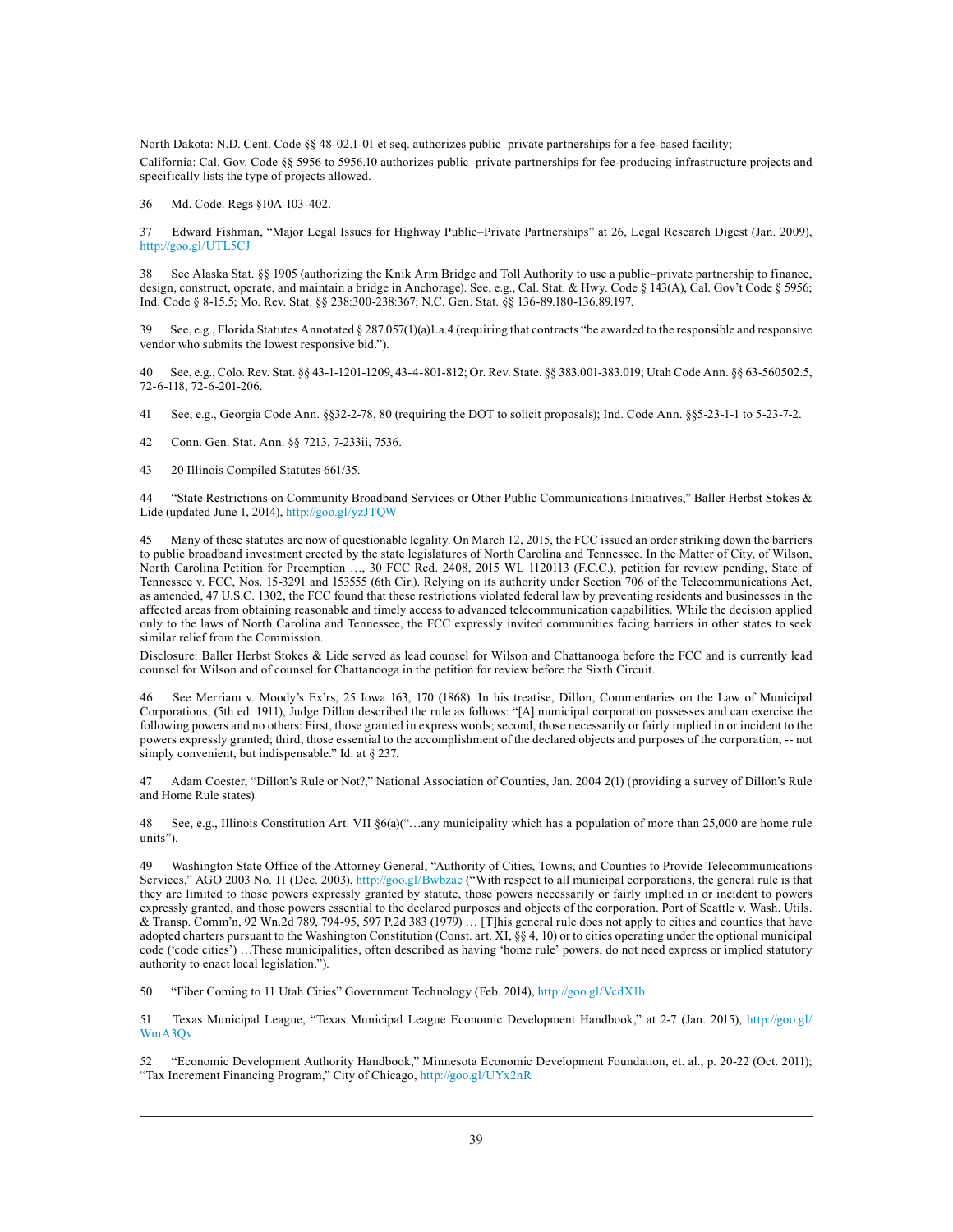North Dakota: N.D. Cent. Code §§ 48-02.1-01 et seq. authorizes public–private partnerships for a fee-based facility;

California: Cal. Gov. Code §§ 5956 to 5956.10 authorizes public–private partnerships for fee-producing infrastructure projects and specifically lists the type of projects allowed.

36 Md. Code. Regs §10A-103-402.

37 Edward Fishman, "Major Legal Issues for Highway Public–Private Partnerships" at 26, Legal Research Digest (Jan. 2009), http://goo.gl/UTL5CJ

38 See Alaska Stat. §§ 1905 (authorizing the Knik Arm Bridge and Toll Authority to use a public–private partnership to finance, design, construct, operate, and maintain a bridge in Anchorage). See, e.g., Cal. Stat. & Hwy. Code § 143(A), Cal. Gov't Code § 5956; Ind. Code § 8-15.5; Mo. Rev. Stat. §§ 238:300-238:367; N.C. Gen. Stat. §§ 136-89.180-136.89.197.

39 See, e.g., Florida Statutes Annotated § 287.057(1)(a)1.a.4 (requiring that contracts "be awarded to the responsible and responsive vendor who submits the lowest responsive bid.").

40 See, e.g., Colo. Rev. Stat. §§ 43-1-1201-1209, 43-4-801-812; Or. Rev. State. §§ 383.001-383.019; Utah Code Ann. §§ 63-560502.5, 72-6-118, 72-6-201-206.

41 See, e.g., Georgia Code Ann. §§32-2-78, 80 (requiring the DOT to solicit proposals); Ind. Code Ann. §§5-23-1-1 to 5-23-7-2.

42 Conn. Gen. Stat. Ann. §§ 7213, 7-233ii, 7536.

43 20 Illinois Compiled Statutes 661/35.

44 "State Restrictions on Community Broadband Services or Other Public Communications Initiatives," Baller Herbst Stokes & Lide (updated June 1, 2014), http://goo.gl/yzJTQW

45 Many of these statutes are now of questionable legality. On March 12, 2015, the FCC issued an order striking down the barriers to public broadband investment erected by the state legislatures of North Carolina and Tennessee. In the Matter of City, of Wilson, North Carolina Petition for Preemption …, 30 FCC Rcd. 2408, 2015 WL 1120113 (F.C.C.), petition for review pending, State of Tennessee v. FCC, Nos. 15-3291 and 153555 (6th Cir.). Relying on its authority under Section 706 of the Telecommunications Act, as amended, 47 U.S.C. 1302, the FCC found that these restrictions violated federal law by preventing residents and businesses in the affected areas from obtaining reasonable and timely access to advanced telecommunication capabilities. While the decision applied only to the laws of North Carolina and Tennessee, the FCC expressly invited communities facing barriers in other states to seek similar relief from the Commission.

Disclosure: Baller Herbst Stokes & Lide served as lead counsel for Wilson and Chattanooga before the FCC and is currently lead counsel for Wilson and of counsel for Chattanooga in the petition for review before the Sixth Circuit.

46 See Merriam v. Moody's Ex'rs, 25 Iowa 163, 170 (1868). In his treatise, Dillon, Commentaries on the Law of Municipal Corporations, (5th ed. 1911), Judge Dillon described the rule as follows: "[A] municipal corporation possesses and can exercise the following powers and no others: First, those granted in express words; second, those necessarily or fairly implied in or incident to the powers expressly granted; third, those essential to the accomplishment of the declared objects and purposes of the corporation, -- not simply convenient, but indispensable." Id. at § 237.

47 Adam Coester, "Dillon's Rule or Not?," National Association of Counties, Jan. 2004 2(1) (providing a survey of Dillon's Rule and Home Rule states).

48 See, e.g., Illinois Constitution Art. VII §6(a)("…any municipality which has a population of more than 25,000 are home rule units").

49 Washington State Office of the Attorney General, "Authority of Cities, Towns, and Counties to Provide Telecommunications Services," AGO 2003 No. 11 (Dec. 2003), http://goo.gl/Bwbzae ("With respect to all municipal corporations, the general rule is that they are limited to those powers expressly granted by statute, those powers necessarily or fairly implied in or incident to powers expressly granted, and those powers essential to the declared purposes and objects of the corporation. Port of Seattle v. Wash. Utils. & Transp. Comm'n, 92 Wn.2d 789, 794-95, 597 P.2d 383 (1979) … [T]his general rule does not apply to cities and counties that have adopted charters pursuant to the Washington Constitution (Const. art. XI, §§ 4, 10) or to cities operating under the optional municipal code ('code cities') …These municipalities, often described as having 'home rule' powers, do not need express or implied statutory authority to enact local legislation.").

50 "Fiber Coming to 11 Utah Cities" Government Technology (Feb. 2014), http://goo.gl/VcdX1b

51 Texas Municipal League, "Texas Municipal League Economic Development Handbook," at 2-7 (Jan. 2015), http://goo.gl/WmA3Qv

52 "Economic Development Authority Handbook," Minnesota Economic Development Foundation, et. al., p. 20-22 (Oct. 2011); "Tax Increment Financing Program," City of Chicago, http://goo.gl/UYx2nR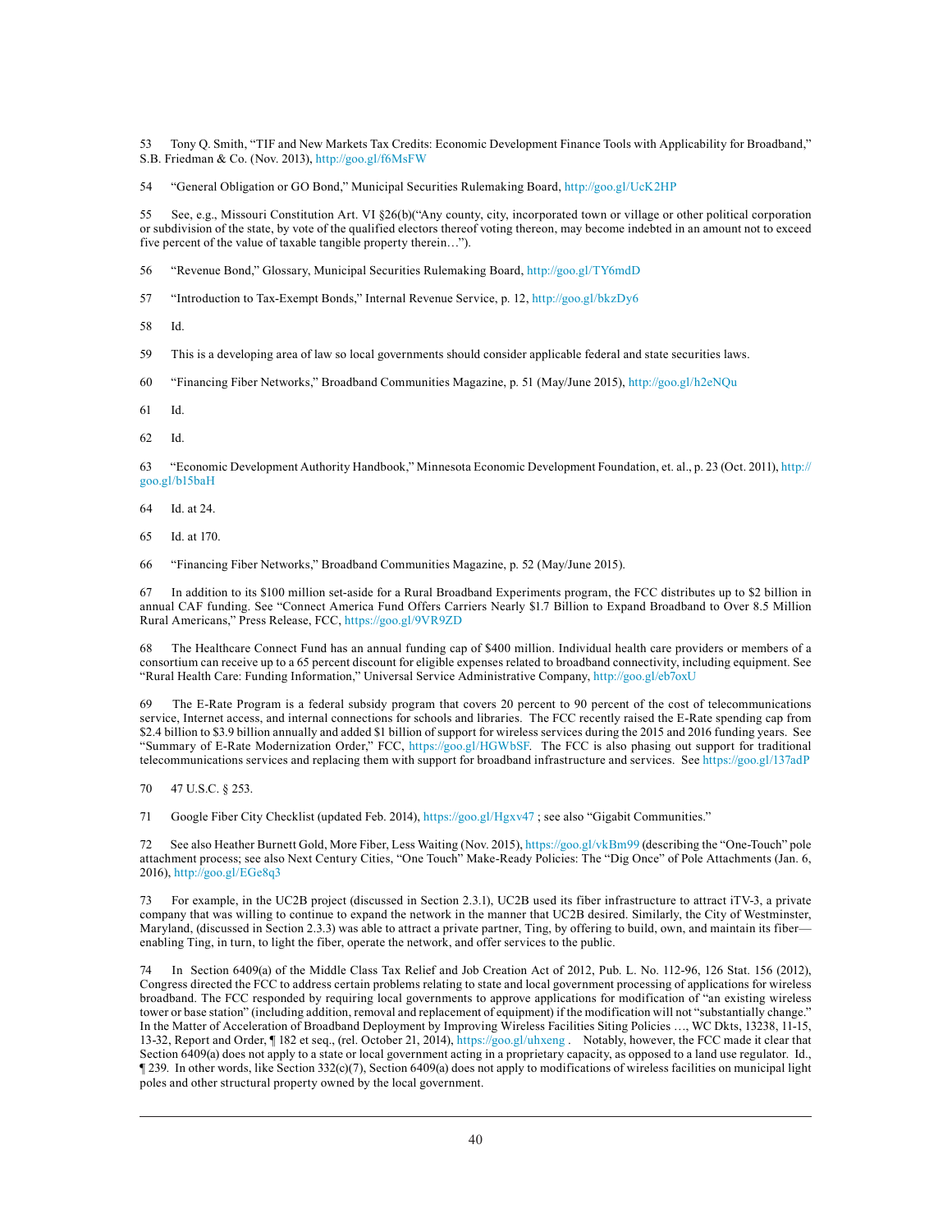53 Tony Q. Smith, "TIF and New Markets Tax Credits: Economic Development Finance Tools with Applicability for Broadband," S.B. Friedman & Co. (Nov. 2013), http://goo.gl/f6MsFW

54 "General Obligation or GO Bond," Municipal Securities Rulemaking Board, http://goo.gl/UcK2HP

55 See, e.g., Missouri Constitution Art. VI §26(b)("Any county, city, incorporated town or village or other political corporation or subdivision of the state, by vote of the qualified electors thereof voting thereon, may become indebted in an amount not to exceed five percent of the value of taxable tangible property therein…").

56 "Revenue Bond," Glossary, Municipal Securities Rulemaking Board, http://goo.gl/TY6mdD

57 "Introduction to Tax-Exempt Bonds," Internal Revenue Service, p. 12, http://goo.gl/bkzDy6

58 Id.

59 This is a developing area of law so local governments should consider applicable federal and state securities laws.

60 "Financing Fiber Networks," Broadband Communities Magazine, p. 51 (May/June 2015), http://goo.gl/h2eNQu

61 Id.

62 Id.

63 "Economic Development Authority Handbook," Minnesota Economic Development Foundation, et. al., p. 23 (Oct. 2011), http://goo.gl/b15baH

64 Id. at 24.

65 Id. at 170.

66 "Financing Fiber Networks," Broadband Communities Magazine, p. 52 (May/June 2015).

67 In addition to its $100 million set-aside for a Rural Broadband Experiments program, the FCC distributes up to $2 billion in annual CAF funding. See "Connect America Fund Offers Carriers Nearly $1.7 Billion to Expand Broadband to Over 8.5 Million Rural Americans," Press Release, FCC, https://goo.gl/9VR9ZD

68 The Healthcare Connect Fund has an annual funding cap of $400 million. Individual health care providers or members of a consortium can receive up to a 65 percent discount for eligible expenses related to broadband connectivity, including equipment. See "Rural Health Care: Funding Information," Universal Service Administrative Company, http://goo.gl/eb7oxU

69 The E-Rate Program is a federal subsidy program that covers 20 percent to 90 percent of the cost of telecommunications service, Internet access, and internal connections for schools and libraries. The FCC recently raised the E-Rate spending cap from $2.4 billion to $3.9 billion annually and added $1 billion of support for wireless services during the 2015 and 2016 funding years. See "Summary of E-Rate Modernization Order," FCC, https://goo.gl/HGWbSF. The FCC is also phasing out support for traditional telecommunications services and replacing them with support for broadband infrastructure and services. See https://goo.gl/137adP

70 47 U.S.C. § 253.

71 Google Fiber City Checklist (updated Feb. 2014), https://goo.gl/Hgxv47 ; see also "Gigabit Communities."

72 See also Heather Burnett Gold, More Fiber, Less Waiting (Nov. 2015), https://goo.gl/vkBm99 (describing the "One-Touch" pole attachment process; see also Next Century Cities, "One Touch" Make-Ready Policies: The "Dig Once" of Pole Attachments (Jan. 6, 2016), http://goo.gl/EGe8q3

73 For example, in the UC2B project (discussed in Section 2.3.1), UC2B used its fiber infrastructure to attract iTV-3, a private company that was willing to continue to expand the network in the manner that UC2B desired. Similarly, the City of Westminster, Maryland, (discussed in Section 2.3.3) was able to attract a private partner, Ting, by offering to build, own, and maintain its fiber—enabling Ting, in turn, to light the fiber, operate the network, and offer services to the public.

74 In Section 6409(a) of the Middle Class Tax Relief and Job Creation Act of 2012, Pub. L. No. 112-96, 126 Stat. 156 (2012), Congress directed the FCC to address certain problems relating to state and local government processing of applications for wireless broadband. The FCC responded by requiring local governments to approve applications for modification of "an existing wireless tower or base station" (including addition, removal and replacement of equipment) if the modification will not "substantially change." In the Matter of Acceleration of Broadband Deployment by Improving Wireless Facilities Siting Policies …, WC Dkts, 13238, 11-15, 13-32, Report and Order, ¶ 182 et seq., (rel. October 21, 2014), https://goo.gl/uhxeng . Notably, however, the FCC made it clear that Section 6409(a) does not apply to a state or local government acting in a proprietary capacity, as opposed to a land use regulator. Id., ¶ 239. In other words, like Section 332(c)(7), Section 6409(a) does not apply to modifications of wireless facilities on municipal light poles and other structural property owned by the local government.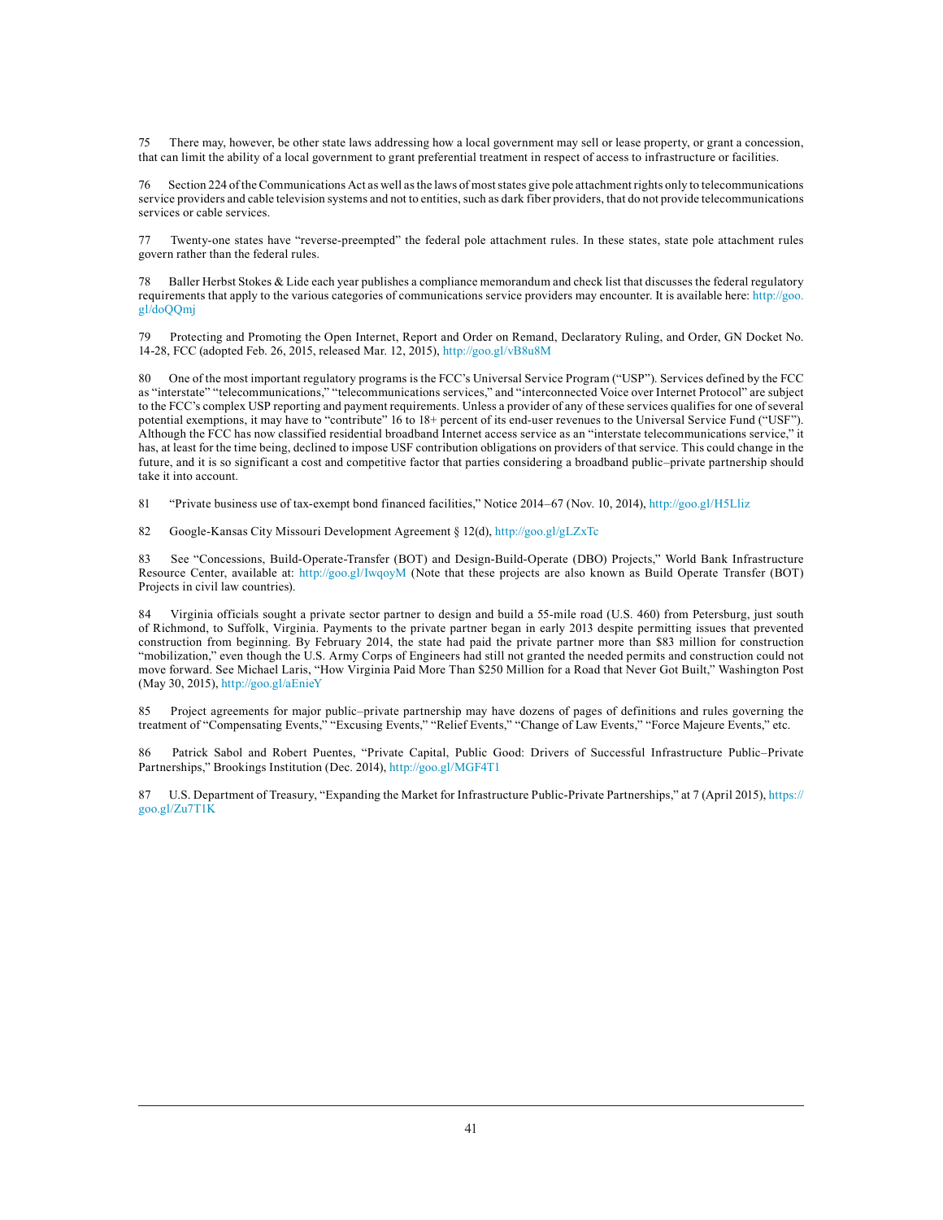75 There may, however, be other state laws addressing how a local government may sell or lease property, or grant a concession, that can limit the ability of a local government to grant preferential treatment in respect of access to infrastructure or facilities.

76 Section 224 of the Communications Act as well as the laws of most states give pole attachment rights only to telecommunications service providers and cable television systems and not to entities, such as dark fiber providers, that do not provide telecommunications services or cable services.

77 Twenty-one states have "reverse-preempted" the federal pole attachment rules. In these states, state pole attachment rules govern rather than the federal rules.

78 Baller Herbst Stokes & Lide each year publishes a compliance memorandum and check list that discusses the federal regulatory requirements that apply to the various categories of communications service providers may encounter. It is available here: http://goo.gl/doQQmj

79 Protecting and Promoting the Open Internet, Report and Order on Remand, Declaratory Ruling, and Order, GN Docket No. 14-28, FCC (adopted Feb. 26, 2015, released Mar. 12, 2015), http://goo.gl/vB8u8M

80 One of the most important regulatory programs is the FCC's Universal Service Program ("USP"). Services defined by the FCC as "interstate" "telecommunications," "telecommunications services," and "interconnected Voice over Internet Protocol" are subject to the FCC's complex USP reporting and payment requirements. Unless a provider of any of these services qualifies for one of several potential exemptions, it may have to "contribute" 16 to 18+ percent of its end-user revenues to the Universal Service Fund ("USF"). Although the FCC has now classified residential broadband Internet access service as an "interstate telecommunications service," it has, at least for the time being, declined to impose USF contribution obligations on providers of that service. This could change in the future, and it is so significant a cost and competitive factor that parties considering a broadband public–private partnership should take it into account.

81 "Private business use of tax-exempt bond financed facilities," Notice 2014–67 (Nov. 10, 2014), http://goo.gl/H5Lliz

82 Google-Kansas City Missouri Development Agreement § 12(d), http://goo.gl/gLZxTc

83 See "Concessions, Build-Operate-Transfer (BOT) and Design-Build-Operate (DBO) Projects," World Bank Infrastructure Resource Center, available at: http://goo.gl/IwqoyM (Note that these projects are also known as Build Operate Transfer (BOT) Projects in civil law countries).

84 Virginia officials sought a private sector partner to design and build a 55-mile road (U.S. 460) from Petersburg, just south of Richmond, to Suffolk, Virginia. Payments to the private partner began in early 2013 despite permitting issues that prevented construction from beginning. By February 2014, the state had paid the private partner more than $83 million for construction "mobilization," even though the U.S. Army Corps of Engineers had still not granted the needed permits and construction could not move forward. See Michael Laris, "How Virginia Paid More Than $250 Million for a Road that Never Got Built," Washington Post (May 30, 2015), http://goo.gl/aEnieY

85 Project agreements for major public–private partnership may have dozens of pages of definitions and rules governing the treatment of "Compensating Events," "Excusing Events," "Relief Events," "Change of Law Events," "Force Majeure Events," etc.

86 Patrick Sabol and Robert Puentes, "Private Capital, Public Good: Drivers of Successful Infrastructure Public–Private Partnerships," Brookings Institution (Dec. 2014), http://goo.gl/MGF4T1

87 U.S. Department of Treasury, "Expanding the Market for Infrastructure Public-Private Partnerships," at 7 (April 2015), https://goo.gl/Zu7T1K